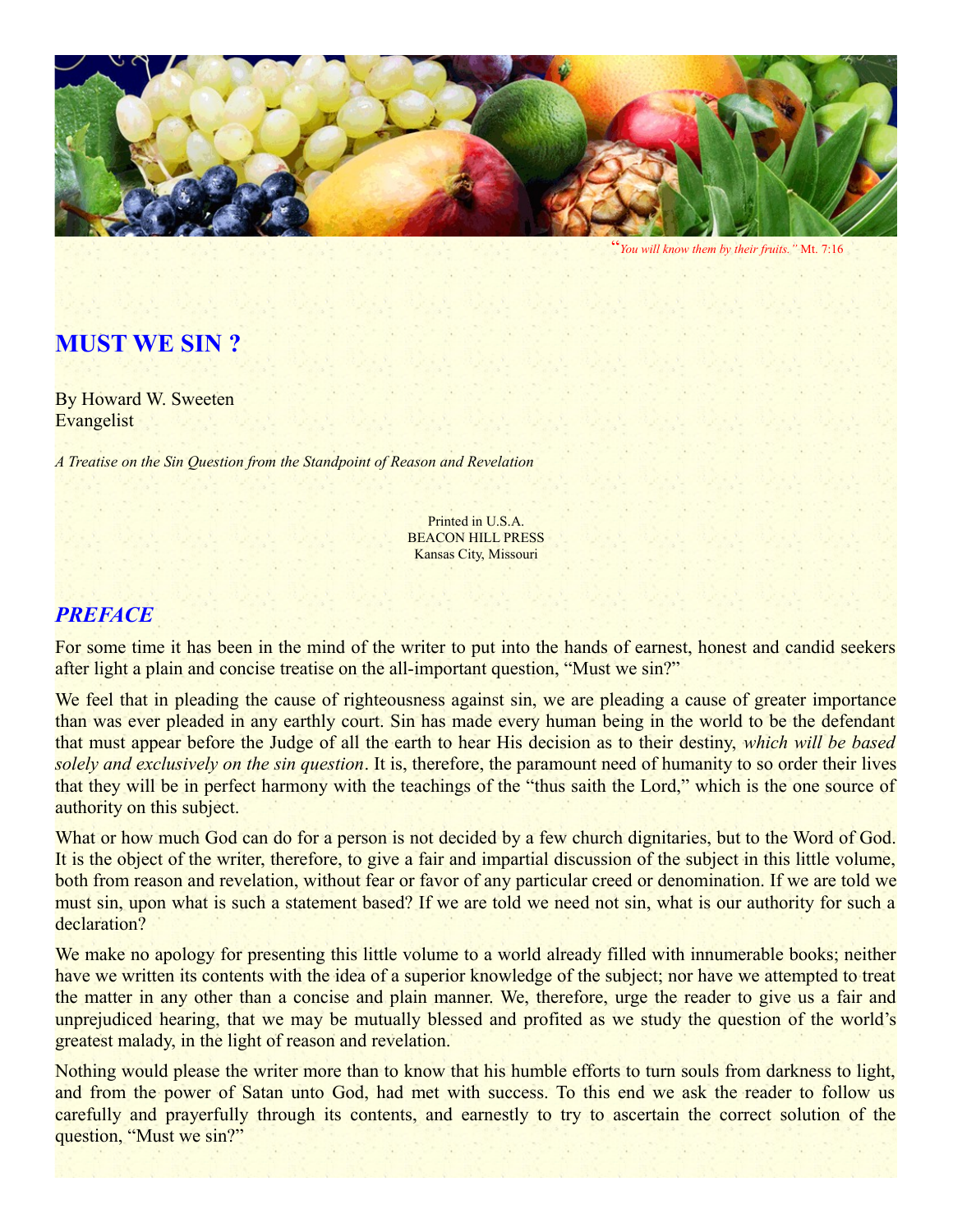"*You will know them by their fruits.*" Mt. 7:16

# MUST WE SIN ?

By Howard W. Sweeten
Evangelist

*A Treatise on the Sin Question from the Standpoint of Reason and Revelation*

Printed in U.S.A.
BEACON HILL PRESS
Kansas City, Missouri

## *PREFACE*

For some time it has been in the mind of the writer to put into the hands of earnest, honest and candid seekers after light a plain and concise treatise on the all-important question, "Must we sin?"

We feel that in pleading the cause of righteousness against sin, we are pleading a cause of greater importance than was ever pleaded in any earthly court. Sin has made every human being in the world to be the defendant that must appear before the Judge of all the earth to hear His decision as to their destiny, *which will be based solely and exclusively on the sin question*. It is, therefore, the paramount need of humanity to so order their lives that they will be in perfect harmony with the teachings of the "thus saith the Lord," which is the one source of authority on this subject.

What or how much God can do for a person is not decided by a few church dignitaries, but to the Word of God. It is the object of the writer, therefore, to give a fair and impartial discussion of the subject in this little volume, both from reason and revelation, without fear or favor of any particular creed or denomination. If we are told we must sin, upon what is such a statement based? If we are told we need not sin, what is our authority for such a declaration?

We make no apology for presenting this little volume to a world already filled with innumerable books; neither have we written its contents with the idea of a superior knowledge of the subject; nor have we attempted to treat the matter in any other than a concise and plain manner. We, therefore, urge the reader to give us a fair and unprejudiced hearing, that we may be mutually blessed and profited as we study the question of the world's greatest malady, in the light of reason and revelation.

Nothing would please the writer more than to know that his humble efforts to turn souls from darkness to light, and from the power of Satan unto God, had met with success. To this end we ask the reader to follow us carefully and prayerfully through its contents, and earnestly to try to ascertain the correct solution of the question, "Must we sin?"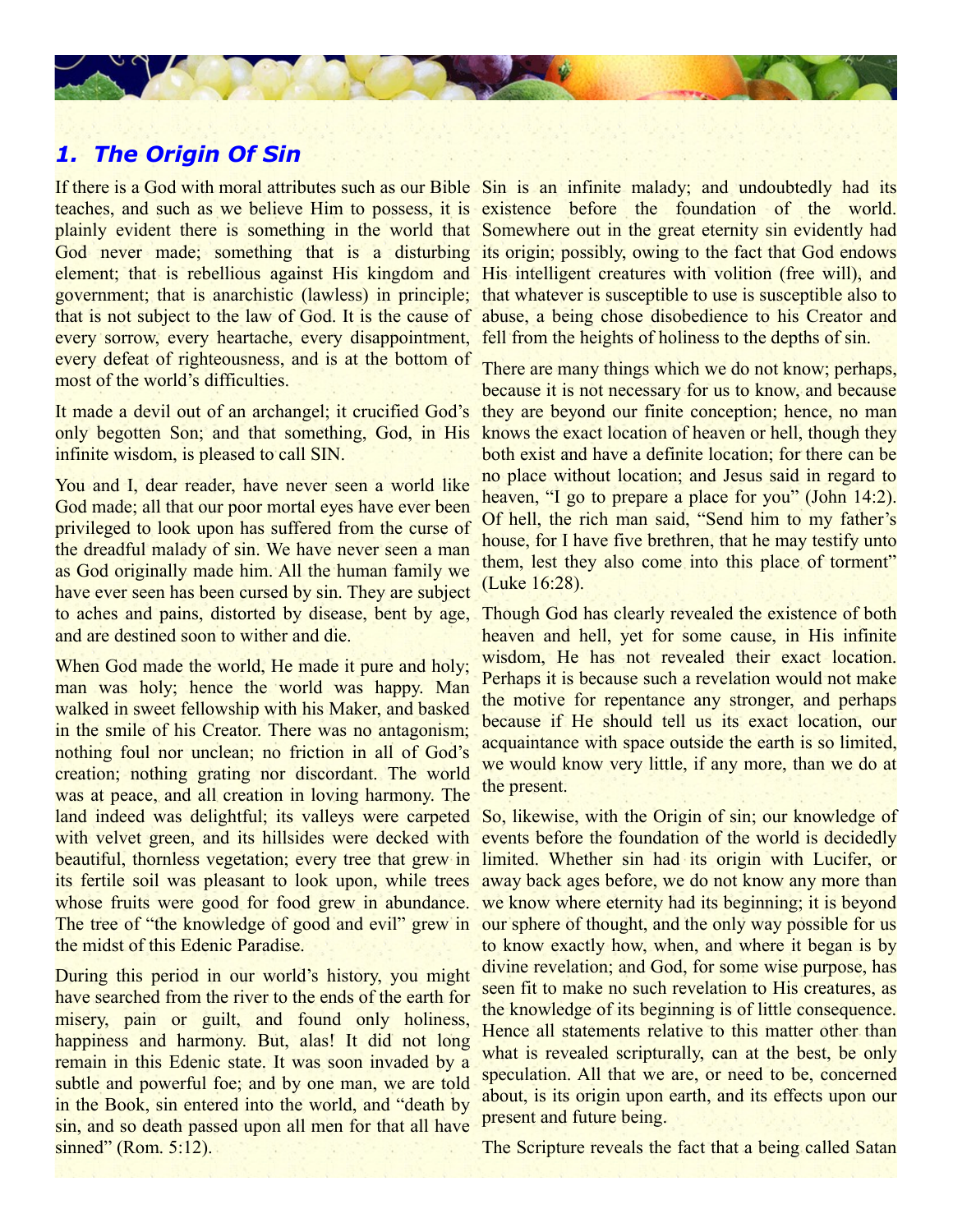## *1. The Origin Of Sin*

If there is a God with moral attributes such as our Bible teaches, and such as we believe Him to possess, it is plainly evident there is something in the world that God never made; something that is a disturbing element; that is rebellious against His kingdom and government; that is anarchistic (lawless) in principle; that is not subject to the law of God. It is the cause of every sorrow, every heartache, every disappointment, every defeat of righteousness, and is at the bottom of most of the world's difficulties.

It made a devil out of an archangel; it crucified God's only begotten Son; and that something, God, in His infinite wisdom, is pleased to call SIN.

You and I, dear reader, have never seen a world like God made; all that our poor mortal eyes have ever been privileged to look upon has suffered from the curse of the dreadful malady of sin. We have never seen a man as God originally made him. All the human family we have ever seen has been cursed by sin. They are subject to aches and pains, distorted by disease, bent by age, and are destined soon to wither and die.

When God made the world, He made it pure and holy; man was holy; hence the world was happy. Man walked in sweet fellowship with his Maker, and basked in the smile of his Creator. There was no antagonism; nothing foul nor unclean; no friction in all of God's creation; nothing grating nor discordant. The world was at peace, and all creation in loving harmony. The land indeed was delightful; its valleys were carpeted with velvet green, and its hillsides were decked with beautiful, thornless vegetation; every tree that grew in its fertile soil was pleasant to look upon, while trees whose fruits were good for food grew in abundance. The tree of "the knowledge of good and evil" grew in the midst of this Edenic Paradise.

During this period in our world's history, you might have searched from the river to the ends of the earth for misery, pain or guilt, and found only holiness, happiness and harmony. But, alas! It did not long remain in this Edenic state. It was soon invaded by a subtle and powerful foe; and by one man, we are told in the Book, sin entered into the world, and "death by sin, and so death passed upon all men for that all have sinned" (Rom. 5:12).

Sin is an infinite malady; and undoubtedly had its existence before the foundation of the world. Somewhere out in the great eternity sin evidently had its origin; possibly, owing to the fact that God endows His intelligent creatures with volition (free will), and that whatever is susceptible to use is susceptible also to abuse, a being chose disobedience to his Creator and fell from the heights of holiness to the depths of sin.

There are many things which we do not know; perhaps, because it is not necessary for us to know, and because they are beyond our finite conception; hence, no man knows the exact location of heaven or hell, though they both exist and have a definite location; for there can be no place without location; and Jesus said in regard to heaven, "I go to prepare a place for you" (John 14:2). Of hell, the rich man said, "Send him to my father's house, for I have five brethren, that he may testify unto them, lest they also come into this place of torment" (Luke 16:28).

Though God has clearly revealed the existence of both heaven and hell, yet for some cause, in His infinite wisdom, He has not revealed their exact location. Perhaps it is because such a revelation would not make the motive for repentance any stronger, and perhaps because if He should tell us its exact location, our acquaintance with space outside the earth is so limited, we would know very little, if any more, than we do at the present.

So, likewise, with the Origin of sin; our knowledge of events before the foundation of the world is decidedly limited. Whether sin had its origin with Lucifer, or away back ages before, we do not know any more than we know where eternity had its beginning; it is beyond our sphere of thought, and the only way possible for us to know exactly how, when, and where it began is by divine revelation; and God, for some wise purpose, has seen fit to make no such revelation to His creatures, as the knowledge of its beginning is of little consequence. Hence all statements relative to this matter other than what is revealed scripturally, can at the best, be only speculation. All that we are, or need to be, concerned about, is its origin upon earth, and its effects upon our present and future being.

The Scripture reveals the fact that a being called Satan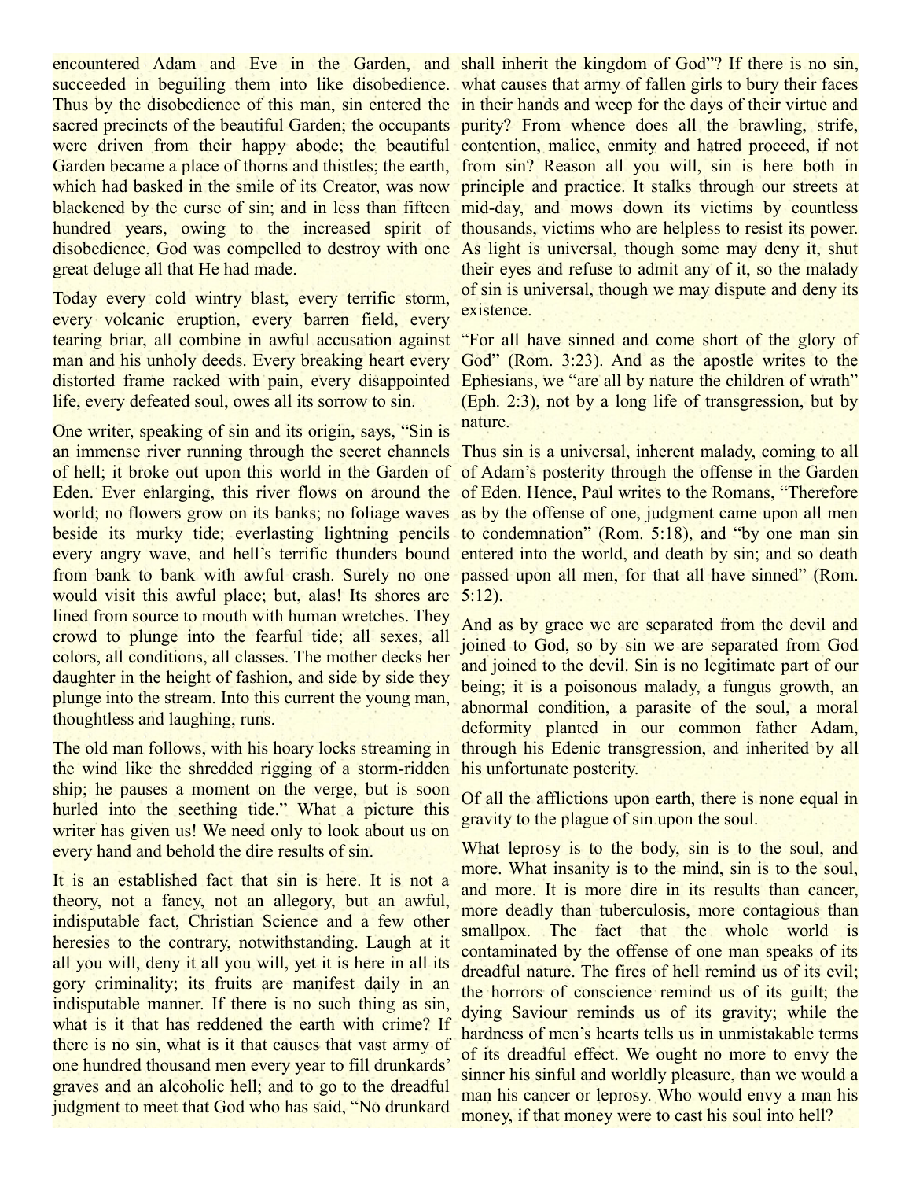encountered Adam and Eve in the Garden, and succeeded in beguiling them into like disobedience. Thus by the disobedience of this man, sin entered the sacred precincts of the beautiful Garden; the occupants were driven from their happy abode; the beautiful Garden became a place of thorns and thistles; the earth, which had basked in the smile of its Creator, was now blackened by the curse of sin; and in less than fifteen hundred years, owing to the increased spirit of disobedience, God was compelled to destroy with one great deluge all that He had made.

Today every cold wintry blast, every terrific storm, every volcanic eruption, every barren field, every tearing briar, all combine in awful accusation against man and his unholy deeds. Every breaking heart every distorted frame racked with pain, every disappointed life, every defeated soul, owes all its sorrow to sin.

One writer, speaking of sin and its origin, says, "Sin is an immense river running through the secret channels of hell; it broke out upon this world in the Garden of Eden. Ever enlarging, this river flows on around the world; no flowers grow on its banks; no foliage waves beside its murky tide; everlasting lightning pencils every angry wave, and hell's terrific thunders bound from bank to bank with awful crash. Surely no one would visit this awful place; but, alas! Its shores are lined from source to mouth with human wretches. They crowd to plunge into the fearful tide; all sexes, all colors, all conditions, all classes. The mother decks her daughter in the height of fashion, and side by side they plunge into the stream. Into this current the young man, thoughtless and laughing, runs.

The old man follows, with his hoary locks streaming in the wind like the shredded rigging of a storm-ridden ship; he pauses a moment on the verge, but is soon hurled into the seething tide." What a picture this writer has given us! We need only to look about us on every hand and behold the dire results of sin.

It is an established fact that sin is here. It is not a theory, not a fancy, not an allegory, but an awful, indisputable fact, Christian Science and a few other heresies to the contrary, notwithstanding. Laugh at it all you will, deny it all you will, yet it is here in all its gory criminality; its fruits are manifest daily in an indisputable manner. If there is no such thing as sin, what is it that has reddened the earth with crime? If there is no sin, what is it that causes that vast army of one hundred thousand men every year to fill drunkards' graves and an alcoholic hell; and to go to the dreadful judgment to meet that God who has said, "No drunkard shall inherit the kingdom of God"? If there is no sin, what causes that army of fallen girls to bury their faces in their hands and weep for the days of their virtue and purity? From whence does all the brawling, strife, contention, malice, enmity and hatred proceed, if not from sin? Reason all you will, sin is here both in principle and practice. It stalks through our streets at mid-day, and mows down its victims by countless thousands, victims who are helpless to resist its power. As light is universal, though some may deny it, shut their eyes and refuse to admit any of it, so the malady of sin is universal, though we may dispute and deny its existence.

"For all have sinned and come short of the glory of God" (Rom. 3:23). And as the apostle writes to the Ephesians, we "are all by nature the children of wrath" (Eph. 2:3), not by a long life of transgression, but by nature.

Thus sin is a universal, inherent malady, coming to all of Adam's posterity through the offense in the Garden of Eden. Hence, Paul writes to the Romans, "Therefore as by the offense of one, judgment came upon all men to condemnation" (Rom. 5:18), and "by one man sin entered into the world, and death by sin; and so death passed upon all men, for that all have sinned" (Rom. 5:12).

And as by grace we are separated from the devil and joined to God, so by sin we are separated from God and joined to the devil. Sin is no legitimate part of our being; it is a poisonous malady, a fungus growth, an abnormal condition, a parasite of the soul, a moral deformity planted in our common father Adam, through his Edenic transgression, and inherited by all his unfortunate posterity.

Of all the afflictions upon earth, there is none equal in gravity to the plague of sin upon the soul.

What leprosy is to the body, sin is to the soul, and more. What insanity is to the mind, sin is to the soul, and more. It is more dire in its results than cancer, more deadly than tuberculosis, more contagious than smallpox. The fact that the whole world is contaminated by the offense of one man speaks of its dreadful nature. The fires of hell remind us of its evil; the horrors of conscience remind us of its guilt; the dying Saviour reminds us of its gravity; while the hardness of men's hearts tells us in unmistakable terms of its dreadful effect. We ought no more to envy the sinner his sinful and worldly pleasure, than we would a man his cancer or leprosy. Who would envy a man his money, if that money were to cast his soul into hell?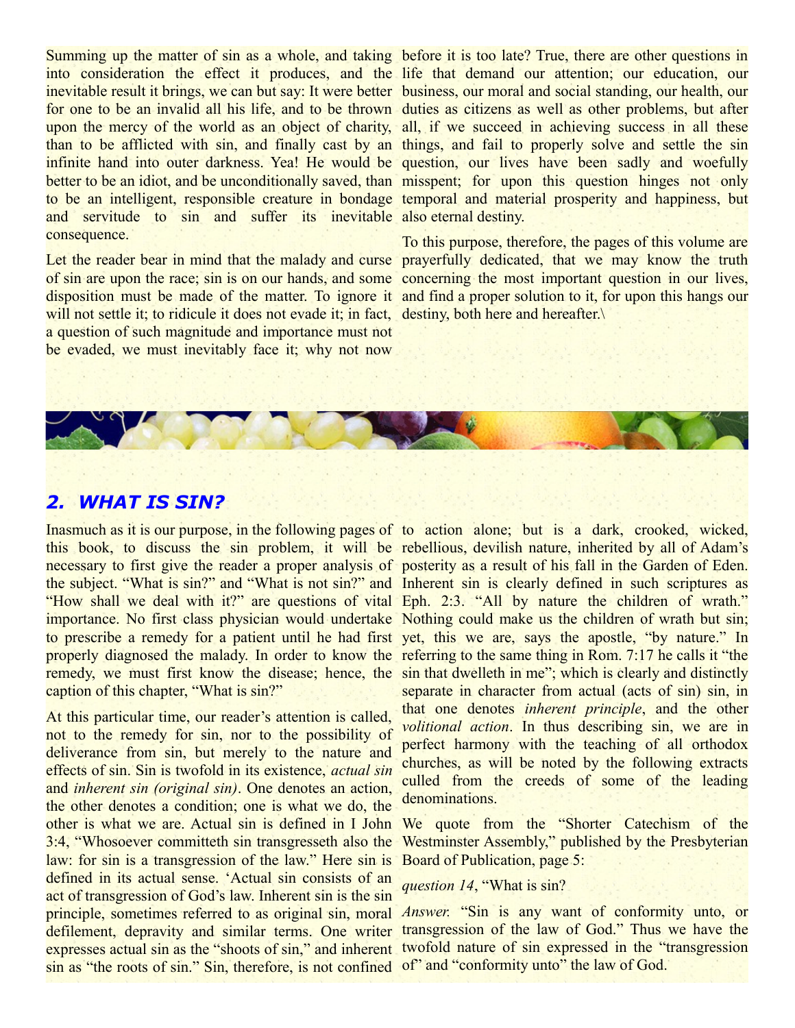Summing up the matter of sin as a whole, and taking into consideration the effect it produces, and the inevitable result it brings, we can but say: It were better for one to be an invalid all his life, and to be thrown upon the mercy of the world as an object of charity, than to be afflicted with sin, and finally cast by an infinite hand into outer darkness. Yea! He would be better to be an idiot, and be unconditionally saved, than to be an intelligent, responsible creature in bondage and servitude to sin and suffer its inevitable consequence.

Let the reader bear in mind that the malady and curse of sin are upon the race; sin is on our hands, and some disposition must be made of the matter. To ignore it will not settle it; to ridicule it does not evade it; in fact, a question of such magnitude and importance must not be evaded, we must inevitably face it; why not now before it is too late? True, there are other questions in life that demand our attention; our education, our business, our moral and social standing, our health, our duties as citizens as well as other problems, but after all, if we succeed in achieving success in all these things, and fail to properly solve and settle the sin question, our lives have been sadly and woefully misspent; for upon this question hinges not only temporal and material prosperity and happiness, but also eternal destiny.

To this purpose, therefore, the pages of this volume are prayerfully dedicated, that we may know the truth concerning the most important question in our lives, and find a proper solution to it, for upon this hangs our destiny, both here and hereafter.\

## 2. WHAT IS SIN?

Inasmuch as it is our purpose, in the following pages of this book, to discuss the sin problem, it will be necessary to first give the reader a proper analysis of the subject. "What is sin?" and "What is not sin?" and "How shall we deal with it?" are questions of vital importance. No first class physician would undertake to prescribe a remedy for a patient until he had first properly diagnosed the malady. In order to know the remedy, we must first know the disease; hence, the caption of this chapter, "What is sin?"

At this particular time, our reader's attention is called, not to the remedy for sin, nor to the possibility of deliverance from sin, but merely to the nature and effects of sin. Sin is twofold in its existence, *actual sin* and *inherent sin (original sin)*. One denotes an action, the other denotes a condition; one is what we do, the other is what we are. Actual sin is defined in I John 3:4, "Whosoever committeth sin transgresseth also the law: for sin is a transgression of the law." Here sin is defined in its actual sense. 'Actual sin consists of an act of transgression of God's law. Inherent sin is the sin principle, sometimes referred to as original sin, moral defilement, depravity and similar terms. One writer expresses actual sin as the "shoots of sin," and inherent sin as "the roots of sin." Sin, therefore, is not confined to action alone; but is a dark, crooked, wicked, rebellious, devilish nature, inherited by all of Adam's posterity as a result of his fall in the Garden of Eden. Inherent sin is clearly defined in such scriptures as Eph. 2:3. "All by nature the children of wrath." Nothing could make us the children of wrath but sin; yet, this we are, says the apostle, "by nature." In referring to the same thing in Rom. 7:17 he calls it "the sin that dwelleth in me"; which is clearly and distinctly separate in character from actual (acts of sin) sin, in that one denotes *inherent principle*, and the other *volitional action*. In thus describing sin, we are in perfect harmony with the teaching of all orthodox churches, as will be noted by the following extracts culled from the creeds of some of the leading denominations.

We quote from the "Shorter Catechism of the Westminster Assembly," published by the Presbyterian Board of Publication, page 5:

*question 14*, "What is sin?

*Answer.* "Sin is any want of conformity unto, or transgression of the law of God." Thus we have the twofold nature of sin expressed in the "transgression of" and "conformity unto" the law of God.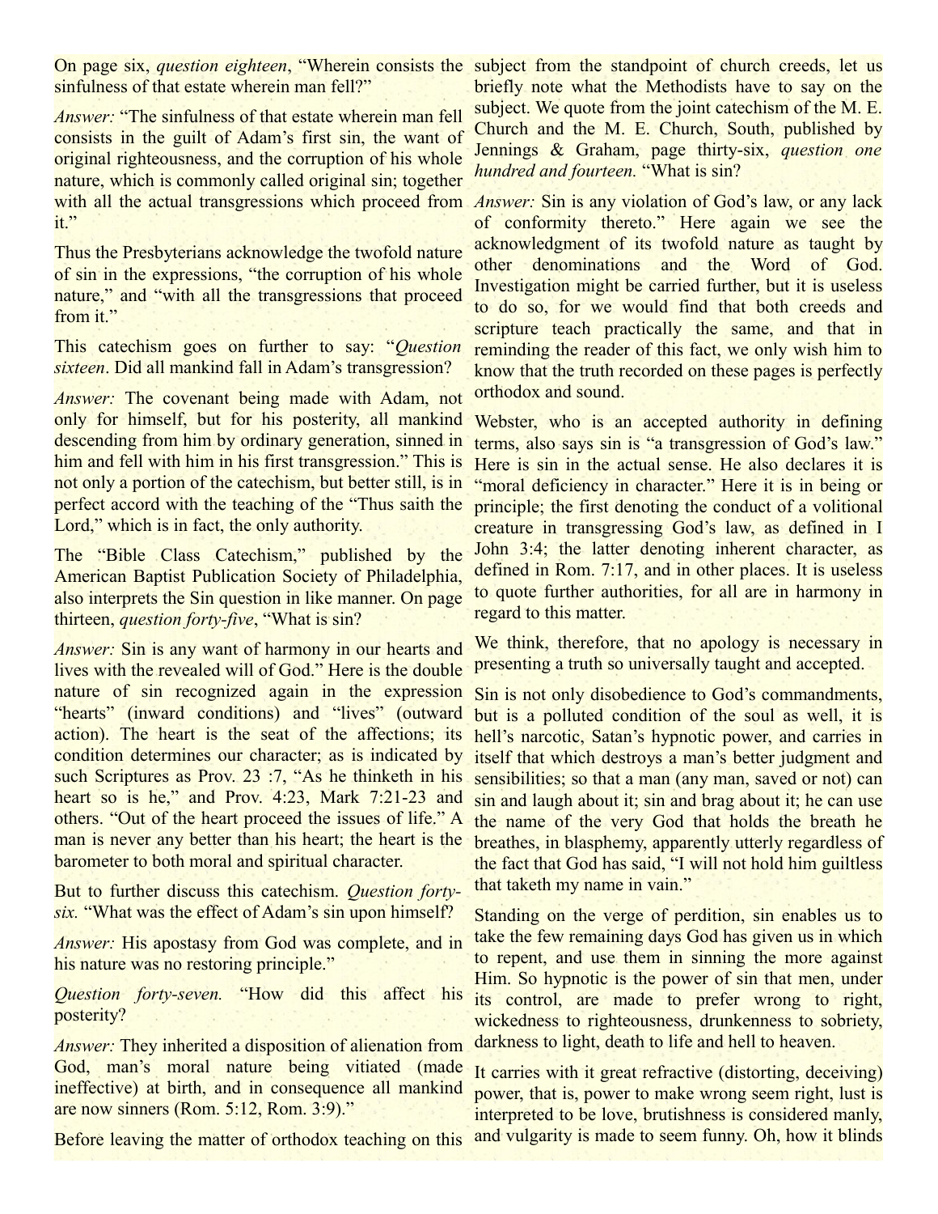On page six, *question eighteen*, "Wherein consists the sinfulness of that estate wherein man fell?"

*Answer:* "The sinfulness of that estate wherein man fell consists in the guilt of Adam's first sin, the want of original righteousness, and the corruption of his whole nature, which is commonly called original sin; together with all the actual transgressions which proceed from it."

Thus the Presbyterians acknowledge the twofold nature of sin in the expressions, "the corruption of his whole nature," and "with all the transgressions that proceed from it."

This catechism goes on further to say: "*Question sixteen*. Did all mankind fall in Adam's transgression?

*Answer:* The covenant being made with Adam, not only for himself, but for his posterity, all mankind descending from him by ordinary generation, sinned in him and fell with him in his first transgression." This is not only a portion of the catechism, but better still, is in perfect accord with the teaching of the "Thus saith the Lord," which is in fact, the only authority.

The "Bible Class Catechism," published by the American Baptist Publication Society of Philadelphia, also interprets the Sin question in like manner. On page thirteen, *question forty-five*, "What is sin?

*Answer:* Sin is any want of harmony in our hearts and lives with the revealed will of God." Here is the double nature of sin recognized again in the expression "hearts" (inward conditions) and "lives" (outward action). The heart is the seat of the affections; its condition determines our character; as is indicated by such Scriptures as Prov. 23 :7, "As he thinketh in his heart so is he," and Prov. 4:23, Mark 7:21-23 and others. "Out of the heart proceed the issues of life." A man is never any better than his heart; the heart is the barometer to both moral and spiritual character.

But to further discuss this catechism. *Question forty-six.* "What was the effect of Adam's sin upon himself?

*Answer:* His apostasy from God was complete, and in his nature was no restoring principle."

*Question forty-seven.* "How did this affect his posterity?

*Answer:* They inherited a disposition of alienation from God, man's moral nature being vitiated (made ineffective) at birth, and in consequence all mankind are now sinners (Rom. 5:12, Rom. 3:9)."

Before leaving the matter of orthodox teaching on this subject from the standpoint of church creeds, let us briefly note what the Methodists have to say on the subject. We quote from the joint catechism of the M. E. Church and the M. E. Church, South, published by Jennings & Graham, page thirty-six, *question one hundred and fourteen.* "What is sin?

*Answer:* Sin is any violation of God's law, or any lack of conformity thereto." Here again we see the acknowledgment of its twofold nature as taught by other denominations and the Word of God. Investigation might be carried further, but it is useless to do so, for we would find that both creeds and scripture teach practically the same, and that in reminding the reader of this fact, we only wish him to know that the truth recorded on these pages is perfectly orthodox and sound.

Webster, who is an accepted authority in defining terms, also says sin is "a transgression of God's law." Here is sin in the actual sense. He also declares it is "moral deficiency in character." Here it is in being or principle; the first denoting the conduct of a volitional creature in transgressing God's law, as defined in I John 3:4; the latter denoting inherent character, as defined in Rom. 7:17, and in other places. It is useless to quote further authorities, for all are in harmony in regard to this matter.

We think, therefore, that no apology is necessary in presenting a truth so universally taught and accepted.

Sin is not only disobedience to God's commandments, but is a polluted condition of the soul as well, it is hell's narcotic, Satan's hypnotic power, and carries in itself that which destroys a man's better judgment and sensibilities; so that a man (any man, saved or not) can sin and laugh about it; sin and brag about it; he can use the name of the very God that holds the breath he breathes, in blasphemy, apparently utterly regardless of the fact that God has said, "I will not hold him guiltless that taketh my name in vain."

Standing on the verge of perdition, sin enables us to take the few remaining days God has given us in which to repent, and use them in sinning the more against Him. So hypnotic is the power of sin that men, under its control, are made to prefer wrong to right, wickedness to righteousness, drunkenness to sobriety, darkness to light, death to life and hell to heaven.

It carries with it great refractive (distorting, deceiving) power, that is, power to make wrong seem right, lust is interpreted to be love, brutishness is considered manly, and vulgarity is made to seem funny. Oh, how it blinds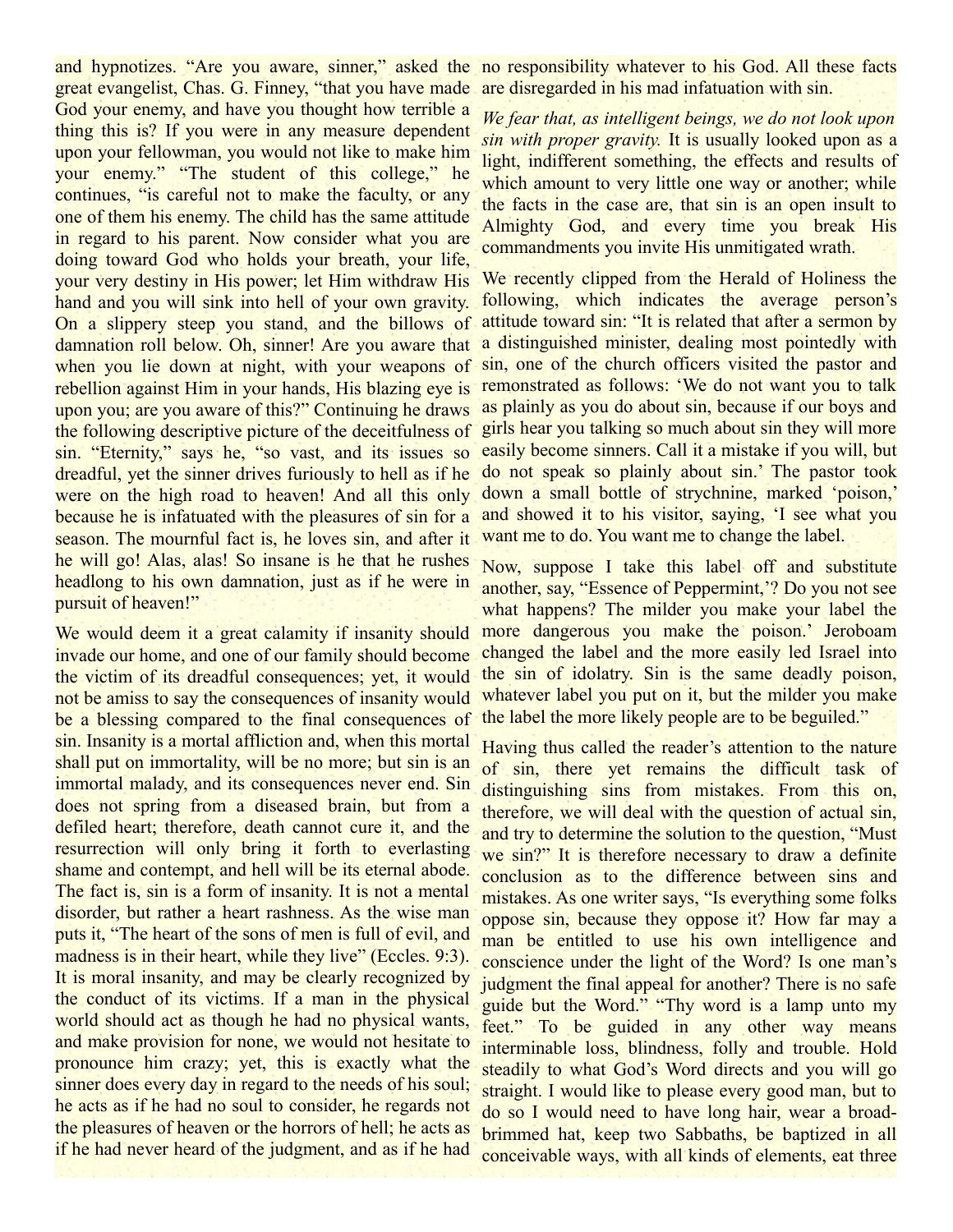and hypnotizes. "Are you aware, sinner," asked the great evangelist, Chas. G. Finney, "that you have made God your enemy, and have you thought how terrible a thing this is? If you were in any measure dependent upon your fellowman, you would not like to make him your enemy." "The student of this college," he continues, "is careful not to make the faculty, or any one of them his enemy. The child has the same attitude in regard to his parent. Now consider what you are doing toward God who holds your breath, your life, your very destiny in His power; let Him withdraw His hand and you will sink into hell of your own gravity. On a slippery steep you stand, and the billows of damnation roll below. Oh, sinner! Are you aware that when you lie down at night, with your weapons of rebellion against Him in your hands, His blazing eye is upon you; are you aware of this?" Continuing he draws the following descriptive picture of the deceitfulness of sin. "Eternity," says he, "so vast, and its issues so dreadful, yet the sinner drives furiously to hell as if he were on the high road to heaven! And all this only because he is infatuated with the pleasures of sin for a season. The mournful fact is, he loves sin, and after it he will go! Alas, alas! So insane is he that he rushes headlong to his own damnation, just as if he were in pursuit of heaven!"

We would deem it a great calamity if insanity should invade our home, and one of our family should become the victim of its dreadful consequences; yet, it would not be amiss to say the consequences of insanity would be a blessing compared to the final consequences of sin. Insanity is a mortal affliction and, when this mortal shall put on immortality, will be no more; but sin is an immortal malady, and its consequences never end. Sin does not spring from a diseased brain, but from a defiled heart; therefore, death cannot cure it, and the resurrection will only bring it forth to everlasting shame and contempt, and hell will be its eternal abode. The fact is, sin is a form of insanity. It is not a mental disorder, but rather a heart rashness. As the wise man puts it, "The heart of the sons of men is full of evil, and madness is in their heart, while they live" (Eccles. 9:3). It is moral insanity, and may be clearly recognized by the conduct of its victims. If a man in the physical world should act as though he had no physical wants, and make provision for none, we would not hesitate to pronounce him crazy; yet, this is exactly what the sinner does every day in regard to the needs of his soul; he acts as if he had no soul to consider, he regards not the pleasures of heaven or the horrors of hell; he acts as if he had never heard of the judgment, and as if he had no responsibility whatever to his God. All these facts are disregarded in his mad infatuation with sin.

*We fear that, as intelligent beings, we do not look upon sin with proper gravity.* It is usually looked upon as a light, indifferent something, the effects and results of which amount to very little one way or another; while the facts in the case are, that sin is an open insult to Almighty God, and every time you break His commandments you invite His unmitigated wrath.

We recently clipped from the Herald of Holiness the following, which indicates the average person's attitude toward sin: "It is related that after a sermon by a distinguished minister, dealing most pointedly with sin, one of the church officers visited the pastor and remonstrated as follows: 'We do not want you to talk as plainly as you do about sin, because if our boys and girls hear you talking so much about sin they will more easily become sinners. Call it a mistake if you will, but do not speak so plainly about sin.' The pastor took down a small bottle of strychnine, marked 'poison,' and showed it to his visitor, saying, 'I see what you want me to do. You want me to change the label.

Now, suppose I take this label off and substitute another, say, "Essence of Peppermint,'? Do you not see what happens? The milder you make your label the more dangerous you make the poison.' Jeroboam changed the label and the more easily led Israel into the sin of idolatry. Sin is the same deadly poison, whatever label you put on it, but the milder you make the label the more likely people are to be beguiled."

Having thus called the reader's attention to the nature of sin, there yet remains the difficult task of distinguishing sins from mistakes. From this on, therefore, we will deal with the question of actual sin, and try to determine the solution to the question, "Must we sin?" It is therefore necessary to draw a definite conclusion as to the difference between sins and mistakes. As one writer says, "Is everything some folks oppose sin, because they oppose it? How far may a man be entitled to use his own intelligence and conscience under the light of the Word? Is one man's judgment the final appeal for another? There is no safe guide but the Word." "Thy word is a lamp unto my feet." To be guided in any other way means interminable loss, blindness, folly and trouble. Hold steadily to what God's Word directs and you will go straight. I would like to please every good man, but to do so I would need to have long hair, wear a broad-brimmed hat, keep two Sabbaths, be baptized in all conceivable ways, with all kinds of elements, eat three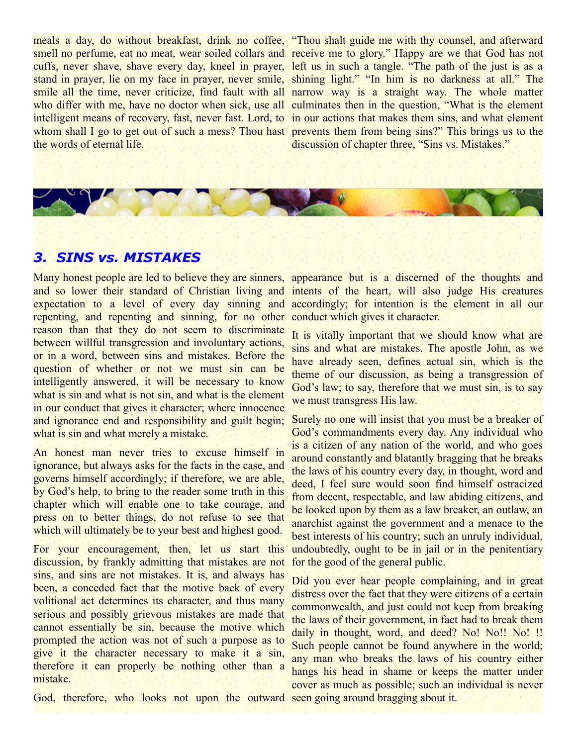meals a day, do without breakfast, drink no coffee, smell no perfume, eat no meat, wear soiled collars and cuffs, never shave, shave every day, kneel in prayer, stand in prayer, lie on my face in prayer, never smile, smile all the time, never criticize, find fault with all who differ with me, have no doctor when sick, use all intelligent means of recovery, fast, never fast. Lord, to whom shall I go to get out of such a mess? Thou hast the words of eternal life.

"Thou shalt guide me with thy counsel, and afterward receive me to glory." Happy are we that God has not left us in such a tangle. "The path of the just is as a shining light." "In him is no darkness at all." The narrow way is a straight way. The whole matter culminates then in the question, "What is the element in our actions that makes them sins, and what element prevents them from being sins?" This brings us to the discussion of chapter three, "Sins vs. Mistakes."

## *3. SINS vs. MISTAKES*

Many honest people are led to believe they are sinners, and so lower their standard of Christian living and expectation to a level of every day sinning and repenting, and repenting and sinning, for no other reason than that they do not seem to discriminate between willful transgression and involuntary actions, or in a word, between sins and mistakes. Before the question of whether or not we must sin can be intelligently answered, it will be necessary to know what is sin and what is not sin, and what is the element in our conduct that gives it character; where innocence and ignorance end and responsibility and guilt begin; what is sin and what merely a mistake.

An honest man never tries to excuse himself in ignorance, but always asks for the facts in the case, and governs himself accordingly; if therefore, we are able, by God's help, to bring to the reader some truth in this chapter which will enable one to take courage, and press on to better things, do not refuse to see that which will ultimately be to your best and highest good.

For your encouragement, then, let us start this discussion, by frankly admitting that mistakes are not sins, and sins are not mistakes. It is, and always has been, a conceded fact that the motive back of every volitional act determines its character, and thus many serious and possibly grievous mistakes are made that cannot essentially be sin, because the motive which prompted the action was not of such a purpose as to give it the character necessary to make it a sin, therefore it can properly be nothing other than a mistake.

God, therefore, who looks not upon the outward appearance but is a discerned of the thoughts and intents of the heart, will also judge His creatures accordingly; for intention is the element in all our conduct which gives it character.

It is vitally important that we should know what are sins and what are mistakes. The apostle John, as we have already seen, defines actual sin, which is the theme of our discussion, as being a transgression of God's law; to say, therefore that we must sin, is to say we must transgress His law.

Surely no one will insist that you must be a breaker of God's commandments every day. Any individual who is a citizen of any nation of the world, and who goes around constantly and blatantly bragging that he breaks the laws of his country every day, in thought, word and deed, I feel sure would soon find himself ostracized from decent, respectable, and law abiding citizens, and be looked upon by them as a law breaker, an outlaw, an anarchist against the government and a menace to the best interests of his country; such an unruly individual, undoubtedly, ought to be in jail or in the penitentiary for the good of the general public.

Did you ever hear people complaining, and in great distress over the fact that they were citizens of a certain commonwealth, and just could not keep from breaking the laws of their government, in fact had to break them daily in thought, word, and deed? No! No!! No! !! Such people cannot be found anywhere in the world; any man who breaks the laws of his country either hangs his head in shame or keeps the matter under cover as much as possible; such an individual is never seen going around bragging about it.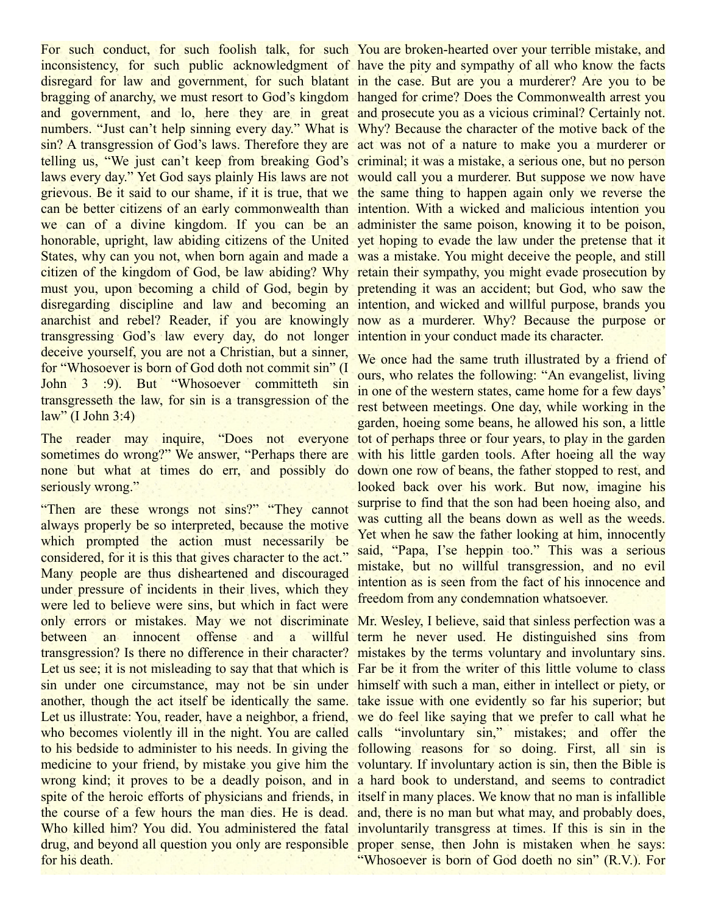For such conduct, for such foolish talk, for such inconsistency, for such public acknowledgment of disregard for law and government, for such blatant bragging of anarchy, we must resort to God's kingdom and government, and lo, here they are in great numbers. "Just can't help sinning every day." What is sin? A transgression of God's laws. Therefore they are telling us, "We just can't keep from breaking God's laws every day." Yet God says plainly His laws are not grievous. Be it said to our shame, if it is true, that we can be better citizens of an early commonwealth than we can of a divine kingdom. If you can be an honorable, upright, law abiding citizens of the United States, why can you not, when born again and made a citizen of the kingdom of God, be law abiding? Why must you, upon becoming a child of God, begin by disregarding discipline and law and becoming an anarchist and rebel? Reader, if you are knowingly transgressing God's law every day, do not longer deceive yourself, you are not a Christian, but a sinner, for "Whosoever is born of God doth not commit sin" (I John 3 :9). But "Whosoever committeth sin transgresseth the law, for sin is a transgression of the law" (I John 3:4)

The reader may inquire, "Does not everyone sometimes do wrong?" We answer, "Perhaps there are none but what at times do err, and possibly do seriously wrong."

"Then are these wrongs not sins?" "They cannot always properly be so interpreted, because the motive which prompted the action must necessarily be considered, for it is this that gives character to the act." Many people are thus disheartened and discouraged under pressure of incidents in their lives, which they were led to believe were sins, but which in fact were only errors or mistakes. May we not discriminate between an innocent offense and a willful transgression? Is there no difference in their character? Let us see; it is not misleading to say that that which is sin under one circumstance, may not be sin under another, though the act itself be identically the same. Let us illustrate: You, reader, have a neighbor, a friend, who becomes violently ill in the night. You are called to his bedside to administer to his needs. In giving the medicine to your friend, by mistake you give him the wrong kind; it proves to be a deadly poison, and in spite of the heroic efforts of physicians and friends, in the course of a few hours the man dies. He is dead. Who killed him? You did. You administered the fatal drug, and beyond all question you only are responsible for his death. You are broken-hearted over your terrible mistake, and have the pity and sympathy of all who know the facts in the case. But are you a murderer? Are you to be hanged for crime? Does the Commonwealth arrest you and prosecute you as a vicious criminal? Certainly not. Why? Because the character of the motive back of the act was not of a nature to make you a murderer or criminal; it was a mistake, a serious one, but no person would call you a murderer. But suppose we now have the same thing to happen again only we reverse the intention. With a wicked and malicious intention you administer the same poison, knowing it to be poison, yet hoping to evade the law under the pretense that it was a mistake. You might deceive the people, and still retain their sympathy, you might evade prosecution by pretending it was an accident; but God, who saw the intention, and wicked and willful purpose, brands you now as a murderer. Why? Because the purpose or intention in your conduct made its character.

We once had the same truth illustrated by a friend of ours, who relates the following: "An evangelist, living in one of the western states, came home for a few days' rest between meetings. One day, while working in the garden, hoeing some beans, he allowed his son, a little tot of perhaps three or four years, to play in the garden with his little garden tools. After hoeing all the way down one row of beans, the father stopped to rest, and looked back over his work. But now, imagine his surprise to find that the son had been hoeing also, and was cutting all the beans down as well as the weeds. Yet when he saw the father looking at him, innocently said, "Papa, I'se heppin too." This was a serious mistake, but no willful transgression, and no evil intention as is seen from the fact of his innocence and freedom from any condemnation whatsoever.

Mr. Wesley, I believe, said that sinless perfection was a term he never used. He distinguished sins from mistakes by the terms voluntary and involuntary sins. Far be it from the writer of this little volume to class himself with such a man, either in intellect or piety, or take issue with one evidently so far his superior; but we do feel like saying that we prefer to call what he calls "involuntary sin," mistakes; and offer the following reasons for so doing. First, all sin is voluntary. If involuntary action is sin, then the Bible is a hard book to understand, and seems to contradict itself in many places. We know that no man is infallible and, there is no man but what may, and probably does, involuntarily transgress at times. If this is sin in the proper sense, then John is mistaken when he says: "Whosoever is born of God doeth no sin" (R.V.). For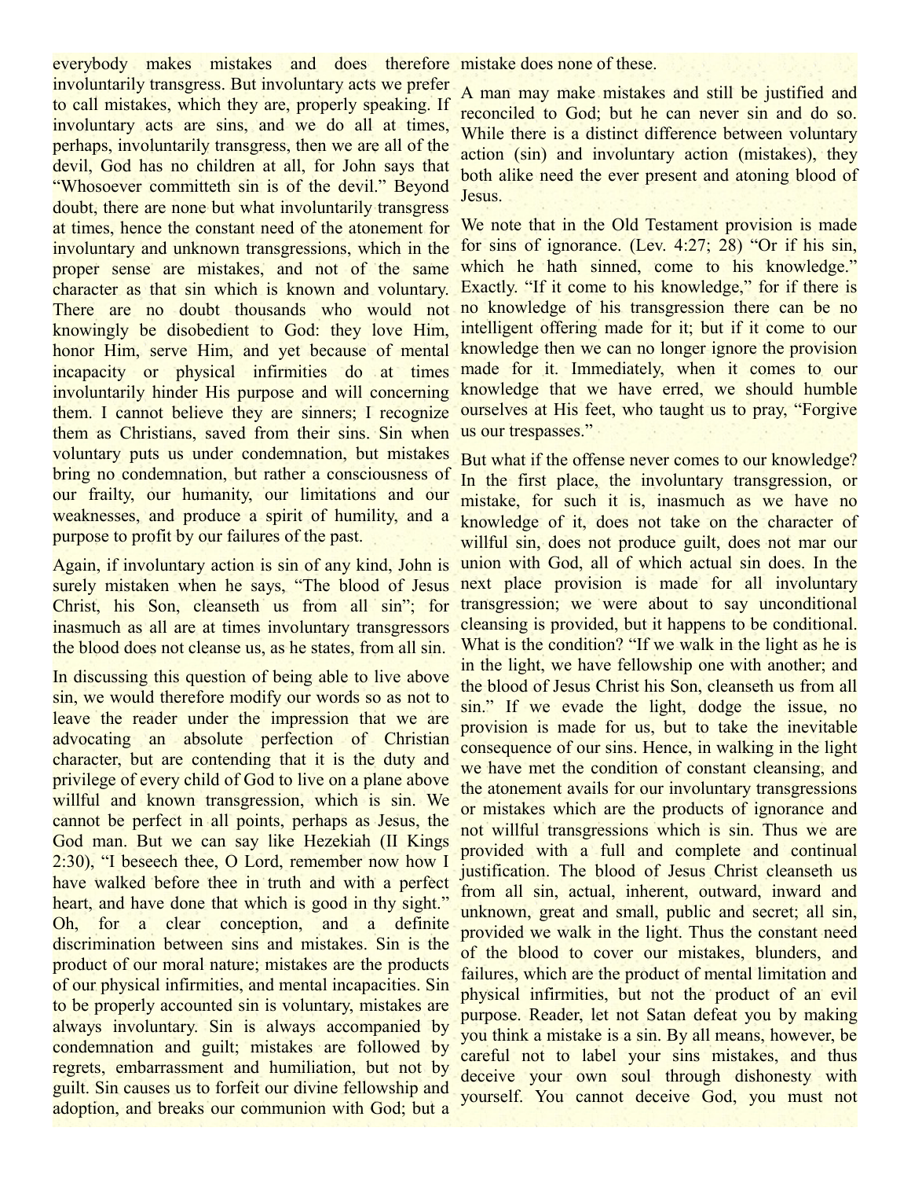everybody makes mistakes and does therefore involuntarily transgress. But involuntary acts we prefer to call mistakes, which they are, properly speaking. If involuntary acts are sins, and we do all at times, perhaps, involuntarily transgress, then we are all of the devil, God has no children at all, for John says that "Whosoever committeth sin is of the devil." Beyond doubt, there are none but what involuntarily transgress at times, hence the constant need of the atonement for involuntary and unknown transgressions, which in the proper sense are mistakes, and not of the same character as that sin which is known and voluntary. There are no doubt thousands who would not knowingly be disobedient to God: they love Him, honor Him, serve Him, and yet because of mental incapacity or physical infirmities do at times involuntarily hinder His purpose and will concerning them. I cannot believe they are sinners; I recognize them as Christians, saved from their sins. Sin when voluntary puts us under condemnation, but mistakes bring no condemnation, but rather a consciousness of our frailty, our humanity, our limitations and our weaknesses, and produce a spirit of humility, and a purpose to profit by our failures of the past.

Again, if involuntary action is sin of any kind, John is surely mistaken when he says, "The blood of Jesus Christ, his Son, cleanseth us from all sin"; for inasmuch as all are at times involuntary transgressors the blood does not cleanse us, as he states, from all sin.

In discussing this question of being able to live above sin, we would therefore modify our words so as not to leave the reader under the impression that we are advocating an absolute perfection of Christian character, but are contending that it is the duty and privilege of every child of God to live on a plane above willful and known transgression, which is sin. We cannot be perfect in all points, perhaps as Jesus, the God man. But we can say like Hezekiah (II Kings 2:30), "I beseech thee, O Lord, remember now how I have walked before thee in truth and with a perfect heart, and have done that which is good in thy sight." Oh, for a clear conception, and a definite discrimination between sins and mistakes. Sin is the product of our moral nature; mistakes are the products of our physical infirmities, and mental incapacities. Sin to be properly accounted sin is voluntary, mistakes are always involuntary. Sin is always accompanied by condemnation and guilt; mistakes are followed by regrets, embarrassment and humiliation, but not by guilt. Sin causes us to forfeit our divine fellowship and adoption, and breaks our communion with God; but a mistake does none of these.

A man may make mistakes and still be justified and reconciled to God; but he can never sin and do so. While there is a distinct difference between voluntary action (sin) and involuntary action (mistakes), they both alike need the ever present and atoning blood of Jesus.

We note that in the Old Testament provision is made for sins of ignorance. (Lev. 4:27; 28) "Or if his sin, which he hath sinned, come to his knowledge." Exactly. "If it come to his knowledge," for if there is no knowledge of his transgression there can be no intelligent offering made for it; but if it come to our knowledge then we can no longer ignore the provision made for it. Immediately, when it comes to our knowledge that we have erred, we should humble ourselves at His feet, who taught us to pray, "Forgive us our trespasses."

But what if the offense never comes to our knowledge? In the first place, the involuntary transgression, or mistake, for such it is, inasmuch as we have no knowledge of it, does not take on the character of willful sin, does not produce guilt, does not mar our union with God, all of which actual sin does. In the next place provision is made for all involuntary transgression; we were about to say unconditional cleansing is provided, but it happens to be conditional. What is the condition? "If we walk in the light as he is in the light, we have fellowship one with another; and the blood of Jesus Christ his Son, cleanseth us from all sin." If we evade the light, dodge the issue, no provision is made for us, but to take the inevitable consequence of our sins. Hence, in walking in the light we have met the condition of constant cleansing, and the atonement avails for our involuntary transgressions or mistakes which are the products of ignorance and not willful transgressions which is sin. Thus we are provided with a full and complete and continual justification. The blood of Jesus Christ cleanseth us from all sin, actual, inherent, outward, inward and unknown, great and small, public and secret; all sin, provided we walk in the light. Thus the constant need of the blood to cover our mistakes, blunders, and failures, which are the product of mental limitation and physical infirmities, but not the product of an evil purpose. Reader, let not Satan defeat you by making you think a mistake is a sin. By all means, however, be careful not to label your sins mistakes, and thus deceive your own soul through dishonesty with yourself. You cannot deceive God, you must not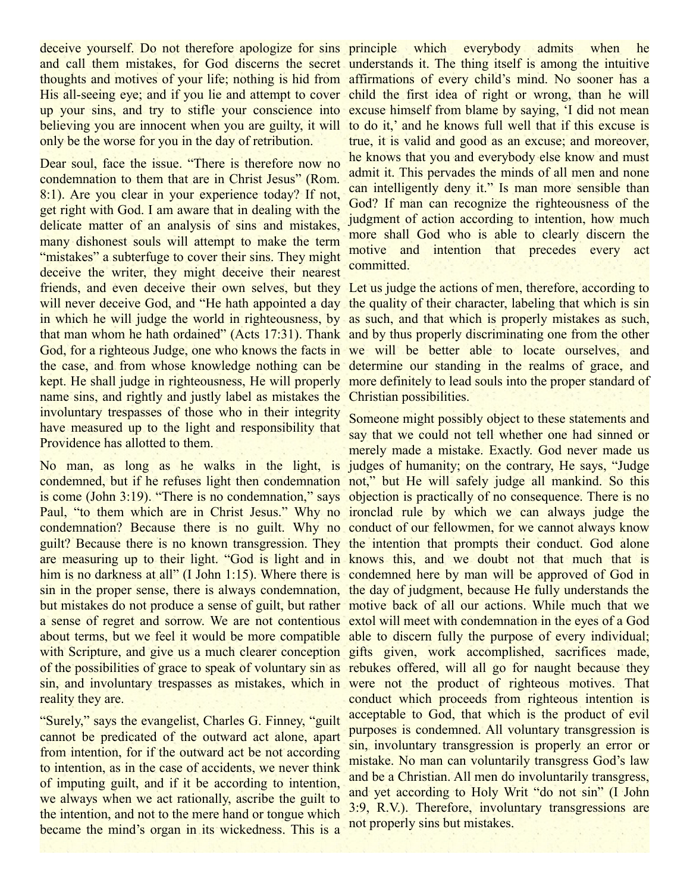deceive yourself. Do not therefore apologize for sins and call them mistakes, for God discerns the secret thoughts and motives of your life; nothing is hid from His all-seeing eye; and if you lie and attempt to cover up your sins, and try to stifle your conscience into believing you are innocent when you are guilty, it will only be the worse for you in the day of retribution.

Dear soul, face the issue. "There is therefore now no condemnation to them that are in Christ Jesus" (Rom. 8:1). Are you clear in your experience today? If not, get right with God. I am aware that in dealing with the delicate matter of an analysis of sins and mistakes, many dishonest souls will attempt to make the term "mistakes" a subterfuge to cover their sins. They might deceive the writer, they might deceive their nearest friends, and even deceive their own selves, but they will never deceive God, and "He hath appointed a day in which he will judge the world in righteousness, by that man whom he hath ordained" (Acts 17:31). Thank God, for a righteous Judge, one who knows the facts in the case, and from whose knowledge nothing can be kept. He shall judge in righteousness, He will properly name sins, and rightly and justly label as mistakes the involuntary trespasses of those who in their integrity have measured up to the light and responsibility that Providence has allotted to them.

No man, as long as he walks in the light, is condemned, but if he refuses light then condemnation is come (John 3:19). "There is no condemnation," says Paul, "to them which are in Christ Jesus." Why no condemnation? Because there is no guilt. Why no guilt? Because there is no known transgression. They are measuring up to their light. "God is light and in him is no darkness at all" (I John 1:15). Where there is sin in the proper sense, there is always condemnation, but mistakes do not produce a sense of guilt, but rather a sense of regret and sorrow. We are not contentious about terms, but we feel it would be more compatible with Scripture, and give us a much clearer conception of the possibilities of grace to speak of voluntary sin as sin, and involuntary trespasses as mistakes, which in reality they are.

"Surely," says the evangelist, Charles G. Finney, "guilt cannot be predicated of the outward act alone, apart from intention, for if the outward act be not according to intention, as in the case of accidents, we never think of imputing guilt, and if it be according to intention, we always when we act rationally, ascribe the guilt to the intention, and not to the mere hand or tongue which became the mind's organ in its wickedness. This is a principle which everybody admits when he understands it. The thing itself is among the intuitive affirmations of every child's mind. No sooner has a child the first idea of right or wrong, than he will excuse himself from blame by saying, 'I did not mean to do it,' and he knows full well that if this excuse is true, it is valid and good as an excuse; and moreover, he knows that you and everybody else know and must admit it. This pervades the minds of all men and none can intelligently deny it." Is man more sensible than God? If man can recognize the righteousness of the judgment of action according to intention, how much more shall God who is able to clearly discern the motive and intention that precedes every act committed.

Let us judge the actions of men, therefore, according to the quality of their character, labeling that which is sin as such, and that which is properly mistakes as such, and by thus properly discriminating one from the other we will be better able to locate ourselves, and determine our standing in the realms of grace, and more definitely to lead souls into the proper standard of Christian possibilities.

Someone might possibly object to these statements and say that we could not tell whether one had sinned or merely made a mistake. Exactly. God never made us judges of humanity; on the contrary, He says, "Judge not," but He will safely judge all mankind. So this objection is practically of no consequence. There is no ironclad rule by which we can always judge the conduct of our fellowmen, for we cannot always know the intention that prompts their conduct. God alone knows this, and we doubt not that much that is condemned here by man will be approved of God in the day of judgment, because He fully understands the motive back of all our actions. While much that we extol will meet with condemnation in the eyes of a God able to discern fully the purpose of every individual; gifts given, work accomplished, sacrifices made, rebukes offered, will all go for naught because they were not the product of righteous motives. That conduct which proceeds from righteous intention is acceptable to God, that which is the product of evil purposes is condemned. All voluntary transgression is sin, involuntary transgression is properly an error or mistake. No man can voluntarily transgress God's law and be a Christian. All men do involuntarily transgress, and yet according to Holy Writ "do not sin" (I John 3:9, R.V.). Therefore, involuntary transgressions are not properly sins but mistakes.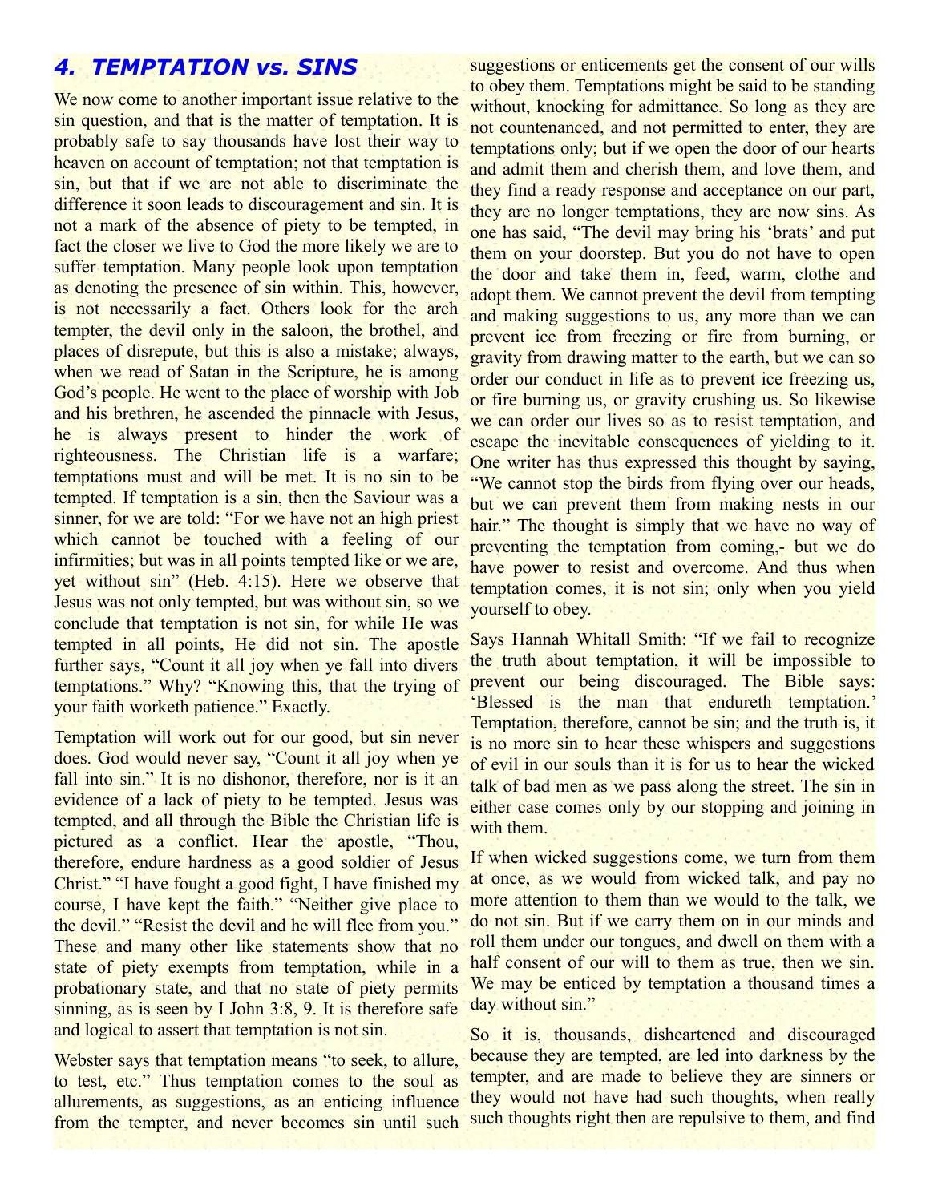## *4. TEMPTATION vs. SINS*

We now come to another important issue relative to the sin question, and that is the matter of temptation. It is probably safe to say thousands have lost their way to heaven on account of temptation; not that temptation is sin, but that if we are not able to discriminate the difference it soon leads to discouragement and sin. It is not a mark of the absence of piety to be tempted, in fact the closer we live to God the more likely we are to suffer temptation. Many people look upon temptation as denoting the presence of sin within. This, however, is not necessarily a fact. Others look for the arch tempter, the devil only in the saloon, the brothel, and places of disrepute, but this is also a mistake; always, when we read of Satan in the Scripture, he is among God's people. He went to the place of worship with Job and his brethren, he ascended the pinnacle with Jesus, he is always present to hinder the work of righteousness. The Christian life is a warfare; temptations must and will be met. It is no sin to be tempted. If temptation is a sin, then the Saviour was a sinner, for we are told: "For we have not an high priest which cannot be touched with a feeling of our infirmities; but was in all points tempted like or we are, yet without sin" (Heb. 4:15). Here we observe that Jesus was not only tempted, but was without sin, so we conclude that temptation is not sin, for while He was tempted in all points, He did not sin. The apostle further says, "Count it all joy when ye fall into divers temptations." Why? "Knowing this, that the trying of your faith worketh patience." Exactly.

Temptation will work out for our good, but sin never does. God would never say, "Count it all joy when ye fall into sin." It is no dishonor, therefore, nor is it an evidence of a lack of piety to be tempted. Jesus was tempted, and all through the Bible the Christian life is pictured as a conflict. Hear the apostle, "Thou, therefore, endure hardness as a good soldier of Jesus Christ." "I have fought a good fight, I have finished my course, I have kept the faith." "Neither give place to the devil." "Resist the devil and he will flee from you." These and many other like statements show that no state of piety exempts from temptation, while in a probationary state, and that no state of piety permits sinning, as is seen by I John 3:8, 9. It is therefore safe and logical to assert that temptation is not sin.

Webster says that temptation means "to seek, to allure, to test, etc." Thus temptation comes to the soul as allurements, as suggestions, as an enticing influence from the tempter, and never becomes sin until such suggestions or enticements get the consent of our wills to obey them. Temptations might be said to be standing without, knocking for admittance. So long as they are not countenanced, and not permitted to enter, they are temptations only; but if we open the door of our hearts and admit them and cherish them, and love them, and they find a ready response and acceptance on our part, they are no longer temptations, they are now sins. As one has said, "The devil may bring his 'brats' and put them on your doorstep. But you do not have to open the door and take them in, feed, warm, clothe and adopt them. We cannot prevent the devil from tempting and making suggestions to us, any more than we can prevent ice from freezing or fire from burning, or gravity from drawing matter to the earth, but we can so order our conduct in life as to prevent ice freezing us, or fire burning us, or gravity crushing us. So likewise we can order our lives so as to resist temptation, and escape the inevitable consequences of yielding to it. One writer has thus expressed this thought by saying, "We cannot stop the birds from flying over our heads, but we can prevent them from making nests in our hair." The thought is simply that we have no way of preventing the temptation from coming,- but we do have power to resist and overcome. And thus when temptation comes, it is not sin; only when you yield yourself to obey.

Says Hannah Whitall Smith: "If we fail to recognize the truth about temptation, it will be impossible to prevent our being discouraged. The Bible says: 'Blessed is the man that endureth temptation.' Temptation, therefore, cannot be sin; and the truth is, it is no more sin to hear these whispers and suggestions of evil in our souls than it is for us to hear the wicked talk of bad men as we pass along the street. The sin in either case comes only by our stopping and joining in with them.

If when wicked suggestions come, we turn from them at once, as we would from wicked talk, and pay no more attention to them than we would to the talk, we do not sin. But if we carry them on in our minds and roll them under our tongues, and dwell on them with a half consent of our will to them as true, then we sin. We may be enticed by temptation a thousand times a day without sin."

So it is, thousands, disheartened and discouraged because they are tempted, are led into darkness by the tempter, and are made to believe they are sinners or they would not have had such thoughts, when really such thoughts right then are repulsive to them, and find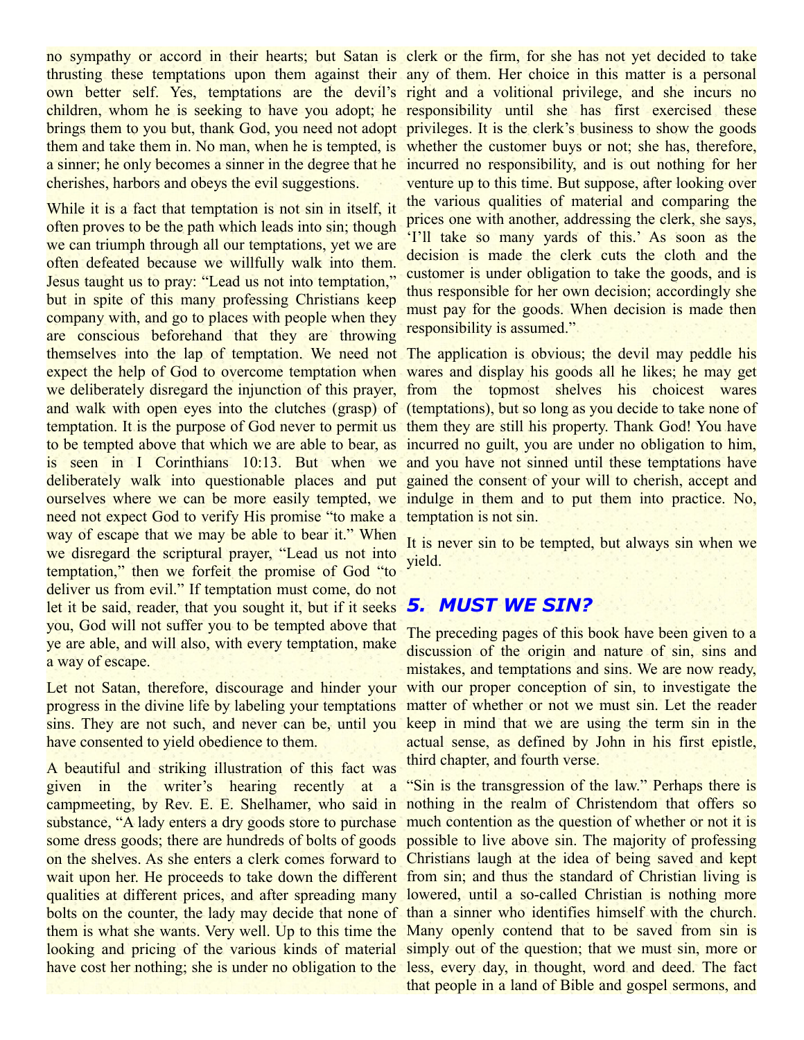no sympathy or accord in their hearts; but Satan is thrusting these temptations upon them against their own better self. Yes, temptations are the devil's children, whom he is seeking to have you adopt; he brings them to you but, thank God, you need not adopt them and take them in. No man, when he is tempted, is a sinner; he only becomes a sinner in the degree that he cherishes, harbors and obeys the evil suggestions.

While it is a fact that temptation is not sin in itself, it often proves to be the path which leads into sin; though we can triumph through all our temptations, yet we are often defeated because we willfully walk into them. Jesus taught us to pray: "Lead us not into temptation," but in spite of this many professing Christians keep company with, and go to places with people when they are conscious beforehand that they are throwing themselves into the lap of temptation. We need not expect the help of God to overcome temptation when we deliberately disregard the injunction of this prayer, and walk with open eyes into the clutches (grasp) of temptation. It is the purpose of God never to permit us to be tempted above that which we are able to bear, as is seen in I Corinthians 10:13. But when we deliberately walk into questionable places and put ourselves where we can be more easily tempted, we need not expect God to verify His promise "to make a way of escape that we may be able to bear it." When we disregard the scriptural prayer, "Lead us not into temptation," then we forfeit the promise of God "to deliver us from evil." If temptation must come, do not let it be said, reader, that you sought it, but if it seeks you, God will not suffer you to be tempted above that ye are able, and will also, with every temptation, make a way of escape.

Let not Satan, therefore, discourage and hinder your progress in the divine life by labeling your temptations sins. They are not such, and never can be, until you have consented to yield obedience to them.

A beautiful and striking illustration of this fact was given in the writer's hearing recently at a campmeeting, by Rev. E. E. Shelhamer, who said in substance, "A lady enters a dry goods store to purchase some dress goods; there are hundreds of bolts of goods on the shelves. As she enters a clerk comes forward to wait upon her. He proceeds to take down the different qualities at different prices, and after spreading many bolts on the counter, the lady may decide that none of them is what she wants. Very well. Up to this time the looking and pricing of the various kinds of material have cost her nothing; she is under no obligation to the clerk or the firm, for she has not yet decided to take any of them. Her choice in this matter is a personal right and a volitional privilege, and she incurs no responsibility until she has first exercised these privileges. It is the clerk's business to show the goods whether the customer buys or not; she has, therefore, incurred no responsibility, and is out nothing for her venture up to this time. But suppose, after looking over the various qualities of material and comparing the prices one with another, addressing the clerk, she says, 'I'll take so many yards of this.' As soon as the decision is made the clerk cuts the cloth and the customer is under obligation to take the goods, and is thus responsible for her own decision; accordingly she must pay for the goods. When decision is made then responsibility is assumed."

The application is obvious; the devil may peddle his wares and display his goods all he likes; he may get from the topmost shelves his choicest wares (temptations), but so long as you decide to take none of them they are still his property. Thank God! You have incurred no guilt, you are under no obligation to him, and you have not sinned until these temptations have gained the consent of your will to cherish, accept and indulge in them and to put them into practice. No, temptation is not sin.

It is never sin to be tempted, but always sin when we yield.

## 5. MUST WE SIN?

The preceding pages of this book have been given to a discussion of the origin and nature of sin, sins and mistakes, and temptations and sins. We are now ready, with our proper conception of sin, to investigate the matter of whether or not we must sin. Let the reader keep in mind that we are using the term sin in the actual sense, as defined by John in his first epistle, third chapter, and fourth verse.

"Sin is the transgression of the law." Perhaps there is nothing in the realm of Christendom that offers so much contention as the question of whether or not it is possible to live above sin. The majority of professing Christians laugh at the idea of being saved and kept from sin; and thus the standard of Christian living is lowered, until a so-called Christian is nothing more than a sinner who identifies himself with the church. Many openly contend that to be saved from sin is simply out of the question; that we must sin, more or less, every day, in thought, word and deed. The fact that people in a land of Bible and gospel sermons, and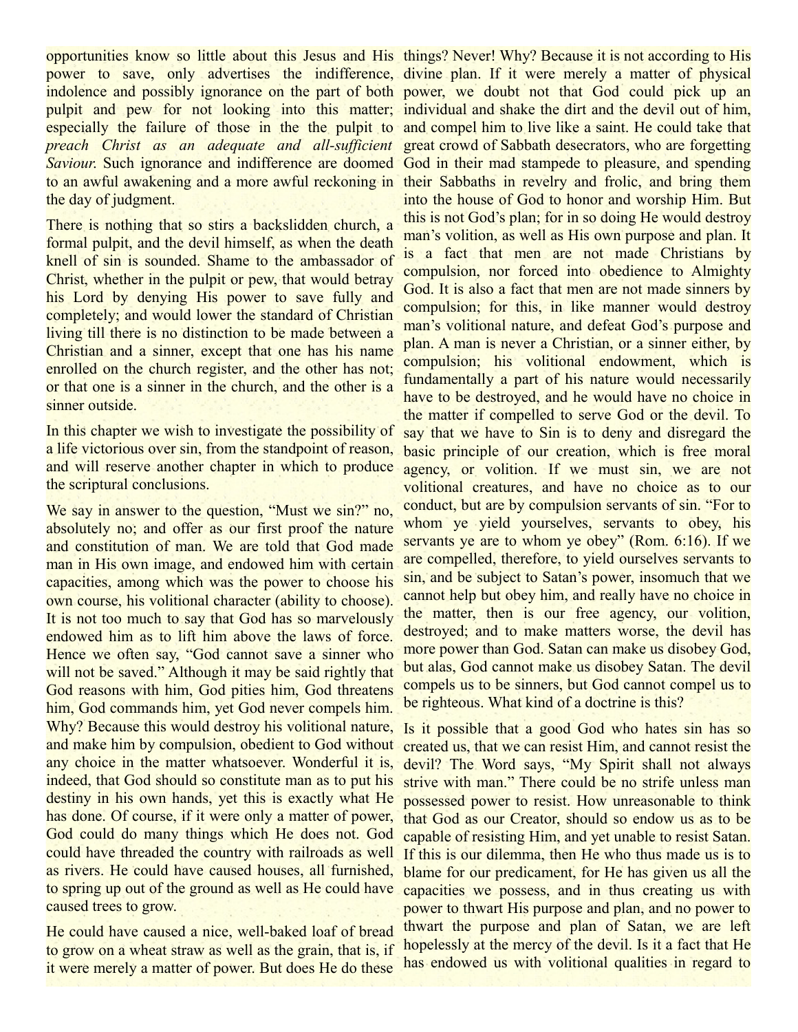opportunities know so little about this Jesus and His power to save, only advertises the indifference, indolence and possibly ignorance on the part of both pulpit and pew for not looking into this matter; especially the failure of those in the the pulpit to *preach Christ as an adequate and all-sufficient Saviour*. Such ignorance and indifference are doomed to an awful awakening and a more awful reckoning in the day of judgment.

There is nothing that so stirs a backslidden church, a formal pulpit, and the devil himself, as when the death knell of sin is sounded. Shame to the ambassador of Christ, whether in the pulpit or pew, that would betray his Lord by denying His power to save fully and completely; and would lower the standard of Christian living till there is no distinction to be made between a Christian and a sinner, except that one has his name enrolled on the church register, and the other has not; or that one is a sinner in the church, and the other is a sinner outside.

In this chapter we wish to investigate the possibility of a life victorious over sin, from the standpoint of reason, and will reserve another chapter in which to produce the scriptural conclusions.

We say in answer to the question, "Must we sin?" no, absolutely no; and offer as our first proof the nature and constitution of man. We are told that God made man in His own image, and endowed him with certain capacities, among which was the power to choose his own course, his volitional character (ability to choose). It is not too much to say that God has so marvelously endowed him as to lift him above the laws of force. Hence we often say, "God cannot save a sinner who will not be saved." Although it may be said rightly that God reasons with him, God pities him, God threatens him, God commands him, yet God never compels him. Why? Because this would destroy his volitional nature, and make him by compulsion, obedient to God without any choice in the matter whatsoever. Wonderful it is, indeed, that God should so constitute man as to put his destiny in his own hands, yet this is exactly what He has done. Of course, if it were only a matter of power, God could do many things which He does not. God could have threaded the country with railroads as well as rivers. He could have caused houses, all furnished, to spring up out of the ground as well as He could have caused trees to grow.

He could have caused a nice, well-baked loaf of bread to grow on a wheat straw as well as the grain, that is, if it were merely a matter of power. But does He do these things? Never! Why? Because it is not according to His divine plan. If it were merely a matter of physical power, we doubt not that God could pick up an individual and shake the dirt and the devil out of him, and compel him to live like a saint. He could take that great crowd of Sabbath desecrators, who are forgetting God in their mad stampede to pleasure, and spending their Sabbaths in revelry and frolic, and bring them into the house of God to honor and worship Him. But this is not God's plan; for in so doing He would destroy man's volition, as well as His own purpose and plan. It is a fact that men are not made Christians by compulsion, nor forced into obedience to Almighty God. It is also a fact that men are not made sinners by compulsion; for this, in like manner would destroy man's volitional nature, and defeat God's purpose and plan. A man is never a Christian, or a sinner either, by compulsion; his volitional endowment, which is fundamentally a part of his nature would necessarily have to be destroyed, and he would have no choice in the matter if compelled to serve God or the devil. To say that we have to Sin is to deny and disregard the basic principle of our creation, which is free moral agency, or volition. If we must sin, we are not volitional creatures, and have no choice as to our conduct, but are by compulsion servants of sin. "For to whom ye yield yourselves, servants to obey, his servants ye are to whom ye obey" (Rom. 6:16). If we are compelled, therefore, to yield ourselves servants to sin, and be subject to Satan's power, insomuch that we cannot help but obey him, and really have no choice in the matter, then is our free agency, our volition, destroyed; and to make matters worse, the devil has more power than God. Satan can make us disobey God, but alas, God cannot make us disobey Satan. The devil compels us to be sinners, but God cannot compel us to be righteous. What kind of a doctrine is this?

Is it possible that a good God who hates sin has so created us, that we can resist Him, and cannot resist the devil? The Word says, "My Spirit shall not always strive with man." There could be no strife unless man possessed power to resist. How unreasonable to think that God as our Creator, should so endow us as to be capable of resisting Him, and yet unable to resist Satan. If this is our dilemma, then He who thus made us is to blame for our predicament, for He has given us all the capacities we possess, and in thus creating us with power to thwart His purpose and plan, and no power to thwart the purpose and plan of Satan, we are left hopelessly at the mercy of the devil. Is it a fact that He has endowed us with volitional qualities in regard to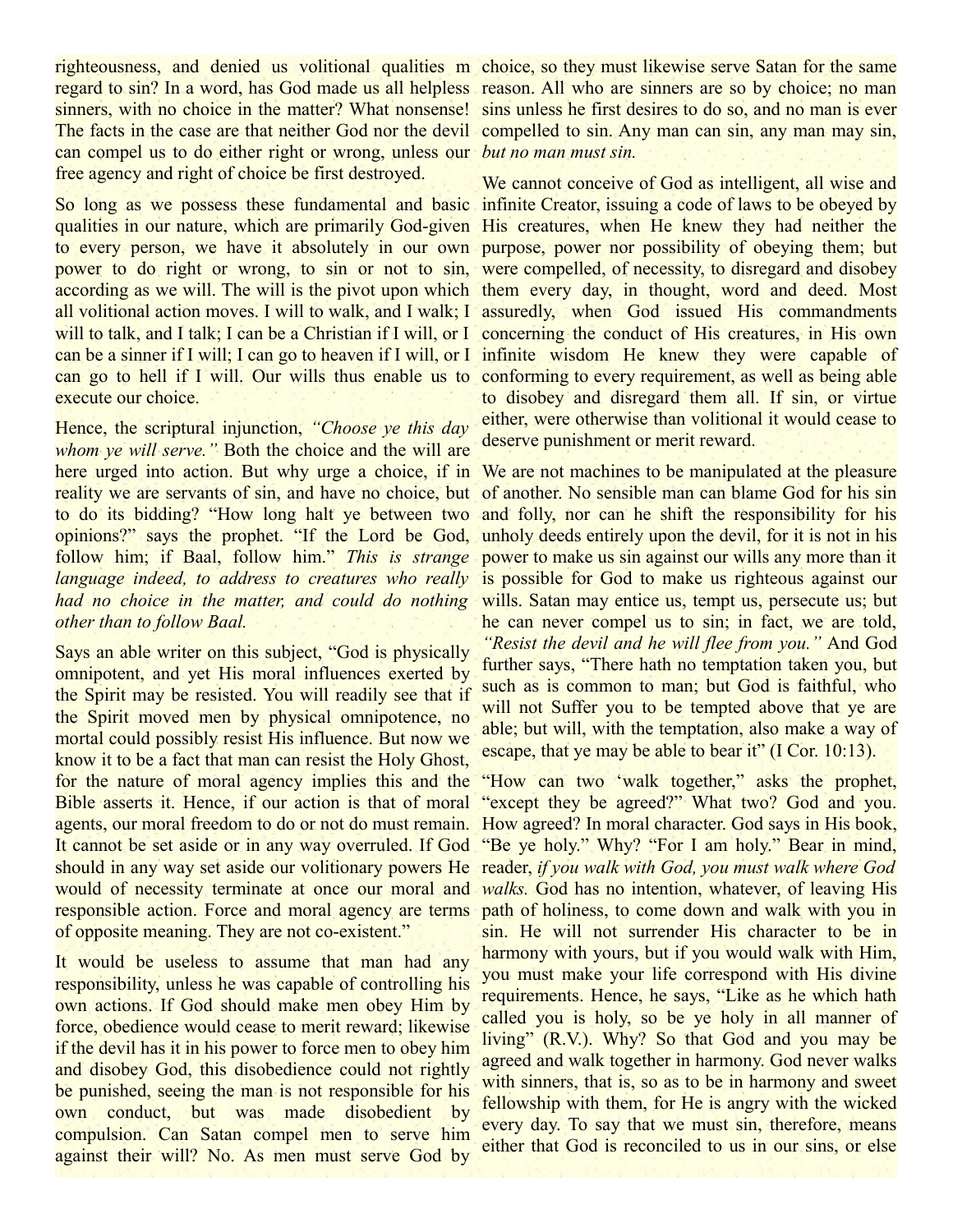righteousness, and denied us volitional qualities m regard to sin? In a word, has God made us all helpless sinners, with no choice in the matter? What nonsense! The facts in the case are that neither God nor the devil can compel us to do either right or wrong, unless our free agency and right of choice be first destroyed.

So long as we possess these fundamental and basic qualities in our nature, which are primarily God-given to every person, we have it absolutely in our own power to do right or wrong, to sin or not to sin, according as we will. The will is the pivot upon which all volitional action moves. I will to walk, and I walk; I will to talk, and I talk; I can be a Christian if I will, or I can be a sinner if I will; I can go to heaven if I will, or I can go to hell if I will. Our wills thus enable us to execute our choice.

Hence, the scriptural injunction, *"Choose ye this day whom ye will serve."* Both the choice and the will are here urged into action. But why urge a choice, if in reality we are servants of sin, and have no choice, but to do its bidding? "How long halt ye between two opinions?" says the prophet. "If the Lord be God, follow him; if Baal, follow him." *This is strange language indeed, to address to creatures who really had no choice in the matter, and could do nothing other than to follow Baal.*

Says an able writer on this subject, "God is physically omnipotent, and yet His moral influences exerted by the Spirit may be resisted. You will readily see that if the Spirit moved men by physical omnipotence, no mortal could possibly resist His influence. But now we know it to be a fact that man can resist the Holy Ghost, for the nature of moral agency implies this and the Bible asserts it. Hence, if our action is that of moral agents, our moral freedom to do or not do must remain. It cannot be set aside or in any way overruled. If God should in any way set aside our volitionary powers He would of necessity terminate at once our moral and responsible action. Force and moral agency are terms of opposite meaning. They are not co-existent."

It would be useless to assume that man had any responsibility, unless he was capable of controlling his own actions. If God should make men obey Him by force, obedience would cease to merit reward; likewise if the devil has it in his power to force men to obey him and disobey God, this disobedience could not rightly be punished, seeing the man is not responsible for his own conduct, but was made disobedient by compulsion. Can Satan compel men to serve him against their will? No. As men must serve God by choice, so they must likewise serve Satan for the same reason. All who are sinners are so by choice; no man sins unless he first desires to do so, and no man is ever compelled to sin. Any man can sin, any man may sin, *but no man must sin.*

We cannot conceive of God as intelligent, all wise and infinite Creator, issuing a code of laws to be obeyed by His creatures, when He knew they had neither the purpose, power nor possibility of obeying them; but were compelled, of necessity, to disregard and disobey them every day, in thought, word and deed. Most assuredly, when God issued His commandments concerning the conduct of His creatures, in His own infinite wisdom He knew they were capable of conforming to every requirement, as well as being able to disobey and disregard them all. If sin, or virtue either, were otherwise than volitional it would cease to deserve punishment or merit reward.

We are not machines to be manipulated at the pleasure of another. No sensible man can blame God for his sin and folly, nor can he shift the responsibility for his unholy deeds entirely upon the devil, for it is not in his power to make us sin against our wills any more than it is possible for God to make us righteous against our wills. Satan may entice us, tempt us, persecute us; but he can never compel us to sin; in fact, we are told, *"Resist the devil and he will flee from you."* And God further says, "There hath no temptation taken you, but such as is common to man; but God is faithful, who will not Suffer you to be tempted above that ye are able; but will, with the temptation, also make a way of escape, that ye may be able to bear it" (I Cor. 10:13).

"How can two 'walk together," asks the prophet, "except they be agreed?" What two? God and you. How agreed? In moral character. God says in His book, "Be ye holy." Why? "For I am holy." Bear in mind, reader, *if you walk with God, you must walk where God walks.* God has no intention, whatever, of leaving His path of holiness, to come down and walk with you in sin. He will not surrender His character to be in harmony with yours, but if you would walk with Him, you must make your life correspond with His divine requirements. Hence, he says, "Like as he which hath called you is holy, so be ye holy in all manner of living" (R.V.). Why? So that God and you may be agreed and walk together in harmony. God never walks with sinners, that is, so as to be in harmony and sweet fellowship with them, for He is angry with the wicked every day. To say that we must sin, therefore, means either that God is reconciled to us in our sins, or else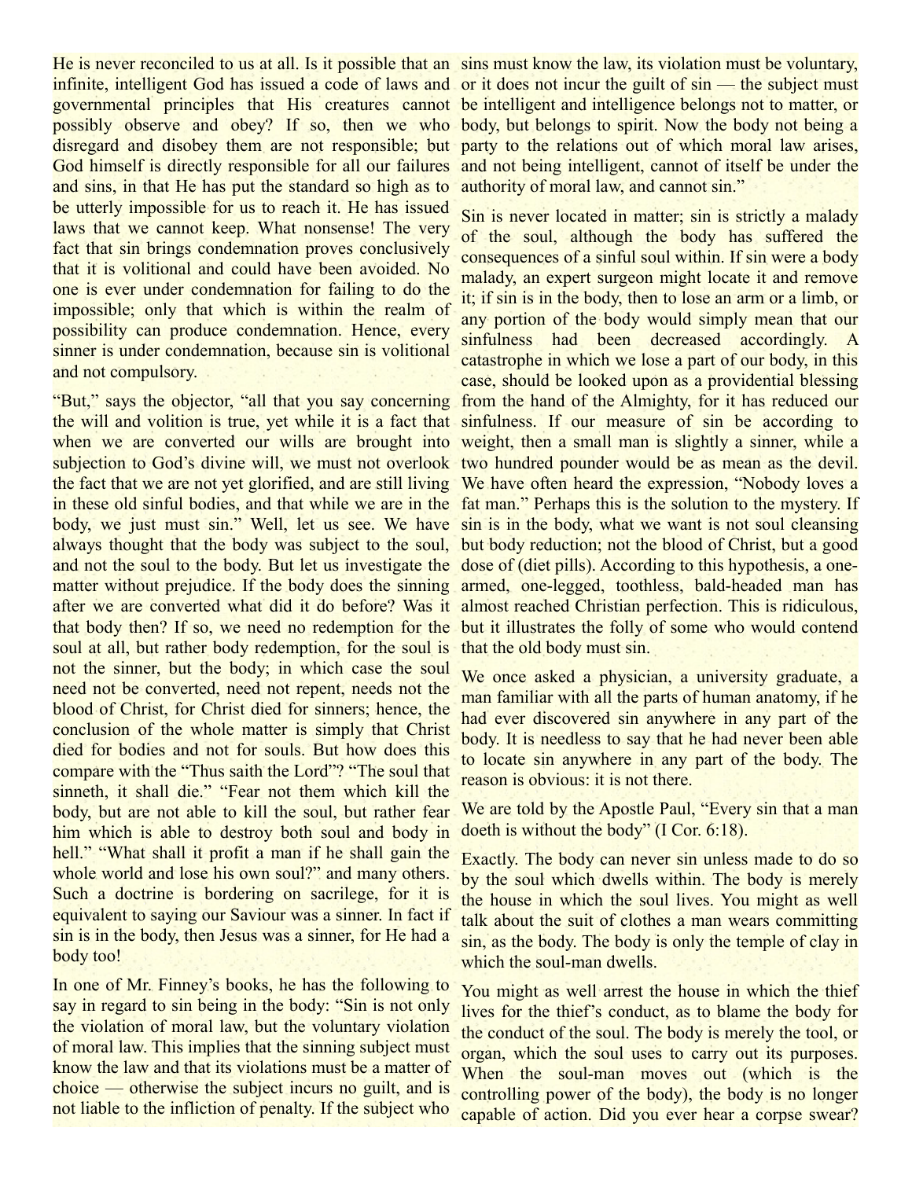He is never reconciled to us at all. Is it possible that an infinite, intelligent God has issued a code of laws and governmental principles that His creatures cannot possibly observe and obey? If so, then we who disregard and disobey them are not responsible; but God himself is directly responsible for all our failures and sins, in that He has put the standard so high as to be utterly impossible for us to reach it. He has issued laws that we cannot keep. What nonsense! The very fact that sin brings condemnation proves conclusively that it is volitional and could have been avoided. No one is ever under condemnation for failing to do the impossible; only that which is within the realm of possibility can produce condemnation. Hence, every sinner is under condemnation, because sin is volitional and not compulsory.

"But," says the objector, "all that you say concerning the will and volition is true, yet while it is a fact that when we are converted our wills are brought into subjection to God's divine will, we must not overlook the fact that we are not yet glorified, and are still living in these old sinful bodies, and that while we are in the body, we just must sin." Well, let us see. We have always thought that the body was subject to the soul, and not the soul to the body. But let us investigate the matter without prejudice. If the body does the sinning after we are converted what did it do before? Was it that body then? If so, we need no redemption for the soul at all, but rather body redemption, for the soul is not the sinner, but the body; in which case the soul need not be converted, need not repent, needs not the blood of Christ, for Christ died for sinners; hence, the conclusion of the whole matter is simply that Christ died for bodies and not for souls. But how does this compare with the "Thus saith the Lord"? "The soul that sinneth, it shall die." "Fear not them which kill the body, but are not able to kill the soul, but rather fear him which is able to destroy both soul and body in hell." "What shall it profit a man if he shall gain the whole world and lose his own soul?" and many others. Such a doctrine is bordering on sacrilege, for it is equivalent to saying our Saviour was a sinner. In fact if sin is in the body, then Jesus was a sinner, for He had a body too!

In one of Mr. Finney's books, he has the following to say in regard to sin being in the body: "Sin is not only the violation of moral law, but the voluntary violation of moral law. This implies that the sinning subject must know the law and that its violations must be a matter of choice — otherwise the subject incurs no guilt, and is not liable to the infliction of penalty. If the subject who sins must know the law, its violation must be voluntary, or it does not incur the guilt of sin — the subject must be intelligent and intelligence belongs not to matter, or body, but belongs to spirit. Now the body not being a party to the relations out of which moral law arises, and not being intelligent, cannot of itself be under the authority of moral law, and cannot sin."

Sin is never located in matter; sin is strictly a malady of the soul, although the body has suffered the consequences of a sinful soul within. If sin were a body malady, an expert surgeon might locate it and remove it; if sin is in the body, then to lose an arm or a limb, or any portion of the body would simply mean that our sinfulness had been decreased accordingly. A catastrophe in which we lose a part of our body, in this case, should be looked upon as a providential blessing from the hand of the Almighty, for it has reduced our sinfulness. If our measure of sin be according to weight, then a small man is slightly a sinner, while a two hundred pounder would be as mean as the devil. We have often heard the expression, "Nobody loves a fat man." Perhaps this is the solution to the mystery. If sin is in the body, what we want is not soul cleansing but body reduction; not the blood of Christ, but a good dose of (diet pills). According to this hypothesis, a one-armed, one-legged, toothless, bald-headed man has almost reached Christian perfection. This is ridiculous, but it illustrates the folly of some who would contend that the old body must sin.

We once asked a physician, a university graduate, a man familiar with all the parts of human anatomy, if he had ever discovered sin anywhere in any part of the body. It is needless to say that he had never been able to locate sin anywhere in any part of the body. The reason is obvious: it is not there.

We are told by the Apostle Paul, "Every sin that a man doeth is without the body" (I Cor. 6:18).

Exactly. The body can never sin unless made to do so by the soul which dwells within. The body is merely the house in which the soul lives. You might as well talk about the suit of clothes a man wears committing sin, as the body. The body is only the temple of clay in which the soul-man dwells.

You might as well arrest the house in which the thief lives for the thief's conduct, as to blame the body for the conduct of the soul. The body is merely the tool, or organ, which the soul uses to carry out its purposes. When the soul-man moves out (which is the controlling power of the body), the body is no longer capable of action. Did you ever hear a corpse swear?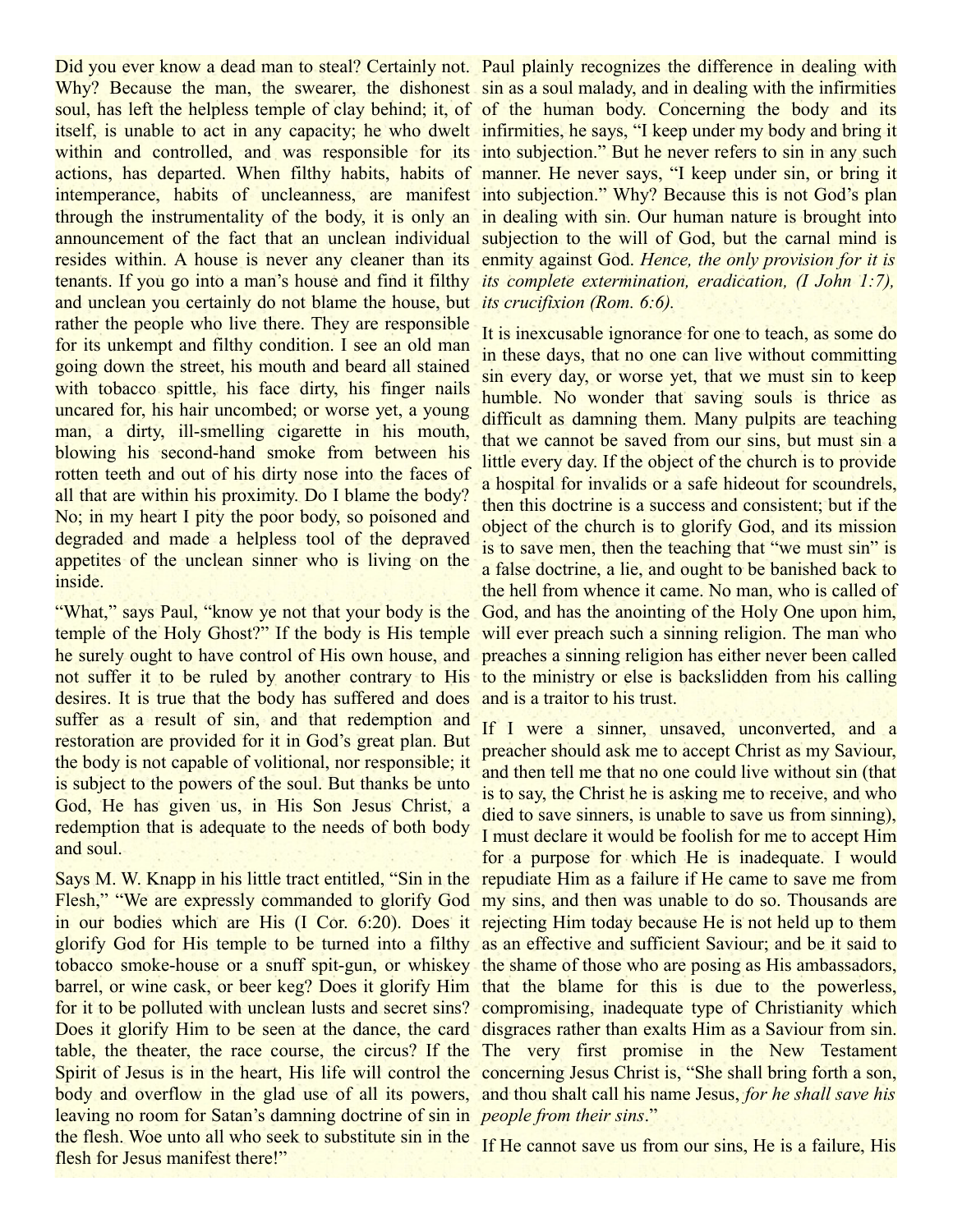Did you ever know a dead man to steal? Certainly not. Why? Because the man, the swearer, the dishonest soul, has left the helpless temple of clay behind; it, of itself, is unable to act in any capacity; he who dwelt within and controlled, and was responsible for its actions, has departed. When filthy habits, habits of intemperance, habits of uncleanness, are manifest through the instrumentality of the body, it is only an announcement of the fact that an unclean individual resides within. A house is never any cleaner than its tenants. If you go into a man's house and find it filthy and unclean you certainly do not blame the house, but rather the people who live there. They are responsible for its unkempt and filthy condition. I see an old man going down the street, his mouth and beard all stained with tobacco spittle, his face dirty, his finger nails uncared for, his hair uncombed; or worse yet, a young man, a dirty, ill-smelling cigarette in his mouth, blowing his second-hand smoke from between his rotten teeth and out of his dirty nose into the faces of all that are within his proximity. Do I blame the body? No; in my heart I pity the poor body, so poisoned and degraded and made a helpless tool of the depraved appetites of the unclean sinner who is living on the inside.

"What," says Paul, "know ye not that your body is the temple of the Holy Ghost?" If the body is His temple he surely ought to have control of His own house, and not suffer it to be ruled by another contrary to His desires. It is true that the body has suffered and does suffer as a result of sin, and that redemption and restoration are provided for it in God's great plan. But the body is not capable of volitional, nor responsible; it is subject to the powers of the soul. But thanks be unto God, He has given us, in His Son Jesus Christ, a redemption that is adequate to the needs of both body and soul.

Says M. W. Knapp in his little tract entitled, "Sin in the Flesh," "We are expressly commanded to glorify God in our bodies which are His (I Cor. 6:20). Does it glorify God for His temple to be turned into a filthy tobacco smoke-house or a snuff spit-gun, or whiskey barrel, or wine cask, or beer keg? Does it glorify Him for it to be polluted with unclean lusts and secret sins? Does it glorify Him to be seen at the dance, the card table, the theater, the race course, the circus? If the Spirit of Jesus is in the heart, His life will control the body and overflow in the glad use of all its powers, leaving no room for Satan's damning doctrine of sin in the flesh. Woe unto all who seek to substitute sin in the flesh for Jesus manifest there!"

Paul plainly recognizes the difference in dealing with sin as a soul malady, and in dealing with the infirmities of the human body. Concerning the body and its infirmities, he says, "I keep under my body and bring it into subjection." But he never refers to sin in any such manner. He never says, "I keep under sin, or bring it into subjection." Why? Because this is not God's plan in dealing with sin. Our human nature is brought into subjection to the will of God, but the carnal mind is enmity against God. *Hence, the only provision for it is its complete extermination, eradication, (I John 1:7), its crucifixion (Rom. 6:6).*

It is inexcusable ignorance for one to teach, as some do in these days, that no one can live without committing sin every day, or worse yet, that we must sin to keep humble. No wonder that saving souls is thrice as difficult as damning them. Many pulpits are teaching that we cannot be saved from our sins, but must sin a little every day. If the object of the church is to provide a hospital for invalids or a safe hideout for scoundrels, then this doctrine is a success and consistent; but if the object of the church is to glorify God, and its mission is to save men, then the teaching that "we must sin" is a false doctrine, a lie, and ought to be banished back to the hell from whence it came. No man, who is called of God, and has the anointing of the Holy One upon him, will ever preach such a sinning religion. The man who preaches a sinning religion has either never been called to the ministry or else is backslidden from his calling and is a traitor to his trust.

If I were a sinner, unsaved, unconverted, and a preacher should ask me to accept Christ as my Saviour, and then tell me that no one could live without sin (that is to say, the Christ he is asking me to receive, and who died to save sinners, is unable to save us from sinning), I must declare it would be foolish for me to accept Him for a purpose for which He is inadequate. I would repudiate Him as a failure if He came to save me from my sins, and then was unable to do so. Thousands are rejecting Him today because He is not held up to them as an effective and sufficient Saviour; and be it said to the shame of those who are posing as His ambassadors, that the blame for this is due to the powerless, compromising, inadequate type of Christianity which disgraces rather than exalts Him as a Saviour from sin. The very first promise in the New Testament concerning Jesus Christ is, "She shall bring forth a son, and thou shalt call his name Jesus, *for he shall save his people from their sins*."

If He cannot save us from our sins, He is a failure, His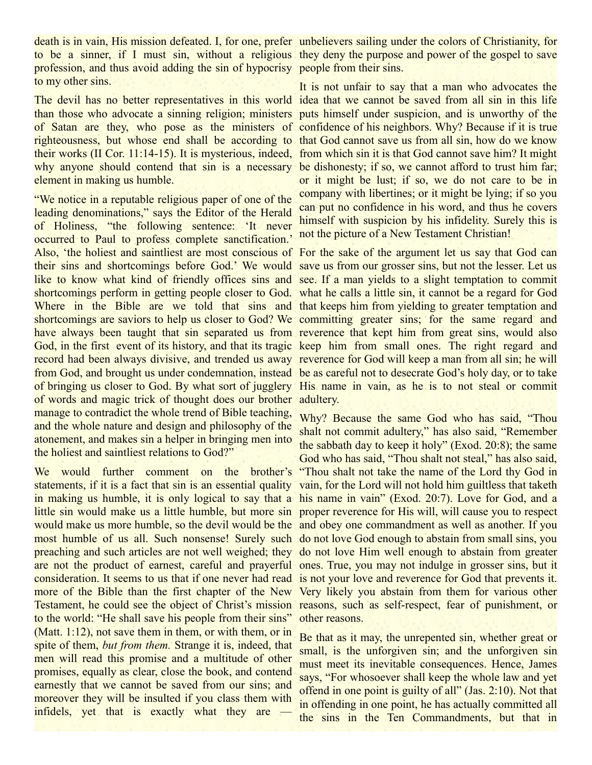death is in vain, His mission defeated. I, for one, prefer to be a sinner, if I must sin, without a religious profession, and thus avoid adding the sin of hypocrisy to my other sins.

The devil has no better representatives in this world than those who advocate a sinning religion; ministers of Satan are they, who pose as the ministers of righteousness, but whose end shall be according to their works (II Cor. 11:14-15). It is mysterious, indeed, why anyone should contend that sin is a necessary element in making us humble.

"We notice in a reputable religious paper of one of the leading denominations," says the Editor of the Herald of Holiness, "the following sentence: 'It never occurred to Paul to profess complete sanctification.' Also, 'the holiest and saintliest are most conscious of their sins and shortcomings before God.' We would like to know what kind of friendly offices sins and shortcomings perform in getting people closer to God. Where in the Bible are we told that sins and shortcomings are saviors to help us closer to God? We have always been taught that sin separated us from God, in the first event of its history, and that its tragic record had been always divisive, and trended us away from God, and brought us under condemnation, instead of bringing us closer to God. By what sort of jugglery of words and magic trick of thought does our brother manage to contradict the whole trend of Bible teaching, and the whole nature and design and philosophy of the atonement, and makes sin a helper in bringing men into the holiest and saintliest relations to God?"

We would further comment on the brother's statements, if it is a fact that sin is an essential quality in making us humble, it is only logical to say that a little sin would make us a little humble, but more sin would make us more humble, so the devil would be the most humble of us all. Such nonsense! Surely such preaching and such articles are not well weighed; they are not the product of earnest, careful and prayerful consideration. It seems to us that if one never had read more of the Bible than the first chapter of the New Testament, he could see the object of Christ's mission to the world: "He shall save his people from their sins" (Matt. 1:12), not save them in them, or with them, or in spite of them, *but from them.* Strange it is, indeed, that men will read this promise and a multitude of other promises, equally as clear, close the book, and contend earnestly that we cannot be saved from our sins; and moreover they will be insulted if you class them with infidels, yet that is exactly what they are — unbelievers sailing under the colors of Christianity, for they deny the purpose and power of the gospel to save people from their sins.

It is not unfair to say that a man who advocates the idea that we cannot be saved from all sin in this life puts himself under suspicion, and is unworthy of the confidence of his neighbors. Why? Because if it is true that God cannot save us from all sin, how do we know from which sin it is that God cannot save him? It might be dishonesty; if so, we cannot afford to trust him far; or it might be lust; if so, we do not care to be in company with libertines; or it might be lying; if so you can put no confidence in his word, and thus he covers himself with suspicion by his infidelity. Surely this is not the picture of a New Testament Christian!

For the sake of the argument let us say that God can save us from our grosser sins, but not the lesser. Let us see. If a man yields to a slight temptation to commit what he calls a little sin, it cannot be a regard for God that keeps him from yielding to greater temptation and committing greater sins; for the same regard and reverence that kept him from great sins, would also keep him from small ones. The right regard and reverence for God will keep a man from all sin; he will be as careful not to desecrate God's holy day, or to take His name in vain, as he is to not steal or commit adultery.

Why? Because the same God who has said, "Thou shalt not commit adultery," has also said, "Remember the sabbath day to keep it holy" (Exod. 20:8); the same God who has said, "Thou shalt not steal," has also said, "Thou shalt not take the name of the Lord thy God in vain, for the Lord will not hold him guiltless that taketh his name in vain" (Exod. 20:7). Love for God, and a proper reverence for His will, will cause you to respect and obey one commandment as well as another. If you do not love God enough to abstain from small sins, you do not love Him well enough to abstain from greater ones. True, you may not indulge in grosser sins, but it is not your love and reverence for God that prevents it. Very likely you abstain from them for various other reasons, such as self-respect, fear of punishment, or other reasons.

Be that as it may, the unrepented sin, whether great or small, is the unforgiven sin; and the unforgiven sin must meet its inevitable consequences. Hence, James says, "For whosoever shall keep the whole law and yet offend in one point is guilty of all" (Jas. 2:10). Not that in offending in one point, he has actually committed all the sins in the Ten Commandments, but that in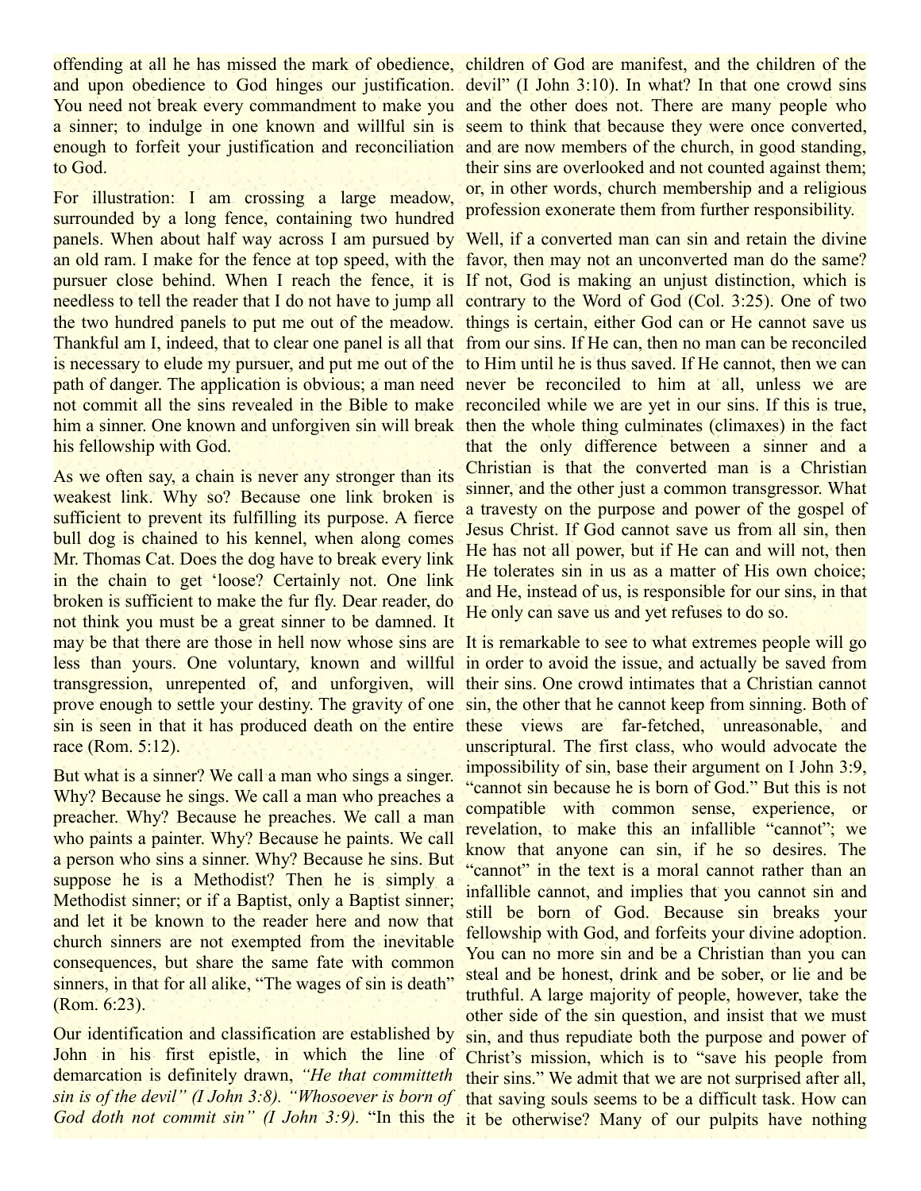offending at all he has missed the mark of obedience, and upon obedience to God hinges our justification. You need not break every commandment to make you a sinner; to indulge in one known and willful sin is enough to forfeit your justification and reconciliation to God.

For illustration: I am crossing a large meadow, surrounded by a long fence, containing two hundred panels. When about half way across I am pursued by an old ram. I make for the fence at top speed, with the pursuer close behind. When I reach the fence, it is needless to tell the reader that I do not have to jump all the two hundred panels to put me out of the meadow. Thankful am I, indeed, that to clear one panel is all that is necessary to elude my pursuer, and put me out of the path of danger. The application is obvious; a man need not commit all the sins revealed in the Bible to make him a sinner. One known and unforgiven sin will break his fellowship with God.

As we often say, a chain is never any stronger than its weakest link. Why so? Because one link broken is sufficient to prevent its fulfilling its purpose. A fierce bull dog is chained to his kennel, when along comes Mr. Thomas Cat. Does the dog have to break every link in the chain to get 'loose? Certainly not. One link broken is sufficient to make the fur fly. Dear reader, do not think you must be a great sinner to be damned. It may be that there are those in hell now whose sins are less than yours. One voluntary, known and willful transgression, unrepented of, and unforgiven, will prove enough to settle your destiny. The gravity of one sin is seen in that it has produced death on the entire race (Rom. 5:12).

But what is a sinner? We call a man who sings a singer. Why? Because he sings. We call a man who preaches a preacher. Why? Because he preaches. We call a man who paints a painter. Why? Because he paints. We call a person who sins a sinner. Why? Because he sins. But suppose he is a Methodist? Then he is simply a Methodist sinner; or if a Baptist, only a Baptist sinner; and let it be known to the reader here and now that church sinners are not exempted from the inevitable consequences, but share the same fate with common sinners, in that for all alike, "The wages of sin is death" (Rom. 6:23).

Our identification and classification are established by John in his first epistle, in which the line of demarcation is definitely drawn, *"He that committeth sin is of the devil" (I John 3:8). "Whosoever is born of God doth not commit sin" (I John 3:9).* "In this the children of God are manifest, and the children of the devil" (I John 3:10). In what? In that one crowd sins and the other does not. There are many people who seem to think that because they were once converted, and are now members of the church, in good standing, their sins are overlooked and not counted against them; or, in other words, church membership and a religious profession exonerate them from further responsibility.

Well, if a converted man can sin and retain the divine favor, then may not an unconverted man do the same? If not, God is making an unjust distinction, which is contrary to the Word of God (Col. 3:25). One of two things is certain, either God can or He cannot save us from our sins. If He can, then no man can be reconciled to Him until he is thus saved. If He cannot, then we can never be reconciled to him at all, unless we are reconciled while we are yet in our sins. If this is true, then the whole thing culminates (climaxes) in the fact that the only difference between a sinner and a Christian is that the converted man is a Christian sinner, and the other just a common transgressor. What a travesty on the purpose and power of the gospel of Jesus Christ. If God cannot save us from all sin, then He has not all power, but if He can and will not, then He tolerates sin in us as a matter of His own choice; and He, instead of us, is responsible for our sins, in that He only can save us and yet refuses to do so.

It is remarkable to see to what extremes people will go in order to avoid the issue, and actually be saved from their sins. One crowd intimates that a Christian cannot sin, the other that he cannot keep from sinning. Both of these views are far-fetched, unreasonable, and unscriptural. The first class, who would advocate the impossibility of sin, base their argument on I John 3:9, "cannot sin because he is born of God." But this is not compatible with common sense, experience, or revelation, to make this an infallible "cannot"; we know that anyone can sin, if he so desires. The "cannot" in the text is a moral cannot rather than an infallible cannot, and implies that you cannot sin and still be born of God. Because sin breaks your fellowship with God, and forfeits your divine adoption. You can no more sin and be a Christian than you can steal and be honest, drink and be sober, or lie and be truthful. A large majority of people, however, take the other side of the sin question, and insist that we must sin, and thus repudiate both the purpose and power of Christ's mission, which is to "save his people from their sins." We admit that we are not surprised after all, that saving souls seems to be a difficult task. How can it be otherwise? Many of our pulpits have nothing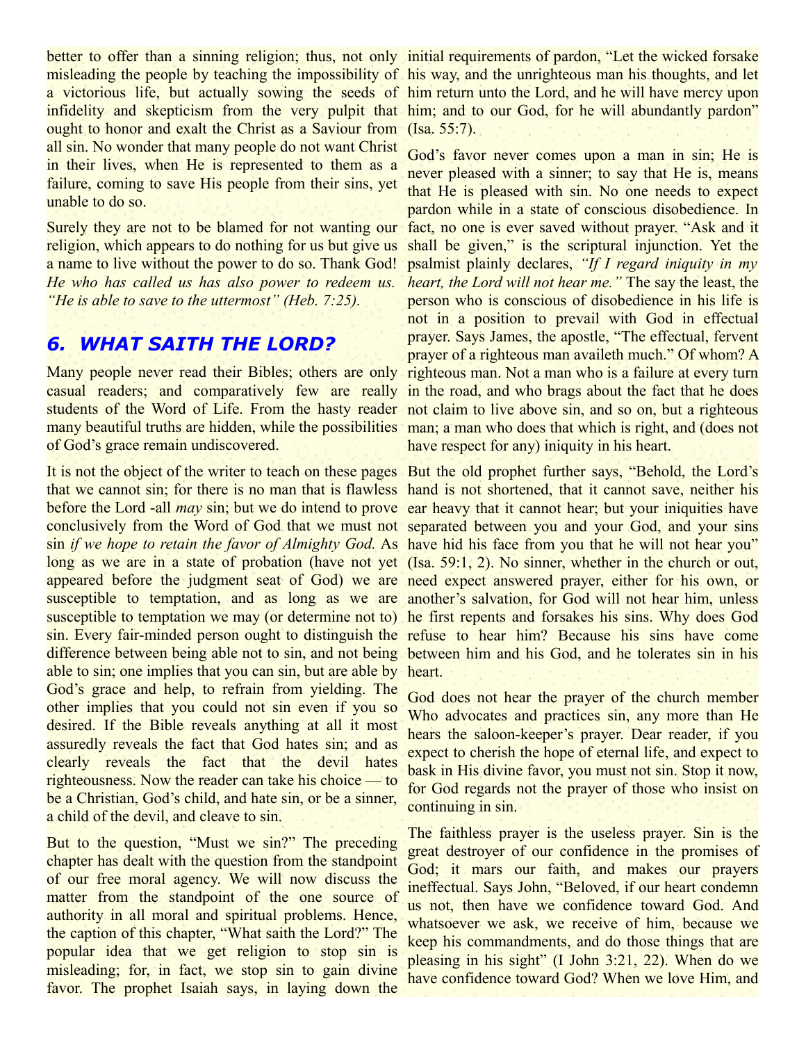better to offer than a sinning religion; thus, not only misleading the people by teaching the impossibility of a victorious life, but actually sowing the seeds of infidelity and skepticism from the very pulpit that ought to honor and exalt the Christ as a Saviour from all sin. No wonder that many people do not want Christ in their lives, when He is represented to them as a failure, coming to save His people from their sins, yet unable to do so.

Surely they are not to be blamed for not wanting our religion, which appears to do nothing for us but give us a name to live without the power to do so. Thank God! *He who has called us has also power to redeem us. "He is able to save to the uttermost" (Heb. 7:25).*

## 6. WHAT SAITH THE LORD?

Many people never read their Bibles; others are only casual readers; and comparatively few are really students of the Word of Life. From the hasty reader many beautiful truths are hidden, while the possibilities of God's grace remain undiscovered.

It is not the object of the writer to teach on these pages that we cannot sin; for there is no man that is flawless before the Lord -all *may* sin; but we do intend to prove conclusively from the Word of God that we must not sin *if we hope to retain the favor of Almighty God.* As long as we are in a state of probation (have not yet appeared before the judgment seat of God) we are susceptible to temptation, and as long as we are susceptible to temptation we may (or determine not to) sin. Every fair-minded person ought to distinguish the difference between being able not to sin, and not being able to sin; one implies that you can sin, but are able by God's grace and help, to refrain from yielding. The other implies that you could not sin even if you so desired. If the Bible reveals anything at all it most assuredly reveals the fact that God hates sin; and as clearly reveals the fact that the devil hates righteousness. Now the reader can take his choice — to be a Christian, God's child, and hate sin, or be a sinner, a child of the devil, and cleave to sin.

But to the question, "Must we sin?" The preceding chapter has dealt with the question from the standpoint of our free moral agency. We will now discuss the matter from the standpoint of the one source of authority in all moral and spiritual problems. Hence, the caption of this chapter, "What saith the Lord?" The popular idea that we get religion to stop sin is misleading; for, in fact, we stop sin to gain divine favor. The prophet Isaiah says, in laying down the initial requirements of pardon, "Let the wicked forsake his way, and the unrighteous man his thoughts, and let him return unto the Lord, and he will have mercy upon him; and to our God, for he will abundantly pardon" (Isa. 55:7).

God's favor never comes upon a man in sin; He is never pleased with a sinner; to say that He is, means that He is pleased with sin. No one needs to expect pardon while in a state of conscious disobedience. In fact, no one is ever saved without prayer. "Ask and it shall be given," is the scriptural injunction. Yet the psalmist plainly declares, *"If I regard iniquity in my heart, the Lord will not hear me."* The say the least, the person who is conscious of disobedience in his life is not in a position to prevail with God in effectual prayer. Says James, the apostle, "The effectual, fervent prayer of a righteous man availeth much." Of whom? A righteous man. Not a man who is a failure at every turn in the road, and who brags about the fact that he does not claim to live above sin, and so on, but a righteous man; a man who does that which is right, and (does not have respect for any) iniquity in his heart.

But the old prophet further says, "Behold, the Lord's hand is not shortened, that it cannot save, neither his ear heavy that it cannot hear; but your iniquities have separated between you and your God, and your sins have hid his face from you that he will not hear you" (Isa. 59:1, 2). No sinner, whether in the church or out, need expect answered prayer, either for his own, or another's salvation, for God will not hear him, unless he first repents and forsakes his sins. Why does God refuse to hear him? Because his sins have come between him and his God, and he tolerates sin in his heart.

God does not hear the prayer of the church member Who advocates and practices sin, any more than He hears the saloon-keeper's prayer. Dear reader, if you expect to cherish the hope of eternal life, and expect to bask in His divine favor, you must not sin. Stop it now, for God regards not the prayer of those who insist on continuing in sin.

The faithless prayer is the useless prayer. Sin is the great destroyer of our confidence in the promises of God; it mars our faith, and makes our prayers ineffectual. Says John, "Beloved, if our heart condemn us not, then have we confidence toward God. And whatsoever we ask, we receive of him, because we keep his commandments, and do those things that are pleasing in his sight" (I John 3:21, 22). When do we have confidence toward God? When we love Him, and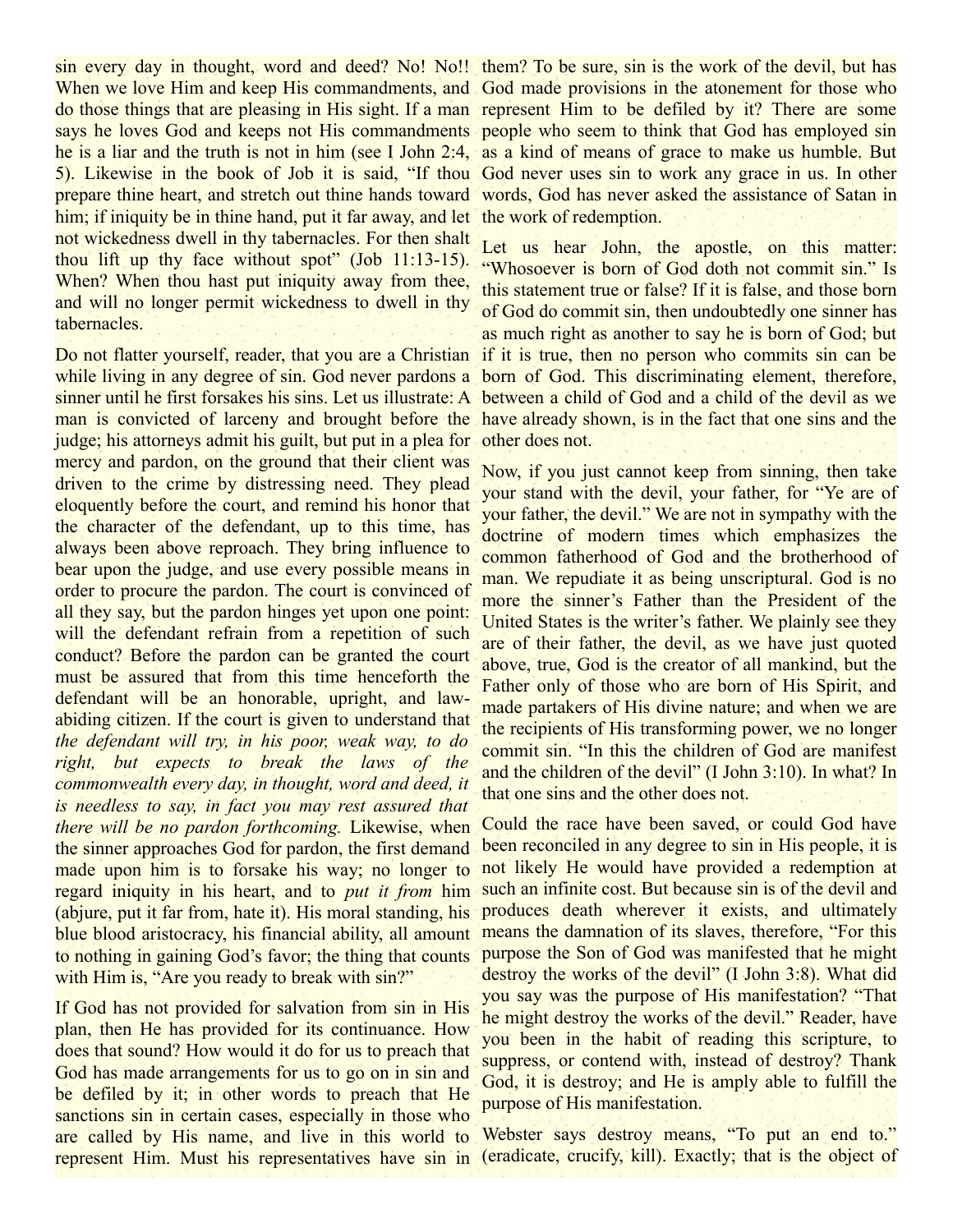sin every day in thought, word and deed? No! No!! When we love Him and keep His commandments, and do those things that are pleasing in His sight. If a man says he loves God and keeps not His commandments he is a liar and the truth is not in him (see I John 2:4, 5). Likewise in the book of Job it is said, "If thou prepare thine heart, and stretch out thine hands toward him; if iniquity be in thine hand, put it far away, and let not wickedness dwell in thy tabernacles. For then shalt thou lift up thy face without spot" (Job 11:13-15). When? When thou hast put iniquity away from thee, and will no longer permit wickedness to dwell in thy tabernacles.

Do not flatter yourself, reader, that you are a Christian while living in any degree of sin. God never pardons a sinner until he first forsakes his sins. Let us illustrate: A man is convicted of larceny and brought before the judge; his attorneys admit his guilt, but put in a plea for mercy and pardon, on the ground that their client was driven to the crime by distressing need. They plead eloquently before the court, and remind his honor that the character of the defendant, up to this time, has always been above reproach. They bring influence to bear upon the judge, and use every possible means in order to procure the pardon. The court is convinced of all they say, but the pardon hinges yet upon one point: will the defendant refrain from a repetition of such conduct? Before the pardon can be granted the court must be assured that from this time henceforth the defendant will be an honorable, upright, and law-abiding citizen. If the court is given to understand that *the defendant will try, in his poor, weak way, to do right, but expects to break the laws of the commonwealth every day, in thought, word and deed, it is needless to say, in fact you may rest assured that there will be no pardon forthcoming.* Likewise, when the sinner approaches God for pardon, the first demand made upon him is to forsake his way; no longer to regard iniquity in his heart, and to *put it from* him (abjure, put it far from, hate it). His moral standing, his blue blood aristocracy, his financial ability, all amount to nothing in gaining God's favor; the thing that counts with Him is, "Are you ready to break with sin?"

If God has not provided for salvation from sin in His plan, then He has provided for its continuance. How does that sound? How would it do for us to preach that God has made arrangements for us to go on in sin and be defiled by it; in other words to preach that He sanctions sin in certain cases, especially in those who are called by His name, and live in this world to represent Him. Must his representatives have sin in them? To be sure, sin is the work of the devil, but has God made provisions in the atonement for those who represent Him to be defiled by it? There are some people who seem to think that God has employed sin as a kind of means of grace to make us humble. But God never uses sin to work any grace in us. In other words, God has never asked the assistance of Satan in the work of redemption.

Let us hear John, the apostle, on this matter: "Whosoever is born of God doth not commit sin." Is this statement true or false? If it is false, and those born of God do commit sin, then undoubtedly one sinner has as much right as another to say he is born of God; but if it is true, then no person who commits sin can be born of God. This discriminating element, therefore, between a child of God and a child of the devil as we have already shown, is in the fact that one sins and the other does not.

Now, if you just cannot keep from sinning, then take your stand with the devil, your father, for "Ye are of your father, the devil." We are not in sympathy with the doctrine of modern times which emphasizes the common fatherhood of God and the brotherhood of man. We repudiate it as being unscriptural. God is no more the sinner's Father than the President of the United States is the writer's father. We plainly see they are of their father, the devil, as we have just quoted above, true, God is the creator of all mankind, but the Father only of those who are born of His Spirit, and made partakers of His divine nature; and when we are the recipients of His transforming power, we no longer commit sin. "In this the children of God are manifest and the children of the devil" (I John 3:10). In what? In that one sins and the other does not.

Could the race have been saved, or could God have been reconciled in any degree to sin in His people, it is not likely He would have provided a redemption at such an infinite cost. But because sin is of the devil and produces death wherever it exists, and ultimately means the damnation of its slaves, therefore, "For this purpose the Son of God was manifested that he might destroy the works of the devil" (I John 3:8). What did you say was the purpose of His manifestation? "That he might destroy the works of the devil." Reader, have you been in the habit of reading this scripture, to suppress, or contend with, instead of destroy? Thank God, it is destroy; and He is amply able to fulfill the purpose of His manifestation.

Webster says destroy means, "To put an end to." (eradicate, crucify, kill). Exactly; that is the object of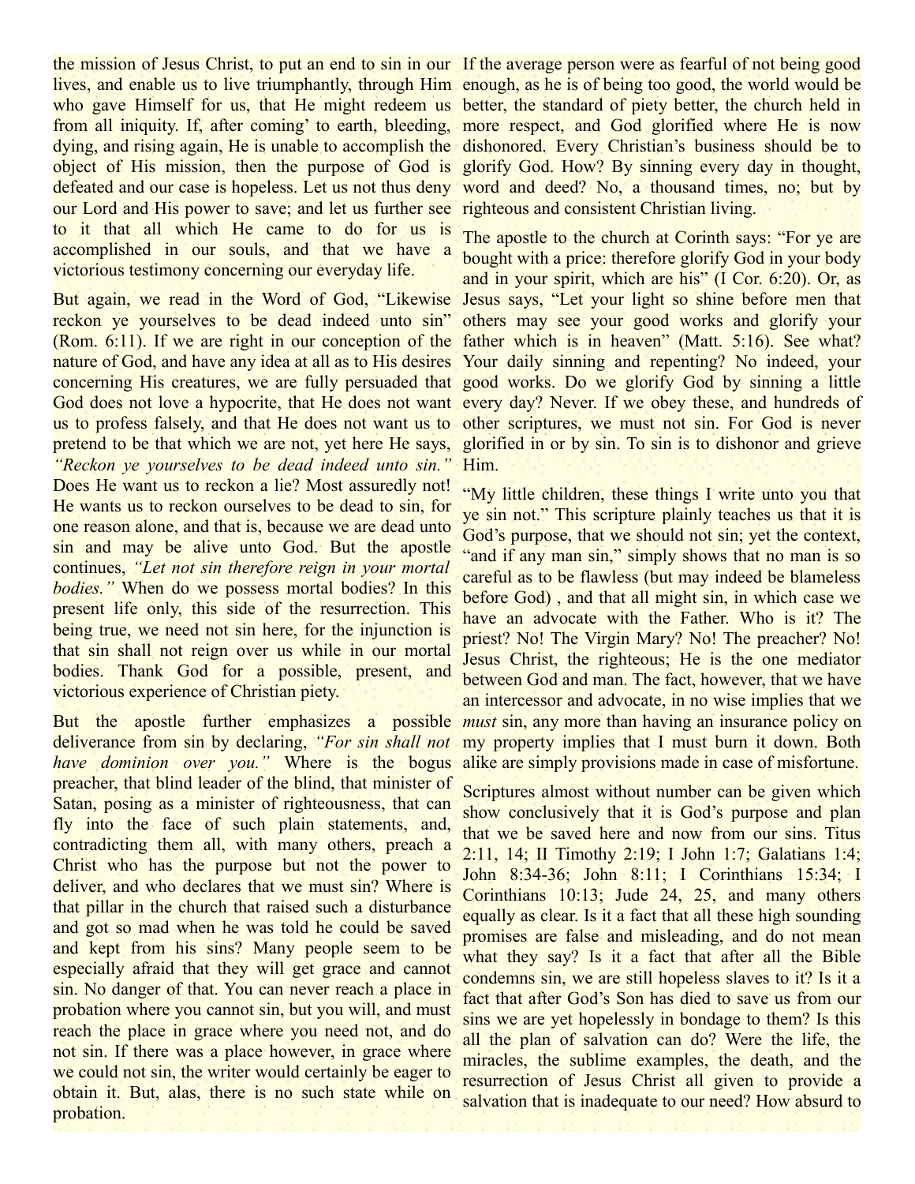the mission of Jesus Christ, to put an end to sin in our lives, and enable us to live triumphantly, through Him who gave Himself for us, that He might redeem us from all iniquity. If, after coming' to earth, bleeding, dying, and rising again, He is unable to accomplish the object of His mission, then the purpose of God is defeated and our case is hopeless. Let us not thus deny our Lord and His power to save; and let us further see to it that all which He came to do for us is accomplished in our souls, and that we have a victorious testimony concerning our everyday life.

But again, we read in the Word of God, "Likewise reckon ye yourselves to be dead indeed unto sin" (Rom. 6:11). If we are right in our conception of the nature of God, and have any idea at all as to His desires concerning His creatures, we are fully persuaded that God does not love a hypocrite, that He does not want us to profess falsely, and that He does not want us to pretend to be that which we are not, yet here He says, *"Reckon ye yourselves to be dead indeed unto sin."* Does He want us to reckon a lie? Most assuredly not! He wants us to reckon ourselves to be dead to sin, for one reason alone, and that is, because we are dead unto sin and may be alive unto God. But the apostle continues, *"Let not sin therefore reign in your mortal bodies."* When do we possess mortal bodies? In this present life only, this side of the resurrection. This being true, we need not sin here, for the injunction is that sin shall not reign over us while in our mortal bodies. Thank God for a possible, present, and victorious experience of Christian piety.

But the apostle further emphasizes a possible deliverance from sin by declaring, *"For sin shall not have dominion over you."* Where is the bogus preacher, that blind leader of the blind, that minister of Satan, posing as a minister of righteousness, that can fly into the face of such plain statements, and, contradicting them all, with many others, preach a Christ who has the purpose but not the power to deliver, and who declares that we must sin? Where is that pillar in the church that raised such a disturbance and got so mad when he was told he could be saved and kept from his sins? Many people seem to be especially afraid that they will get grace and cannot sin. No danger of that. You can never reach a place in probation where you cannot sin, but you will, and must reach the place in grace where you need not, and do not sin. If there was a place however, in grace where we could not sin, the writer would certainly be eager to obtain it. But, alas, there is no such state while on probation.

If the average person were as fearful of not being good enough, as he is of being too good, the world would be better, the standard of piety better, the church held in more respect, and God glorified where He is now dishonored. Every Christian's business should be to glorify God. How? By sinning every day in thought, word and deed? No, a thousand times, no; but by righteous and consistent Christian living.

The apostle to the church at Corinth says: "For ye are bought with a price: therefore glorify God in your body and in your spirit, which are his" (I Cor. 6:20). Or, as Jesus says, "Let your light so shine before men that others may see your good works and glorify your father which is in heaven" (Matt. 5:16). See what? Your daily sinning and repenting? No indeed, your good works. Do we glorify God by sinning a little every day? Never. If we obey these, and hundreds of other scriptures, we must not sin. For God is never glorified in or by sin. To sin is to dishonor and grieve Him.

"My little children, these things I write unto you that ye sin not." This scripture plainly teaches us that it is God's purpose, that we should not sin; yet the context, "and if any man sin," simply shows that no man is so careful as to be flawless (but may indeed be blameless before God) , and that all might sin, in which case we have an advocate with the Father. Who is it? The priest? No! The Virgin Mary? No! The preacher? No! Jesus Christ, the righteous; He is the one mediator between God and man. The fact, however, that we have an intercessor and advocate, in no wise implies that we *must* sin, any more than having an insurance policy on my property implies that I must burn it down. Both alike are simply provisions made in case of misfortune.

Scriptures almost without number can be given which show conclusively that it is God's purpose and plan that we be saved here and now from our sins. Titus 2:11, 14; II Timothy 2:19; I John 1:7; Galatians 1:4; John 8:34-36; John 8:11; I Corinthians 15:34; I Corinthians 10:13; Jude 24, 25, and many others equally as clear. Is it a fact that all these high sounding promises are false and misleading, and do not mean what they say? Is it a fact that after all the Bible condemns sin, we are still hopeless slaves to it? Is it a fact that after God's Son has died to save us from our sins we are yet hopelessly in bondage to them? Is this all the plan of salvation can do? Were the life, the miracles, the sublime examples, the death, and the resurrection of Jesus Christ all given to provide a salvation that is inadequate to our need? How absurd to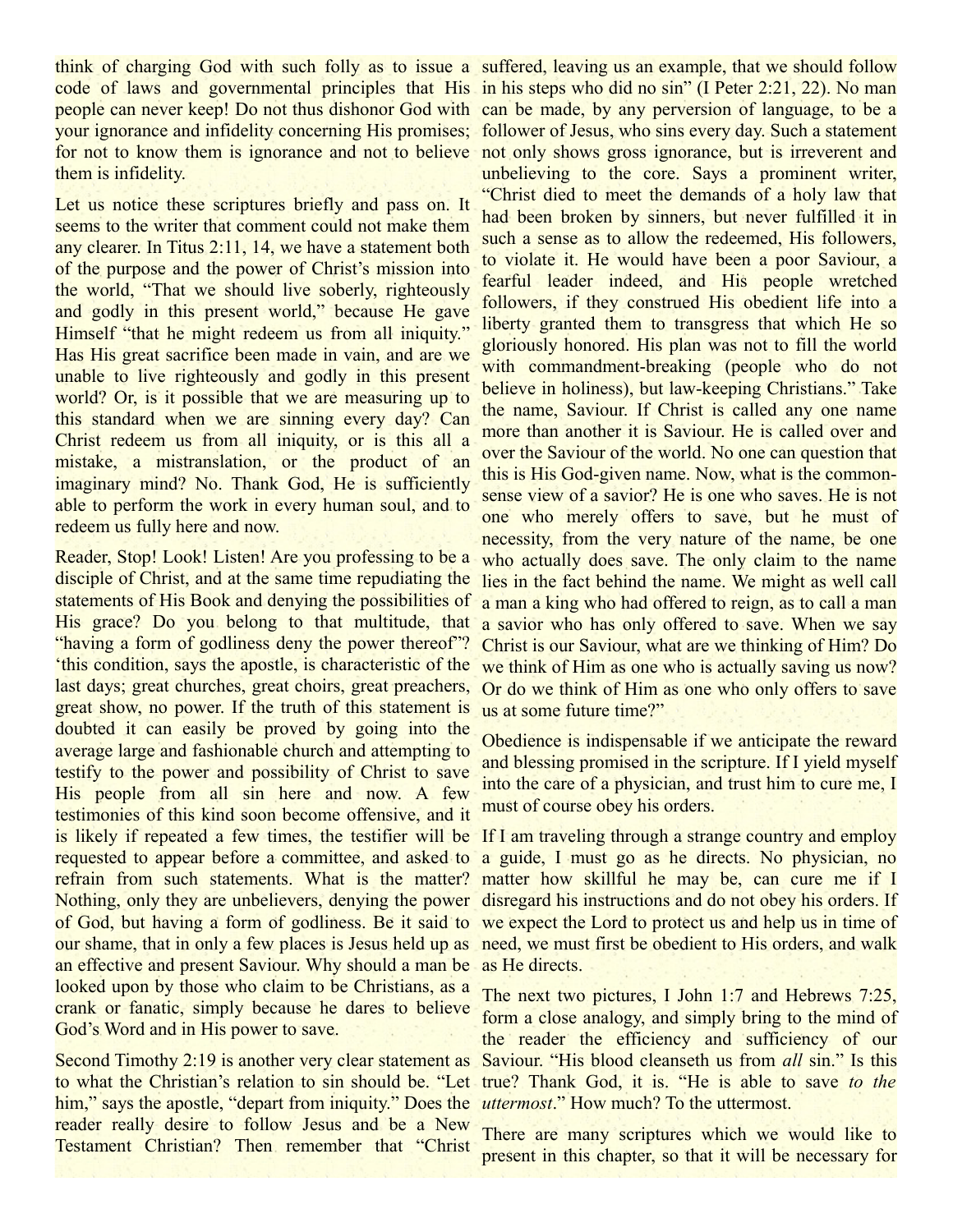think of charging God with such folly as to issue a code of laws and governmental principles that His people can never keep! Do not thus dishonor God with your ignorance and infidelity concerning His promises; for not to know them is ignorance and not to believe them is infidelity.

Let us notice these scriptures briefly and pass on. It seems to the writer that comment could not make them any clearer. In Titus 2:11, 14, we have a statement both of the purpose and the power of Christ's mission into the world, "That we should live soberly, righteously and godly in this present world," because He gave Himself "that he might redeem us from all iniquity." Has His great sacrifice been made in vain, and are we unable to live righteously and godly in this present world? Or, is it possible that we are measuring up to this standard when we are sinning every day? Can Christ redeem us from all iniquity, or is this all a mistake, a mistranslation, or the product of an imaginary mind? No. Thank God, He is sufficiently able to perform the work in every human soul, and to redeem us fully here and now.

Reader, Stop! Look! Listen! Are you professing to be a disciple of Christ, and at the same time repudiating the statements of His Book and denying the possibilities of His grace? Do you belong to that multitude, that "having a form of godliness deny the power thereof"? 'this condition, says the apostle, is characteristic of the last days; great churches, great choirs, great preachers, great show, no power. If the truth of this statement is doubted it can easily be proved by going into the average large and fashionable church and attempting to testify to the power and possibility of Christ to save His people from all sin here and now. A few testimonies of this kind soon become offensive, and it is likely if repeated a few times, the testifier will be requested to appear before a committee, and asked to refrain from such statements. What is the matter? Nothing, only they are unbelievers, denying the power of God, but having a form of godliness. Be it said to our shame, that in only a few places is Jesus held up as an effective and present Saviour. Why should a man be looked upon by those who claim to be Christians, as a crank or fanatic, simply because he dares to believe God's Word and in His power to save.

Second Timothy 2:19 is another very clear statement as to what the Christian's relation to sin should be. "Let him," says the apostle, "depart from iniquity." Does the reader really desire to follow Jesus and be a New Testament Christian? Then remember that "Christ suffered, leaving us an example, that we should follow in his steps who did no sin" (I Peter 2:21, 22). No man can be made, by any perversion of language, to be a follower of Jesus, who sins every day. Such a statement not only shows gross ignorance, but is irreverent and unbelieving to the core. Says a prominent writer, "Christ died to meet the demands of a holy law that had been broken by sinners, but never fulfilled it in such a sense as to allow the redeemed, His followers, to violate it. He would have been a poor Saviour, a fearful leader indeed, and His people wretched followers, if they construed His obedient life into a liberty granted them to transgress that which He so gloriously honored. His plan was not to fill the world with commandment-breaking (people who do not believe in holiness), but law-keeping Christians." Take the name, Saviour. If Christ is called any one name more than another it is Saviour. He is called over and over the Saviour of the world. No one can question that this is His God-given name. Now, what is the common-sense view of a savior? He is one who saves. He is not one who merely offers to save, but he must of necessity, from the very nature of the name, be one who actually does save. The only claim to the name lies in the fact behind the name. We might as well call a man a king who had offered to reign, as to call a man a savior who has only offered to save. When we say Christ is our Saviour, what are we thinking of Him? Do we think of Him as one who is actually saving us now? Or do we think of Him as one who only offers to save us at some future time?"

Obedience is indispensable if we anticipate the reward and blessing promised in the scripture. If I yield myself into the care of a physician, and trust him to cure me, I must of course obey his orders.

If I am traveling through a strange country and employ a guide, I must go as he directs. No physician, no matter how skillful he may be, can cure me if I disregard his instructions and do not obey his orders. If we expect the Lord to protect us and help us in time of need, we must first be obedient to His orders, and walk as He directs.

The next two pictures, I John 1:7 and Hebrews 7:25, form a close analogy, and simply bring to the mind of the reader the efficiency and sufficiency of our Saviour. "His blood cleanseth us from *all* sin." Is this true? Thank God, it is. "He is able to save *to the uttermost*." How much? To the uttermost.

There are many scriptures which we would like to present in this chapter, so that it will be necessary for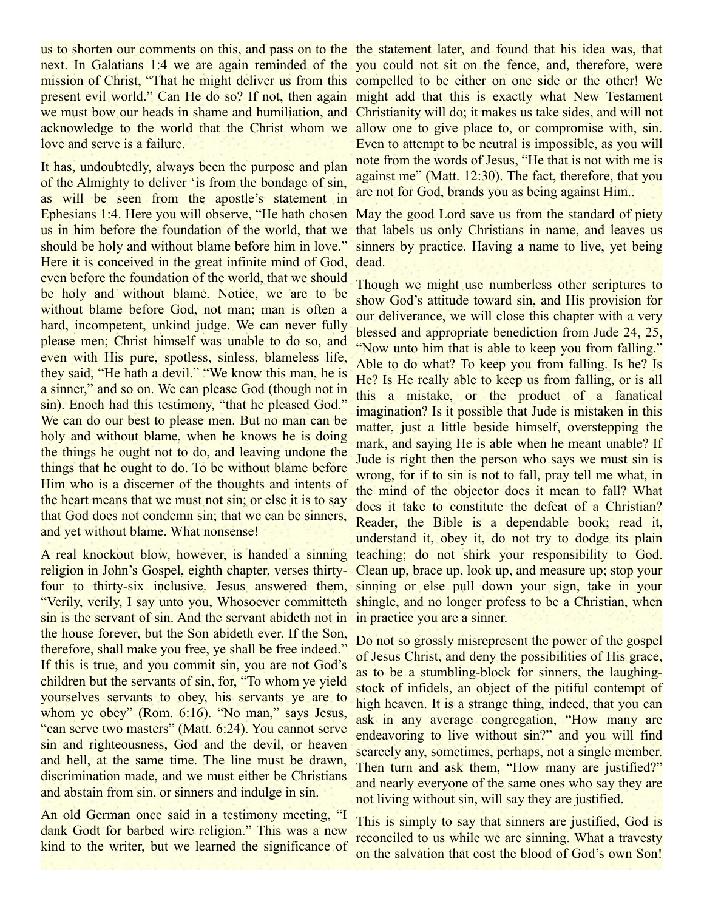us to shorten our comments on this, and pass on to the next. In Galatians 1:4 we are again reminded of the mission of Christ, "That he might deliver us from this present evil world." Can He do so? If not, then again we must bow our heads in shame and humiliation, and acknowledge to the world that the Christ whom we love and serve is a failure.

It has, undoubtedly, always been the purpose and plan of the Almighty to deliver 'is from the bondage of sin, as will be seen from the apostle's statement in Ephesians 1:4. Here you will observe, "He hath chosen us in him before the foundation of the world, that we should be holy and without blame before him in love." Here it is conceived in the great infinite mind of God, even before the foundation of the world, that we should be holy and without blame. Notice, we are to be without blame before God, not man; man is often a hard, incompetent, unkind judge. We can never fully please men; Christ himself was unable to do so, and even with His pure, spotless, sinless, blameless life, they said, "He hath a devil." "We know this man, he is a sinner," and so on. We can please God (though not in sin). Enoch had this testimony, "that he pleased God." We can do our best to please men. But no man can be holy and without blame, when he knows he is doing the things he ought not to do, and leaving undone the things that he ought to do. To be without blame before Him who is a discerner of the thoughts and intents of the heart means that we must not sin; or else it is to say that God does not condemn sin; that we can be sinners, and yet without blame. What nonsense!

A real knockout blow, however, is handed a sinning religion in John's Gospel, eighth chapter, verses thirty-four to thirty-six inclusive. Jesus answered them, "Verily, verily, I say unto you, Whosoever committeth sin is the servant of sin. And the servant abideth not in the house forever, but the Son abideth ever. If the Son, therefore, shall make you free, ye shall be free indeed." If this is true, and you commit sin, you are not God's children but the servants of sin, for, "To whom ye yield yourselves servants to obey, his servants ye are to whom ye obey" (Rom. 6:16). "No man," says Jesus, "can serve two masters" (Matt. 6:24). You cannot serve sin and righteousness, God and the devil, or heaven and hell, at the same time. The line must be drawn, discrimination made, and we must either be Christians and abstain from sin, or sinners and indulge in sin.

An old German once said in a testimony meeting, "I dank Godt for barbed wire religion." This was a new kind to the writer, but we learned the significance of the statement later, and found that his idea was, that you could not sit on the fence, and, therefore, were compelled to be either on one side or the other! We might add that this is exactly what New Testament Christianity will do; it makes us take sides, and will not allow one to give place to, or compromise with, sin. Even to attempt to be neutral is impossible, as you will note from the words of Jesus, "He that is not with me is against me" (Matt. 12:30). The fact, therefore, that you are not for God, brands you as being against Him..

May the good Lord save us from the standard of piety that labels us only Christians in name, and leaves us sinners by practice. Having a name to live, yet being dead.

Though we might use numberless other scriptures to show God's attitude toward sin, and His provision for our deliverance, we will close this chapter with a very blessed and appropriate benediction from Jude 24, 25, "Now unto him that is able to keep you from falling." Able to do what? To keep you from falling. Is he? Is He? Is He really able to keep us from falling, or is all this a mistake, or the product of a fanatical imagination? Is it possible that Jude is mistaken in this matter, just a little beside himself, overstepping the mark, and saying He is able when he meant unable? If Jude is right then the person who says we must sin is wrong, for if to sin is not to fall, pray tell me what, in the mind of the objector does it mean to fall? What does it take to constitute the defeat of a Christian? Reader, the Bible is a dependable book; read it, understand it, obey it, do not try to dodge its plain teaching; do not shirk your responsibility to God. Clean up, brace up, look up, and measure up; stop your sinning or else pull down your sign, take in your shingle, and no longer profess to be a Christian, when in practice you are a sinner.

Do not so grossly misrepresent the power of the gospel of Jesus Christ, and deny the possibilities of His grace, as to be a stumbling-block for sinners, the laughing-stock of infidels, an object of the pitiful contempt of high heaven. It is a strange thing, indeed, that you can ask in any average congregation, "How many are endeavoring to live without sin?" and you will find scarcely any, sometimes, perhaps, not a single member. Then turn and ask them, "How many are justified?" and nearly everyone of the same ones who say they are not living without sin, will say they are justified.

This is simply to say that sinners are justified, God is reconciled to us while we are sinning. What a travesty on the salvation that cost the blood of God's own Son!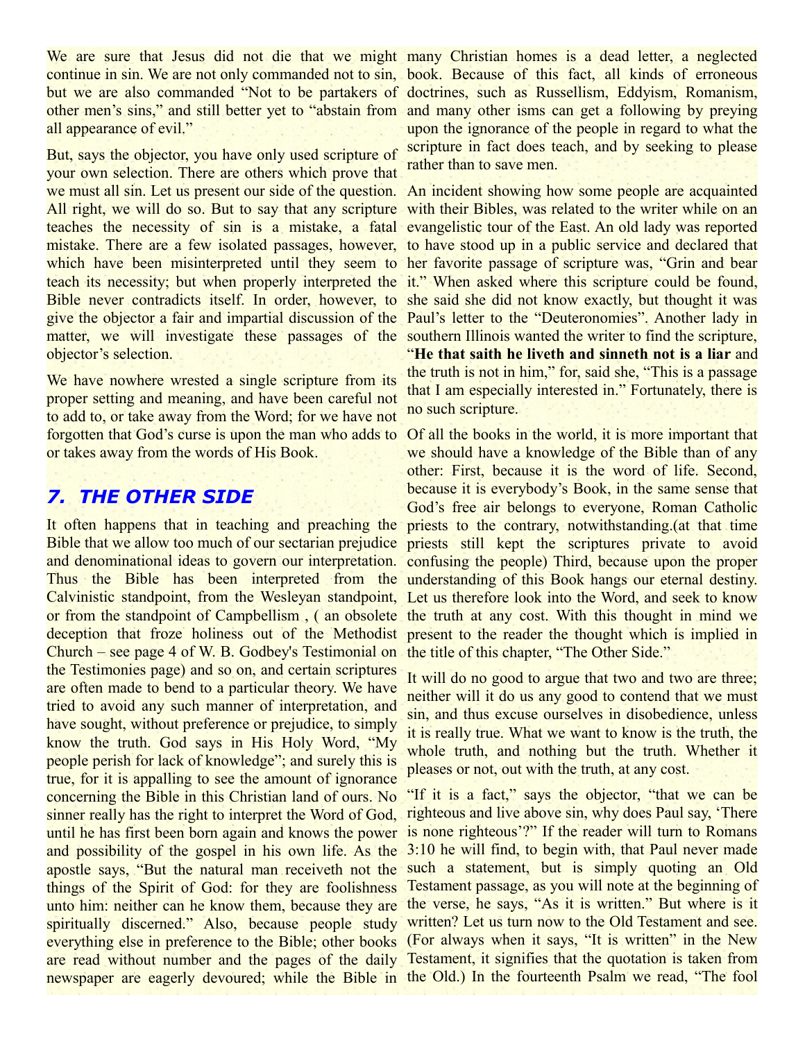We are sure that Jesus did not die that we might continue in sin. We are not only commanded not to sin, but we are also commanded "Not to be partakers of other men's sins," and still better yet to "abstain from all appearance of evil."

But, says the objector, you have only used scripture of your own selection. There are others which prove that we must all sin. Let us present our side of the question. All right, we will do so. But to say that any scripture teaches the necessity of sin is a mistake, a fatal mistake. There are a few isolated passages, however, which have been misinterpreted until they seem to teach its necessity; but when properly interpreted the Bible never contradicts itself. In order, however, to give the objector a fair and impartial discussion of the matter, we will investigate these passages of the objector's selection.

We have nowhere wrested a single scripture from its proper setting and meaning, and have been careful not to add to, or take away from the Word; for we have not forgotten that God's curse is upon the man who adds to or takes away from the words of His Book.

## *7. THE OTHER SIDE*

It often happens that in teaching and preaching the Bible that we allow too much of our sectarian prejudice and denominational ideas to govern our interpretation. Thus the Bible has been interpreted from the Calvinistic standpoint, from the Wesleyan standpoint, or from the standpoint of Campbellism , ( an obsolete deception that froze holiness out of the Methodist Church – see page 4 of W. B. Godbey's Testimonial on the Testimonies page) and so on, and certain scriptures are often made to bend to a particular theory. We have tried to avoid any such manner of interpretation, and have sought, without preference or prejudice, to simply know the truth. God says in His Holy Word, "My people perish for lack of knowledge"; and surely this is true, for it is appalling to see the amount of ignorance concerning the Bible in this Christian land of ours. No sinner really has the right to interpret the Word of God, until he has first been born again and knows the power and possibility of the gospel in his own life. As the apostle says, "But the natural man receiveth not the things of the Spirit of God: for they are foolishness unto him: neither can he know them, because they are spiritually discerned." Also, because people study everything else in preference to the Bible; other books are read without number and the pages of the daily newspaper are eagerly devoured; while the Bible in many Christian homes is a dead letter, a neglected book. Because of this fact, all kinds of erroneous doctrines, such as Russellism, Eddyism, Romanism, and many other isms can get a following by preying upon the ignorance of the people in regard to what the scripture in fact does teach, and by seeking to please rather than to save men.

An incident showing how some people are acquainted with their Bibles, was related to the writer while on an evangelistic tour of the East. An old lady was reported to have stood up in a public service and declared that her favorite passage of scripture was, "Grin and bear it." When asked where this scripture could be found, she said she did not know exactly, but thought it was Paul's letter to the "Deuteronomies". Another lady in southern Illinois wanted the writer to find the scripture, "**He that saith he liveth and sinneth not is a liar** and the truth is not in him," for, said she, "This is a passage that I am especially interested in." Fortunately, there is no such scripture.

Of all the books in the world, it is more important that we should have a knowledge of the Bible than of any other: First, because it is the word of life. Second, because it is everybody's Book, in the same sense that God's free air belongs to everyone, Roman Catholic priests to the contrary, notwithstanding.(at that time priests still kept the scriptures private to avoid confusing the people) Third, because upon the proper understanding of this Book hangs our eternal destiny. Let us therefore look into the Word, and seek to know the truth at any cost. With this thought in mind we present to the reader the thought which is implied in the title of this chapter, "The Other Side."

It will do no good to argue that two and two are three; neither will it do us any good to contend that we must sin, and thus excuse ourselves in disobedience, unless it is really true. What we want to know is the truth, the whole truth, and nothing but the truth. Whether it pleases or not, out with the truth, at any cost.

"If it is a fact," says the objector, "that we can be righteous and live above sin, why does Paul say, 'There is none righteous'?" If the reader will turn to Romans 3:10 he will find, to begin with, that Paul never made such a statement, but is simply quoting an Old Testament passage, as you will note at the beginning of the verse, he says, "As it is written." But where is it written? Let us turn now to the Old Testament and see. (For always when it says, "It is written" in the New Testament, it signifies that the quotation is taken from the Old.) In the fourteenth Psalm we read, "The fool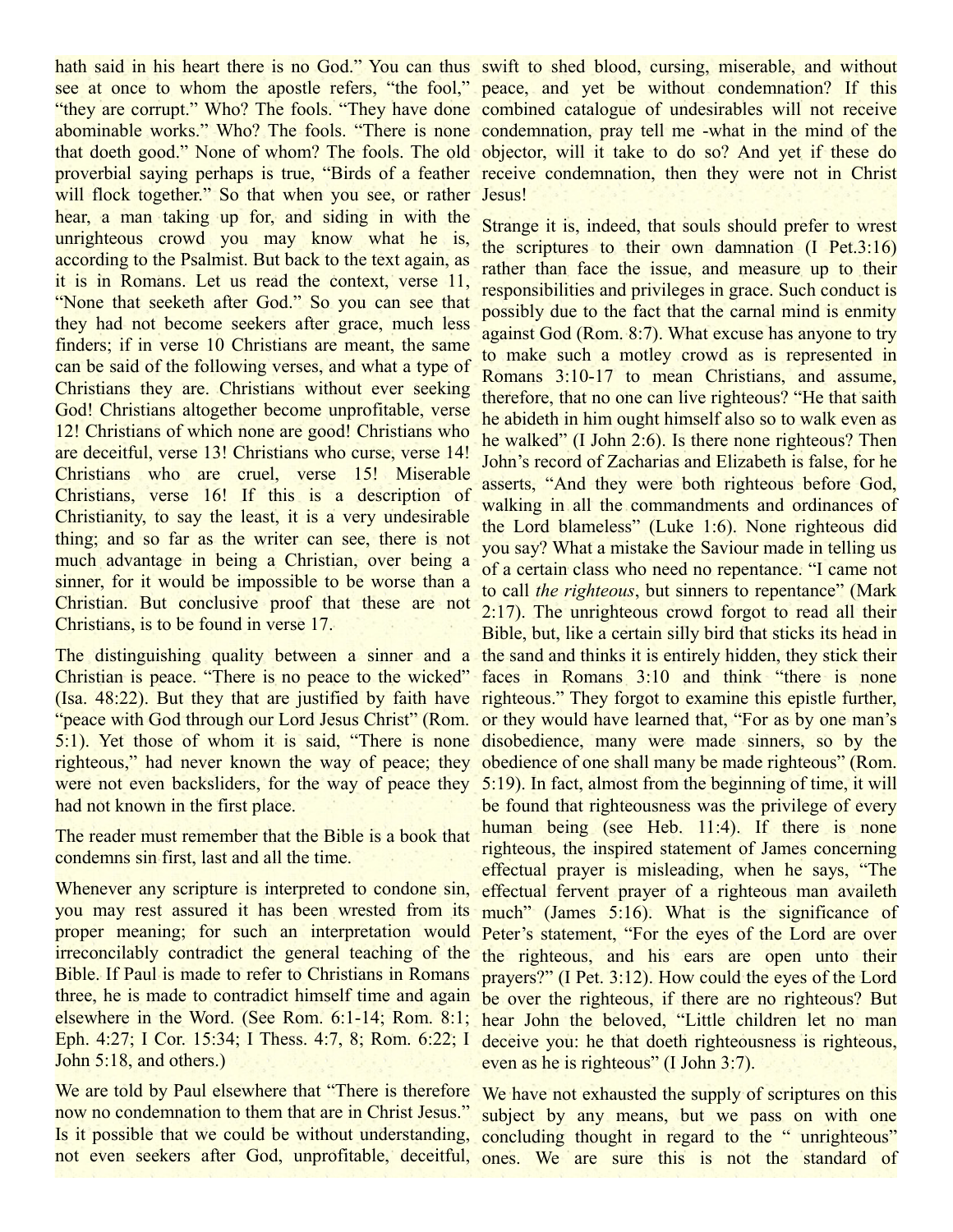hath said in his heart there is no God." You can thus see at once to whom the apostle refers, "the fool," "they are corrupt." Who? The fools. "They have done abominable works." Who? The fools. "There is none that doeth good." None of whom? The fools. The old proverbial saying perhaps is true, "Birds of a feather will flock together." So that when you see, or rather hear, a man taking up for, and siding in with the unrighteous crowd you may know what he is, according to the Psalmist. But back to the text again, as it is in Romans. Let us read the context, verse 11, "None that seeketh after God." So you can see that they had not become seekers after grace, much less finders; if in verse 10 Christians are meant, the same can be said of the following verses, and what a type of Christians they are. Christians without ever seeking God! Christians altogether become unprofitable, verse 12! Christians of which none are good! Christians who are deceitful, verse 13! Christians who curse, verse 14! Christians who are cruel, verse 15! Miserable Christians, verse 16! If this is a description of Christianity, to say the least, it is a very undesirable thing; and so far as the writer can see, there is not much advantage in being a Christian, over being a sinner, for it would be impossible to be worse than a Christian. But conclusive proof that these are not Christians, is to be found in verse 17.

The distinguishing quality between a sinner and a Christian is peace. "There is no peace to the wicked" (Isa. 48:22). But they that are justified by faith have "peace with God through our Lord Jesus Christ" (Rom. 5:1). Yet those of whom it is said, "There is none righteous," had never known the way of peace; they were not even backsliders, for the way of peace they had not known in the first place.

The reader must remember that the Bible is a book that condemns sin first, last and all the time.

Whenever any scripture is interpreted to condone sin, you may rest assured it has been wrested from its proper meaning; for such an interpretation would irreconcilably contradict the general teaching of the Bible. If Paul is made to refer to Christians in Romans three, he is made to contradict himself time and again elsewhere in the Word. (See Rom. 6:1-14; Rom. 8:1; Eph. 4:27; I Cor. 15:34; I Thess. 4:7, 8; Rom. 6:22; I John 5:18, and others.)

We are told by Paul elsewhere that "There is therefore now no condemnation to them that are in Christ Jesus." Is it possible that we could be without understanding, not even seekers after God, unprofitable, deceitful, swift to shed blood, cursing, miserable, and without peace, and yet be without condemnation? If this combined catalogue of undesirables will not receive condemnation, pray tell me -what in the mind of the objector, will it take to do so? And yet if these do receive condemnation, then they were not in Christ Jesus!

Strange it is, indeed, that souls should prefer to wrest the scriptures to their own damnation (I Pet.3:16) rather than face the issue, and measure up to their responsibilities and privileges in grace. Such conduct is possibly due to the fact that the carnal mind is enmity against God (Rom. 8:7). What excuse has anyone to try to make such a motley crowd as is represented in Romans 3:10-17 to mean Christians, and assume, therefore, that no one can live righteous? "He that saith he abideth in him ought himself also so to walk even as he walked" (I John 2:6). Is there none righteous? Then John's record of Zacharias and Elizabeth is false, for he asserts, "And they were both righteous before God, walking in all the commandments and ordinances of the Lord blameless" (Luke 1:6). None righteous did you say? What a mistake the Saviour made in telling us of a certain class who need no repentance. "I came not to call *the righteous*, but sinners to repentance" (Mark 2:17). The unrighteous crowd forgot to read all their Bible, but, like a certain silly bird that sticks its head in the sand and thinks it is entirely hidden, they stick their faces in Romans 3:10 and think "there is none righteous." They forgot to examine this epistle further, or they would have learned that, "For as by one man's disobedience, many were made sinners, so by the obedience of one shall many be made righteous" (Rom. 5:19). In fact, almost from the beginning of time, it will be found that righteousness was the privilege of every human being (see Heb. 11:4). If there is none righteous, the inspired statement of James concerning effectual prayer is misleading, when he says, "The effectual fervent prayer of a righteous man availeth much" (James 5:16). What is the significance of Peter's statement, "For the eyes of the Lord are over the righteous, and his ears are open unto their prayers?" (I Pet. 3:12). How could the eyes of the Lord be over the righteous, if there are no righteous? But hear John the beloved, "Little children let no man deceive you: he that doeth righteousness is righteous, even as he is righteous" (I John 3:7).

We have not exhausted the supply of scriptures on this subject by any means, but we pass on with one concluding thought in regard to the " unrighteous" ones. We are sure this is not the standard of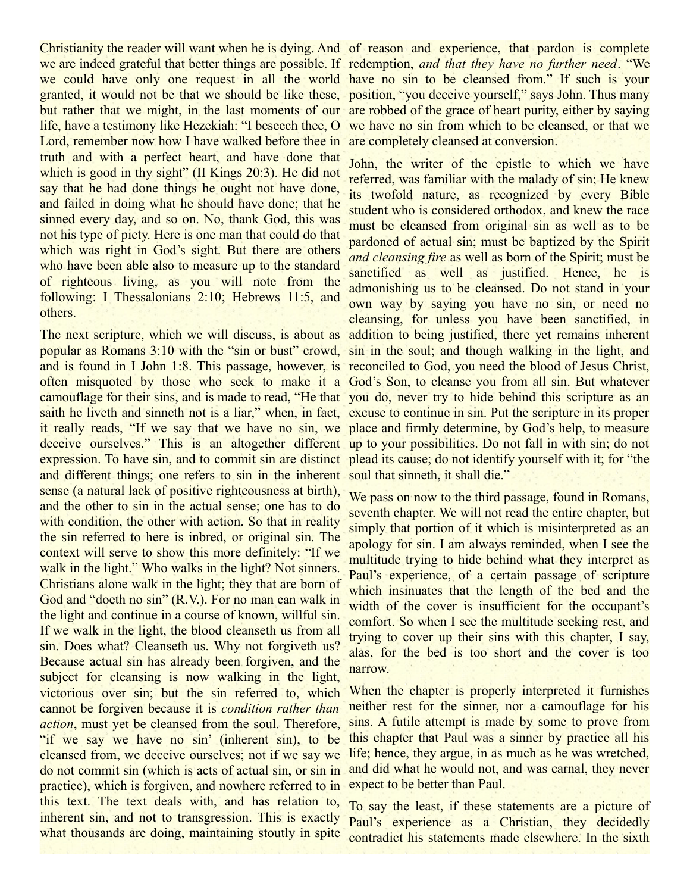Christianity the reader will want when he is dying. And we are indeed grateful that better things are possible. If we could have only one request in all the world granted, it would not be that we should be like these, but rather that we might, in the last moments of our life, have a testimony like Hezekiah: "I beseech thee, O Lord, remember now how I have walked before thee in truth and with a perfect heart, and have done that which is good in thy sight" (II Kings 20:3). He did not say that he had done things he ought not have done, and failed in doing what he should have done; that he sinned every day, and so on. No, thank God, this was not his type of piety. Here is one man that could do that which was right in God's sight. But there are others who have been able also to measure up to the standard of righteous living, as you will note from the following: I Thessalonians 2:10; Hebrews 11:5, and others.

The next scripture, which we will discuss, is about as popular as Romans 3:10 with the "sin or bust" crowd, and is found in I John 1:8. This passage, however, is often misquoted by those who seek to make it a camouflage for their sins, and is made to read, "He that saith he liveth and sinneth not is a liar," when, in fact, it really reads, "If we say that we have no sin, we deceive ourselves." This is an altogether different expression. To have sin, and to commit sin are distinct and different things; one refers to sin in the inherent sense (a natural lack of positive righteousness at birth), and the other to sin in the actual sense; one has to do with condition, the other with action. So that in reality the sin referred to here is inbred, or original sin. The context will serve to show this more definitely: "If we walk in the light." Who walks in the light? Not sinners. Christians alone walk in the light; they that are born of God and "doeth no sin" (R.V.). For no man can walk in the light and continue in a course of known, willful sin. If we walk in the light, the blood cleanseth us from all sin. Does what? Cleanseth us. Why not forgiveth us? Because actual sin has already been forgiven, and the subject for cleansing is now walking in the light, victorious over sin; but the sin referred to, which cannot be forgiven because it is *condition rather than action*, must yet be cleansed from the soul. Therefore, "if we say we have no sin' (inherent sin), to be cleansed from, we deceive ourselves; not if we say we do not commit sin (which is acts of actual sin, or sin in practice), which is forgiven, and nowhere referred to in this text. The text deals with, and has relation to, inherent sin, and not to transgression. This is exactly what thousands are doing, maintaining stoutly in spite of reason and experience, that pardon is complete redemption, *and that they have no further need*. "We have no sin to be cleansed from." If such is your position, "you deceive yourself," says John. Thus many are robbed of the grace of heart purity, either by saying we have no sin from which to be cleansed, or that we are completely cleansed at conversion.

John, the writer of the epistle to which we have referred, was familiar with the malady of sin; He knew its twofold nature, as recognized by every Bible student who is considered orthodox, and knew the race must be cleansed from original sin as well as to be pardoned of actual sin; must be baptized by the Spirit *and cleansing fire* as well as born of the Spirit; must be sanctified as well as justified. Hence, he is admonishing us to be cleansed. Do not stand in your own way by saying you have no sin, or need no cleansing, for unless you have been sanctified, in addition to being justified, there yet remains inherent sin in the soul; and though walking in the light, and reconciled to God, you need the blood of Jesus Christ, God's Son, to cleanse you from all sin. But whatever you do, never try to hide behind this scripture as an excuse to continue in sin. Put the scripture in its proper place and firmly determine, by God's help, to measure up to your possibilities. Do not fall in with sin; do not plead its cause; do not identify yourself with it; for "the soul that sinneth, it shall die."

We pass on now to the third passage, found in Romans, seventh chapter. We will not read the entire chapter, but simply that portion of it which is misinterpreted as an apology for sin. I am always reminded, when I see the multitude trying to hide behind what they interpret as Paul's experience, of a certain passage of scripture which insinuates that the length of the bed and the width of the cover is insufficient for the occupant's comfort. So when I see the multitude seeking rest, and trying to cover up their sins with this chapter, I say, alas, for the bed is too short and the cover is too narrow.

When the chapter is properly interpreted it furnishes neither rest for the sinner, nor a camouflage for his sins. A futile attempt is made by some to prove from this chapter that Paul was a sinner by practice all his life; hence, they argue, in as much as he was wretched, and did what he would not, and was carnal, they never expect to be better than Paul.

To say the least, if these statements are a picture of Paul's experience as a Christian, they decidedly contradict his statements made elsewhere. In the sixth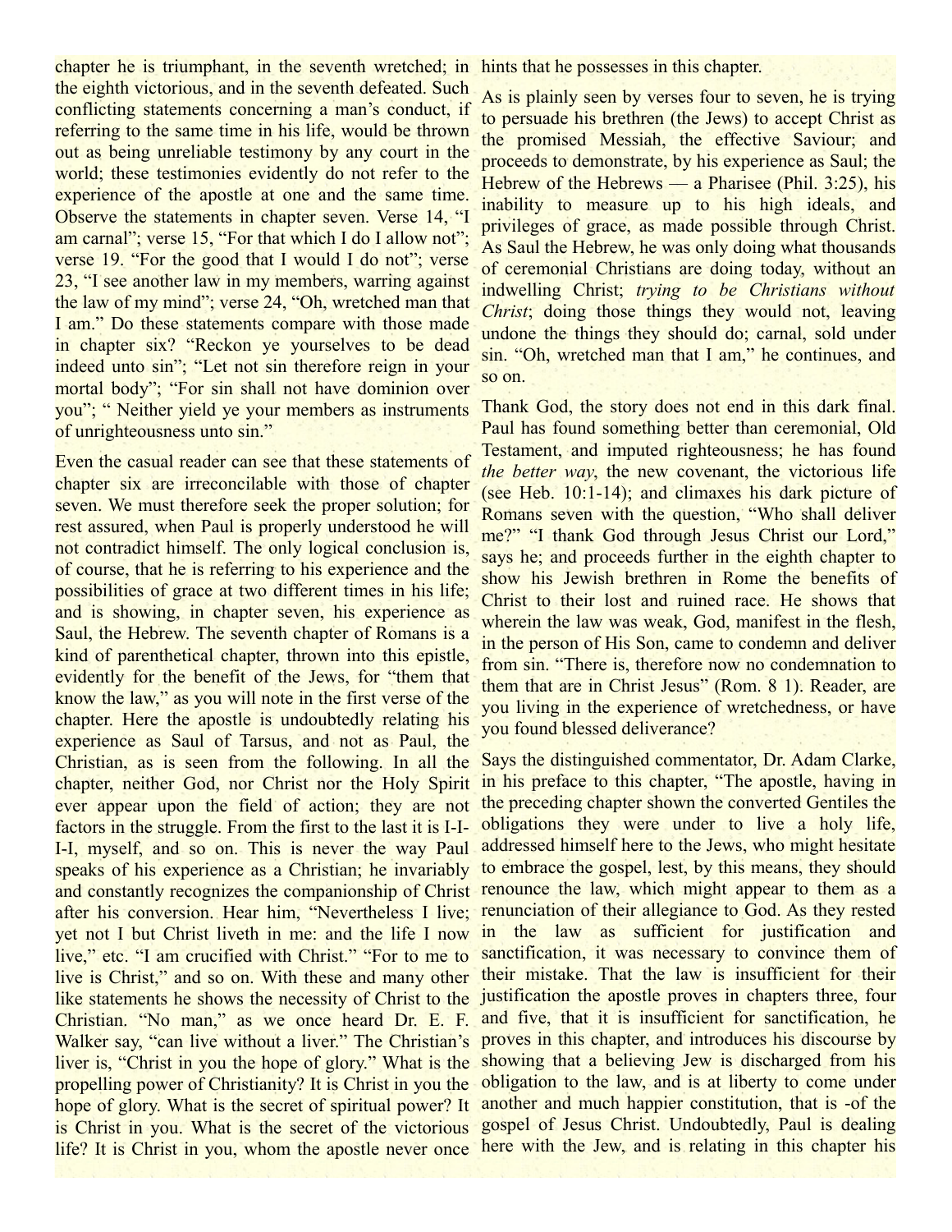chapter he is triumphant, in the seventh wretched; in the eighth victorious, and in the seventh defeated. Such conflicting statements concerning a man's conduct, if referring to the same time in his life, would be thrown out as being unreliable testimony by any court in the world; these testimonies evidently do not refer to the experience of the apostle at one and the same time. Observe the statements in chapter seven. Verse 14, "I am carnal"; verse 15, "For that which I do I allow not"; verse 19. "For the good that I would I do not"; verse 23, "I see another law in my members, warring against the law of my mind"; verse 24, "Oh, wretched man that I am." Do these statements compare with those made in chapter six? "Reckon ye yourselves to be dead indeed unto sin"; "Let not sin therefore reign in your mortal body"; "For sin shall not have dominion over you"; " Neither yield ye your members as instruments of unrighteousness unto sin."

Even the casual reader can see that these statements of chapter six are irreconcilable with those of chapter seven. We must therefore seek the proper solution; for rest assured, when Paul is properly understood he will not contradict himself. The only logical conclusion is, of course, that he is referring to his experience and the possibilities of grace at two different times in his life; and is showing, in chapter seven, his experience as Saul, the Hebrew. The seventh chapter of Romans is a kind of parenthetical chapter, thrown into this epistle, evidently for the benefit of the Jews, for "them that know the law," as you will note in the first verse of the chapter. Here the apostle is undoubtedly relating his experience as Saul of Tarsus, and not as Paul, the Christian, as is seen from the following. In all the chapter, neither God, nor Christ nor the Holy Spirit ever appear upon the field of action; they are not factors in the struggle. From the first to the last it is I-I-I-I, myself, and so on. This is never the way Paul speaks of his experience as a Christian; he invariably and constantly recognizes the companionship of Christ after his conversion. Hear him, "Nevertheless I live; yet not I but Christ liveth in me: and the life I now live," etc. "I am crucified with Christ." "For to me to live is Christ," and so on. With these and many other like statements he shows the necessity of Christ to the Christian. "No man," as we once heard Dr. E. F. Walker say, "can live without a liver." The Christian's liver is, "Christ in you the hope of glory." What is the propelling power of Christianity? It is Christ in you the hope of glory. What is the secret of spiritual power? It is Christ in you. What is the secret of the victorious life? It is Christ in you, whom the apostle never once hints that he possesses in this chapter.

As is plainly seen by verses four to seven, he is trying to persuade his brethren (the Jews) to accept Christ as the promised Messiah, the effective Saviour; and proceeds to demonstrate, by his experience as Saul; the Hebrew of the Hebrews — a Pharisee (Phil. 3:25), his inability to measure up to his high ideals, and privileges of grace, as made possible through Christ. As Saul the Hebrew, he was only doing what thousands of ceremonial Christians are doing today, without an indwelling Christ; *trying to be Christians without Christ*; doing those things they would not, leaving undone the things they should do; carnal, sold under sin. "Oh, wretched man that I am," he continues, and so on.

Thank God, the story does not end in this dark final. Paul has found something better than ceremonial, Old Testament, and imputed righteousness; he has found *the better way*, the new covenant, the victorious life (see Heb. 10:1-14); and climaxes his dark picture of Romans seven with the question, "Who shall deliver me?" "I thank God through Jesus Christ our Lord," says he; and proceeds further in the eighth chapter to show his Jewish brethren in Rome the benefits of Christ to their lost and ruined race. He shows that wherein the law was weak, God, manifest in the flesh, in the person of His Son, came to condemn and deliver from sin. "There is, therefore now no condemnation to them that are in Christ Jesus" (Rom. 8 1). Reader, are you living in the experience of wretchedness, or have you found blessed deliverance?

Says the distinguished commentator, Dr. Adam Clarke, in his preface to this chapter, "The apostle, having in the preceding chapter shown the converted Gentiles the obligations they were under to live a holy life, addressed himself here to the Jews, who might hesitate to embrace the gospel, lest, by this means, they should renounce the law, which might appear to them as a renunciation of their allegiance to God. As they rested in the law as sufficient for justification and sanctification, it was necessary to convince them of their mistake. That the law is insufficient for their justification the apostle proves in chapters three, four and five, that it is insufficient for sanctification, he proves in this chapter, and introduces his discourse by showing that a believing Jew is discharged from his obligation to the law, and is at liberty to come under another and much happier constitution, that is -of the gospel of Jesus Christ. Undoubtedly, Paul is dealing here with the Jew, and is relating in this chapter his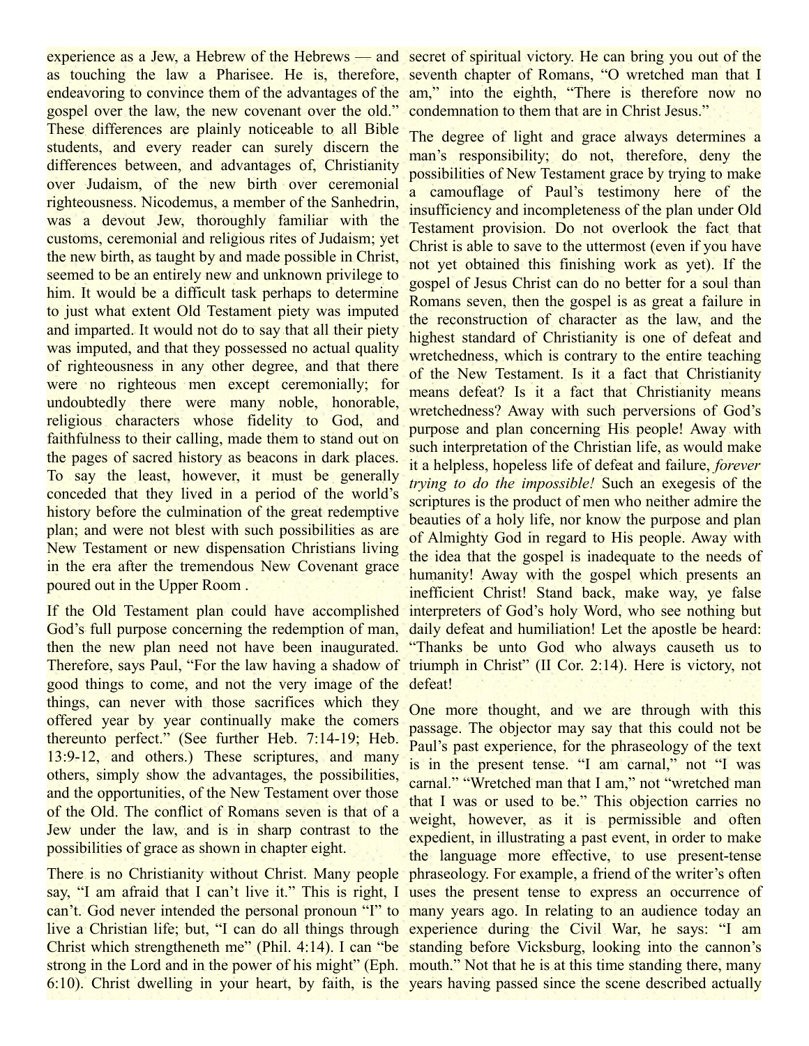experience as a Jew, a Hebrew of the Hebrews — and as touching the law a Pharisee. He is, therefore, endeavoring to convince them of the advantages of the gospel over the law, the new covenant over the old." These differences are plainly noticeable to all Bible students, and every reader can surely discern the differences between, and advantages of, Christianity over Judaism, of the new birth over ceremonial righteousness. Nicodemus, a member of the Sanhedrin, was a devout Jew, thoroughly familiar with the customs, ceremonial and religious rites of Judaism; yet the new birth, as taught by and made possible in Christ, seemed to be an entirely new and unknown privilege to him. It would be a difficult task perhaps to determine to just what extent Old Testament piety was imputed and imparted. It would not do to say that all their piety was imputed, and that they possessed no actual quality of righteousness in any other degree, and that there were no righteous men except ceremonially; for undoubtedly there were many noble, honorable, religious characters whose fidelity to God, and faithfulness to their calling, made them to stand out on the pages of sacred history as beacons in dark places. To say the least, however, it must be generally conceded that they lived in a period of the world's history before the culmination of the great redemptive plan; and were not blest with such possibilities as are New Testament or new dispensation Christians living in the era after the tremendous New Covenant grace poured out in the Upper Room .

If the Old Testament plan could have accomplished God's full purpose concerning the redemption of man, then the new plan need not have been inaugurated. Therefore, says Paul, "For the law having a shadow of good things to come, and not the very image of the things, can never with those sacrifices which they offered year by year continually make the comers thereunto perfect." (See further Heb. 7:14-19; Heb. 13:9-12, and others.) These scriptures, and many others, simply show the advantages, the possibilities, and the opportunities, of the New Testament over those of the Old. The conflict of Romans seven is that of a Jew under the law, and is in sharp contrast to the possibilities of grace as shown in chapter eight.

There is no Christianity without Christ. Many people say, "I am afraid that I can't live it." This is right, I can't. God never intended the personal pronoun "I" to live a Christian life; but, "I can do all things through Christ which strengtheneth me" (Phil. 4:14). I can "be strong in the Lord and in the power of his might" (Eph. 6:10). Christ dwelling in your heart, by faith, is the secret of spiritual victory. He can bring you out of the seventh chapter of Romans, "O wretched man that I am," into the eighth, "There is therefore now no condemnation to them that are in Christ Jesus."

The degree of light and grace always determines a man's responsibility; do not, therefore, deny the possibilities of New Testament grace by trying to make a camouflage of Paul's testimony here of the insufficiency and incompleteness of the plan under Old Testament provision. Do not overlook the fact that Christ is able to save to the uttermost (even if you have not yet obtained this finishing work as yet). If the gospel of Jesus Christ can do no better for a soul than Romans seven, then the gospel is as great a failure in the reconstruction of character as the law, and the highest standard of Christianity is one of defeat and wretchedness, which is contrary to the entire teaching of the New Testament. Is it a fact that Christianity means defeat? Is it a fact that Christianity means wretchedness? Away with such perversions of God's purpose and plan concerning His people! Away with such interpretation of the Christian life, as would make it a helpless, hopeless life of defeat and failure, *forever trying to do the impossible!* Such an exegesis of the scriptures is the product of men who neither admire the beauties of a holy life, nor know the purpose and plan of Almighty God in regard to His people. Away with the idea that the gospel is inadequate to the needs of humanity! Away with the gospel which presents an inefficient Christ! Stand back, make way, ye false interpreters of God's holy Word, who see nothing but daily defeat and humiliation! Let the apostle be heard: "Thanks be unto God who always causeth us to triumph in Christ" (II Cor. 2:14). Here is victory, not defeat!

One more thought, and we are through with this passage. The objector may say that this could not be Paul's past experience, for the phraseology of the text is in the present tense. "I am carnal," not "I was carnal." "Wretched man that I am," not "wretched man that I was or used to be." This objection carries no weight, however, as it is permissible and often expedient, in illustrating a past event, in order to make the language more effective, to use present-tense phraseology. For example, a friend of the writer's often uses the present tense to express an occurrence of many years ago. In relating to an audience today an experience during the Civil War, he says: "I am standing before Vicksburg, looking into the cannon's mouth." Not that he is at this time standing there, many years having passed since the scene described actually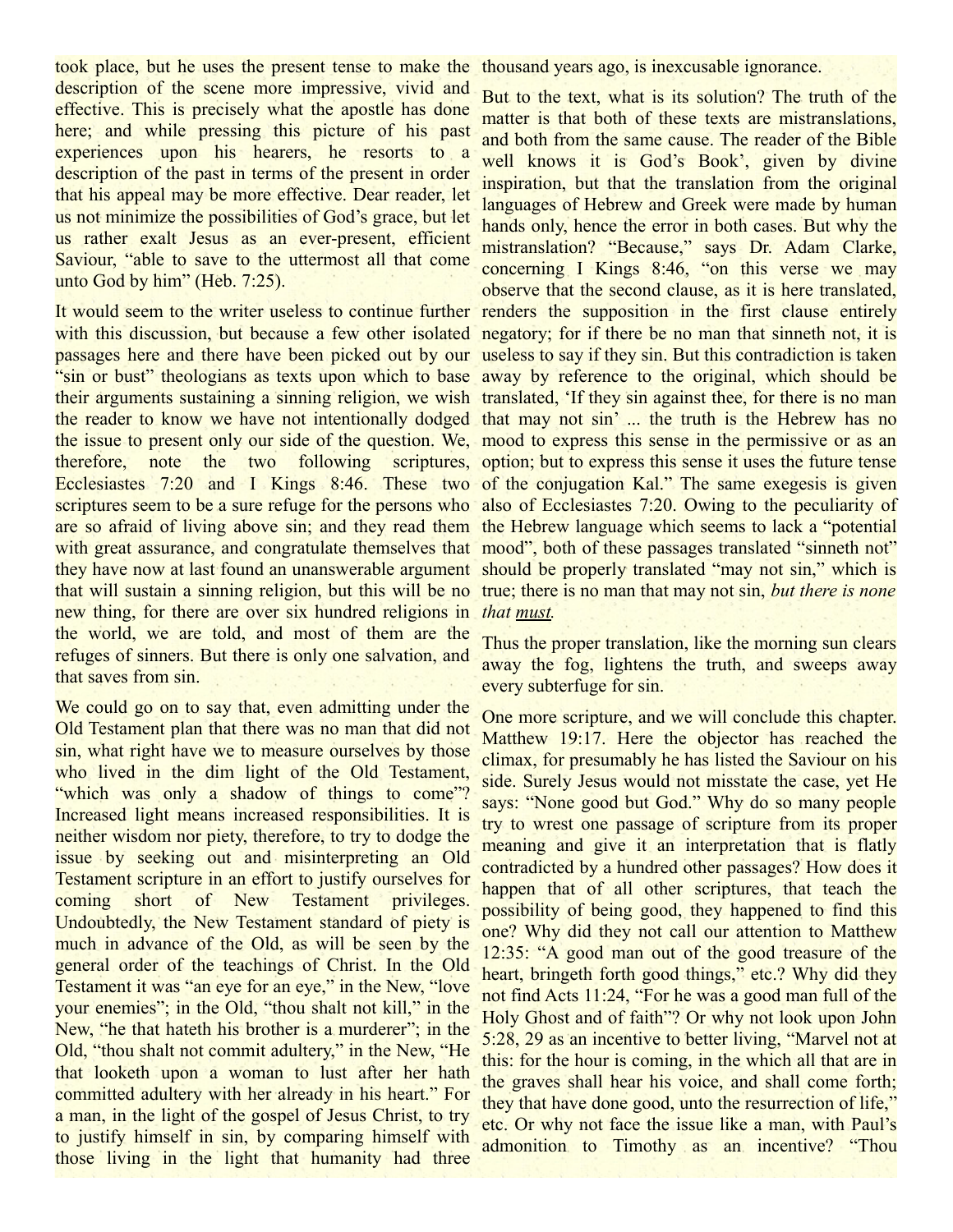took place, but he uses the present tense to make the description of the scene more impressive, vivid and effective. This is precisely what the apostle has done here; and while pressing this picture of his past experiences upon his hearers, he resorts to a description of the past in terms of the present in order that his appeal may be more effective. Dear reader, let us not minimize the possibilities of God's grace, but let us rather exalt Jesus as an ever-present, efficient Saviour, "able to save to the uttermost all that come unto God by him" (Heb. 7:25).

It would seem to the writer useless to continue further with this discussion, but because a few other isolated passages here and there have been picked out by our "sin or bust" theologians as texts upon which to base their arguments sustaining a sinning religion, we wish the reader to know we have not intentionally dodged the issue to present only our side of the question. We, therefore, note the two following scriptures, Ecclesiastes 7:20 and I Kings 8:46. These two scriptures seem to be a sure refuge for the persons who are so afraid of living above sin; and they read them with great assurance, and congratulate themselves that they have now at last found an unanswerable argument that will sustain a sinning religion, but this will be no new thing, for there are over six hundred religions in the world, we are told, and most of them are the refuges of sinners. But there is only one salvation, and that saves from sin.

We could go on to say that, even admitting under the Old Testament plan that there was no man that did not sin, what right have we to measure ourselves by those who lived in the dim light of the Old Testament, "which was only a shadow of things to come"? Increased light means increased responsibilities. It is neither wisdom nor piety, therefore, to try to dodge the issue by seeking out and misinterpreting an Old Testament scripture in an effort to justify ourselves for coming short of New Testament privileges. Undoubtedly, the New Testament standard of piety is much in advance of the Old, as will be seen by the general order of the teachings of Christ. In the Old Testament it was "an eye for an eye," in the New, "love your enemies"; in the Old, "thou shalt not kill," in the New, "he that hateth his brother is a murderer"; in the Old, "thou shalt not commit adultery," in the New, "He that looketh upon a woman to lust after her hath committed adultery with her already in his heart." For a man, in the light of the gospel of Jesus Christ, to try to justify himself in sin, by comparing himself with those living in the light that humanity had three thousand years ago, is inexcusable ignorance.

But to the text, what is its solution? The truth of the matter is that both of these texts are mistranslations, and both from the same cause. The reader of the Bible well knows it is God's Book', given by divine inspiration, but that the translation from the original languages of Hebrew and Greek were made by human hands only, hence the error in both cases. But why the mistranslation? "Because," says Dr. Adam Clarke, concerning I Kings 8:46, "on this verse we may observe that the second clause, as it is here translated, renders the supposition in the first clause entirely negatory; for if there be no man that sinneth not, it is useless to say if they sin. But this contradiction is taken away by reference to the original, which should be translated, 'If they sin against thee, for there is no man that may not sin' ... the truth is the Hebrew has no mood to express this sense in the permissive or as an option; but to express this sense it uses the future tense of the conjugation Kal." The same exegesis is given also of Ecclesiastes 7:20. Owing to the peculiarity of the Hebrew language which seems to lack a "potential mood", both of these passages translated "sinneth not" should be properly translated "may not sin," which is true; there is no man that may not sin, *but there is none that must.*

Thus the proper translation, like the morning sun clears away the fog, lightens the truth, and sweeps away every subterfuge for sin.

One more scripture, and we will conclude this chapter. Matthew 19:17. Here the objector has reached the climax, for presumably he has listed the Saviour on his side. Surely Jesus would not misstate the case, yet He says: "None good but God." Why do so many people try to wrest one passage of scripture from its proper meaning and give it an interpretation that is flatly contradicted by a hundred other passages? How does it happen that of all other scriptures, that teach the possibility of being good, they happened to find this one? Why did they not call our attention to Matthew 12:35: "A good man out of the good treasure of the heart, bringeth forth good things," etc.? Why did they not find Acts 11:24, "For he was a good man full of the Holy Ghost and of faith"? Or why not look upon John 5:28, 29 as an incentive to better living, "Marvel not at this: for the hour is coming, in the which all that are in the graves shall hear his voice, and shall come forth; they that have done good, unto the resurrection of life," etc. Or why not face the issue like a man, with Paul's admonition to Timothy as an incentive? "Thou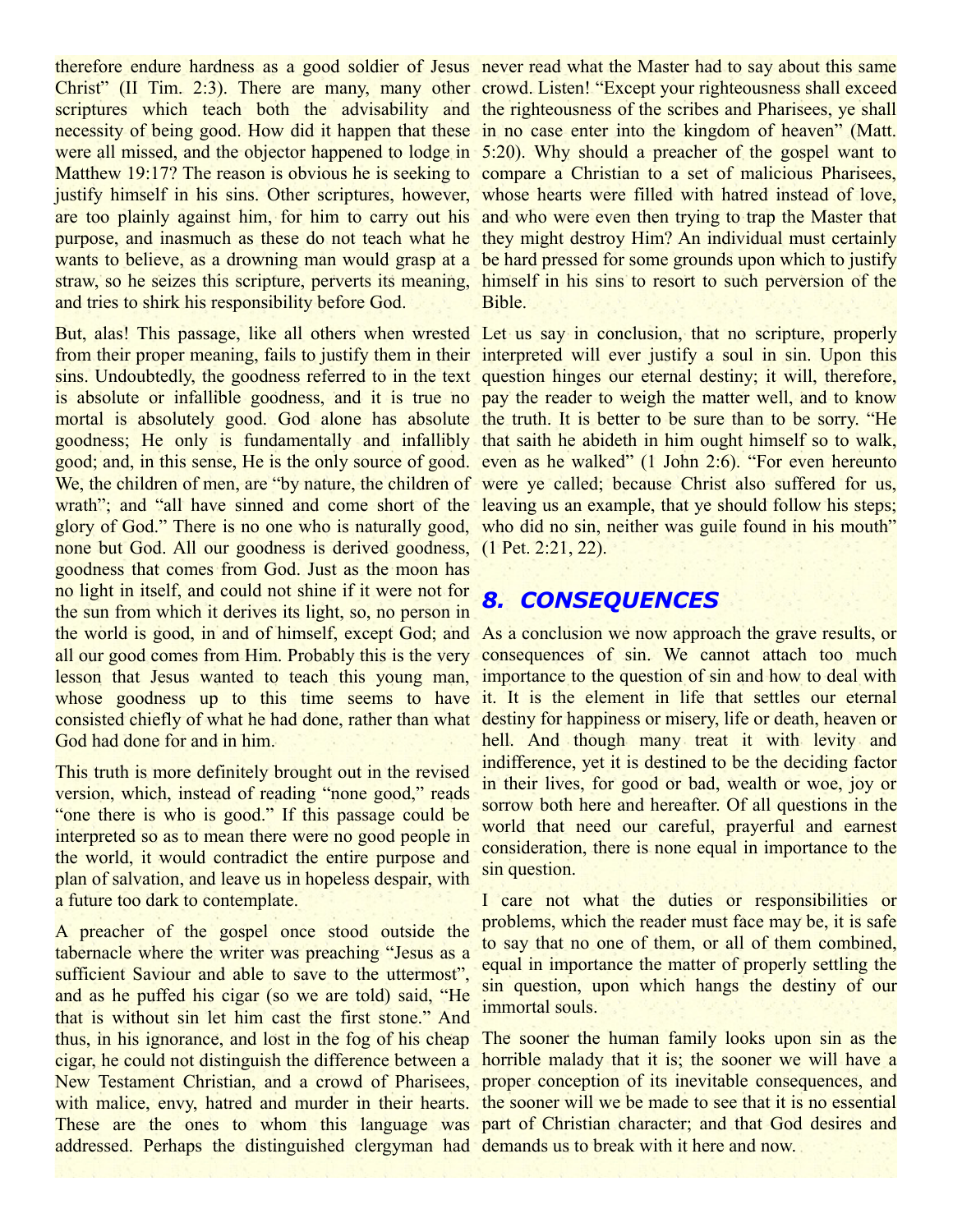therefore endure hardness as a good soldier of Jesus Christ" (II Tim. 2:3). There are many, many other scriptures which teach both the advisability and necessity of being good. How did it happen that these were all missed, and the objector happened to lodge in Matthew 19:17? The reason is obvious he is seeking to justify himself in his sins. Other scriptures, however, are too plainly against him, for him to carry out his purpose, and inasmuch as these do not teach what he wants to believe, as a drowning man would grasp at a straw, so he seizes this scripture, perverts its meaning, and tries to shirk his responsibility before God.

But, alas! This passage, like all others when wrested from their proper meaning, fails to justify them in their sins. Undoubtedly, the goodness referred to in the text is absolute or infallible goodness, and it is true no mortal is absolutely good. God alone has absolute goodness; He only is fundamentally and infallibly good; and, in this sense, He is the only source of good. We, the children of men, are "by nature, the children of wrath"; and "all have sinned and come short of the glory of God." There is no one who is naturally good, none but God. All our goodness is derived goodness, goodness that comes from God. Just as the moon has no light in itself, and could not shine if it were not for the sun from which it derives its light, so, no person in the world is good, in and of himself, except God; and all our good comes from Him. Probably this is the very lesson that Jesus wanted to teach this young man, whose goodness up to this time seems to have consisted chiefly of what he had done, rather than what God had done for and in him.

This truth is more definitely brought out in the revised version, which, instead of reading "none good," reads "one there is who is good." If this passage could be interpreted so as to mean there were no good people in the world, it would contradict the entire purpose and plan of salvation, and leave us in hopeless despair, with a future too dark to contemplate.

A preacher of the gospel once stood outside the tabernacle where the writer was preaching "Jesus as a sufficient Saviour and able to save to the uttermost", and as he puffed his cigar (so we are told) said, "He that is without sin let him cast the first stone." And thus, in his ignorance, and lost in the fog of his cheap cigar, he could not distinguish the difference between a New Testament Christian, and a crowd of Pharisees, with malice, envy, hatred and murder in their hearts. These are the ones to whom this language was addressed. Perhaps the distinguished clergyman had never read what the Master had to say about this same crowd. Listen! "Except your righteousness shall exceed the righteousness of the scribes and Pharisees, ye shall in no case enter into the kingdom of heaven" (Matt. 5:20). Why should a preacher of the gospel want to compare a Christian to a set of malicious Pharisees, whose hearts were filled with hatred instead of love, and who were even then trying to trap the Master that they might destroy Him? An individual must certainly be hard pressed for some grounds upon which to justify himself in his sins to resort to such perversion of the Bible.

Let us say in conclusion, that no scripture, properly interpreted will ever justify a soul in sin. Upon this question hinges our eternal destiny; it will, therefore, pay the reader to weigh the matter well, and to know the truth. It is better to be sure than to be sorry. "He that saith he abideth in him ought himself so to walk, even as he walked" (1 John 2:6). "For even hereunto were ye called; because Christ also suffered for us, leaving us an example, that ye should follow his steps; who did no sin, neither was guile found in his mouth" (1 Pet. 2:21, 22).

## *8. CONSEQUENCES*

As a conclusion we now approach the grave results, or consequences of sin. We cannot attach too much importance to the question of sin and how to deal with it. It is the element in life that settles our eternal destiny for happiness or misery, life or death, heaven or hell. And though many treat it with levity and indifference, yet it is destined to be the deciding factor in their lives, for good or bad, wealth or woe, joy or sorrow both here and hereafter. Of all questions in the world that need our careful, prayerful and earnest consideration, there is none equal in importance to the sin question.

I care not what the duties or responsibilities or problems, which the reader must face may be, it is safe to say that no one of them, or all of them combined, equal in importance the matter of properly settling the sin question, upon which hangs the destiny of our immortal souls.

The sooner the human family looks upon sin as the horrible malady that it is; the sooner we will have a proper conception of its inevitable consequences, and the sooner will we be made to see that it is no essential part of Christian character; and that God desires and demands us to break with it here and now.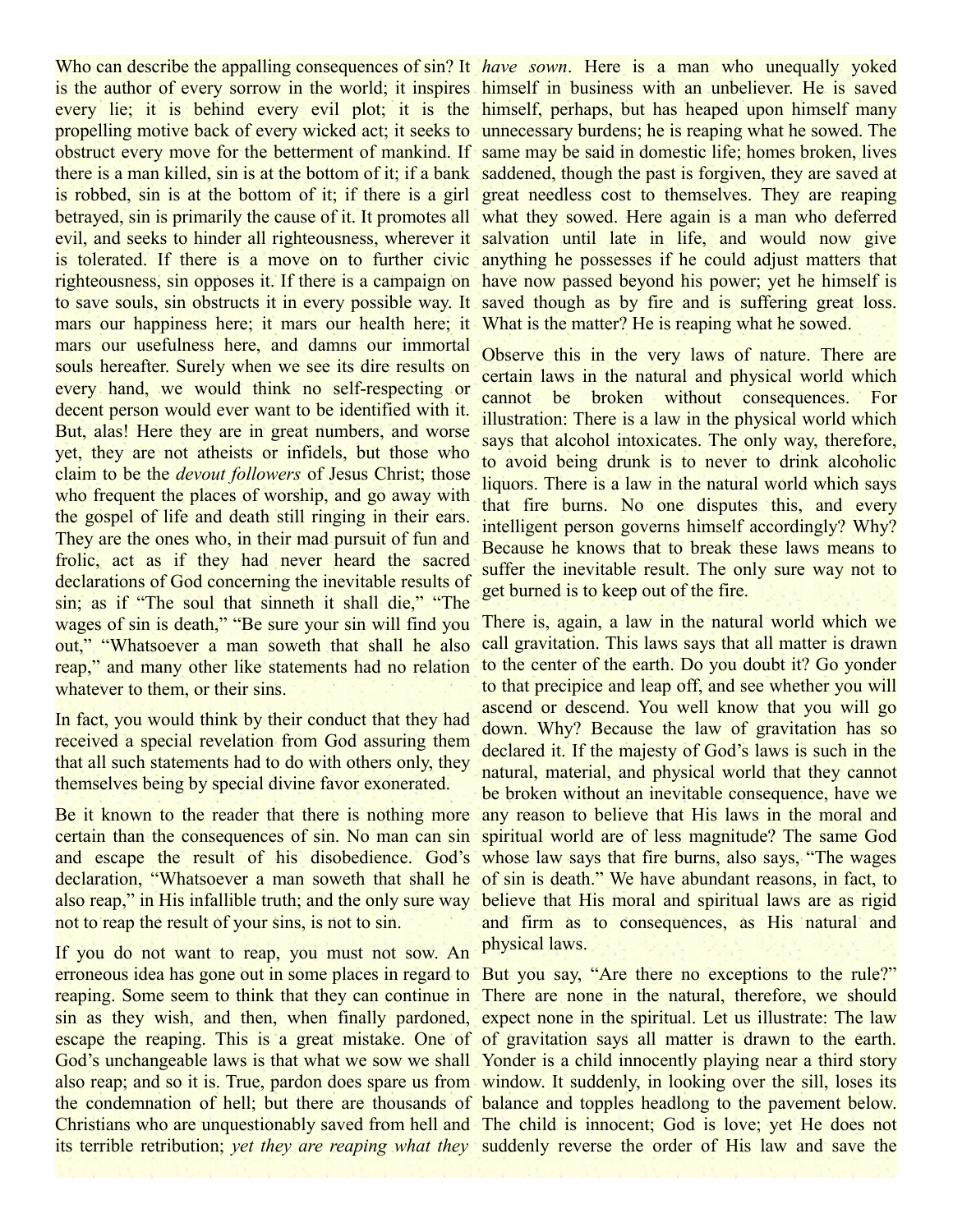Who can describe the appalling consequences of sin? It is the author of every sorrow in the world; it inspires every lie; it is behind every evil plot; it is the propelling motive back of every wicked act; it seeks to obstruct every move for the betterment of mankind. If there is a man killed, sin is at the bottom of it; if a bank is robbed, sin is at the bottom of it; if there is a girl betrayed, sin is primarily the cause of it. It promotes all evil, and seeks to hinder all righteousness, wherever it is tolerated. If there is a move on to further civic righteousness, sin opposes it. If there is a campaign on to save souls, sin obstructs it in every possible way. It mars our happiness here; it mars our health here; it mars our usefulness here, and damns our immortal souls hereafter. Surely when we see its dire results on every hand, we would think no self-respecting or decent person would ever want to be identified with it. But, alas! Here they are in great numbers, and worse yet, they are not atheists or infidels, but those who claim to be the *devout followers* of Jesus Christ; those who frequent the places of worship, and go away with the gospel of life and death still ringing in their ears. They are the ones who, in their mad pursuit of fun and frolic, act as if they had never heard the sacred declarations of God concerning the inevitable results of sin; as if "The soul that sinneth it shall die," "The wages of sin is death," "Be sure your sin will find you out," "Whatsoever a man soweth that shall he also reap," and many other like statements had no relation whatever to them, or their sins.

In fact, you would think by their conduct that they had received a special revelation from God assuring them that all such statements had to do with others only, they themselves being by special divine favor exonerated.

Be it known to the reader that there is nothing more certain than the consequences of sin. No man can sin and escape the result of his disobedience. God's declaration, "Whatsoever a man soweth that shall he also reap," in His infallible truth; and the only sure way not to reap the result of your sins, is not to sin.

If you do not want to reap, you must not sow. An erroneous idea has gone out in some places in regard to reaping. Some seem to think that they can continue in sin as they wish, and then, when finally pardoned, escape the reaping. This is a great mistake. One of God's unchangeable laws is that what we sow we shall also reap; and so it is. True, pardon does spare us from the condemnation of hell; but there are thousands of Christians who are unquestionably saved from hell and its terrible retribution; *yet they are reaping what they have sown*. Here is a man who unequally yoked himself in business with an unbeliever. He is saved himself, perhaps, but has heaped upon himself many unnecessary burdens; he is reaping what he sowed. The same may be said in domestic life; homes broken, lives saddened, though the past is forgiven, they are saved at great needless cost to themselves. They are reaping what they sowed. Here again is a man who deferred salvation until late in life, and would now give anything he possesses if he could adjust matters that have now passed beyond his power; yet he himself is saved though as by fire and is suffering great loss. What is the matter? He is reaping what he sowed.

Observe this in the very laws of nature. There are certain laws in the natural and physical world which cannot be broken without consequences. For illustration: There is a law in the physical world which says that alcohol intoxicates. The only way, therefore, to avoid being drunk is to never to drink alcoholic liquors. There is a law in the natural world which says that fire burns. No one disputes this, and every intelligent person governs himself accordingly? Why? Because he knows that to break these laws means to suffer the inevitable result. The only sure way not to get burned is to keep out of the fire.

There is, again, a law in the natural world which we call gravitation. This laws says that all matter is drawn to the center of the earth. Do you doubt it? Go yonder to that precipice and leap off, and see whether you will ascend or descend. You well know that you will go down. Why? Because the law of gravitation has so declared it. If the majesty of God's laws is such in the natural, material, and physical world that they cannot be broken without an inevitable consequence, have we any reason to believe that His laws in the moral and spiritual world are of less magnitude? The same God whose law says that fire burns, also says, "The wages of sin is death." We have abundant reasons, in fact, to believe that His moral and spiritual laws are as rigid and firm as to consequences, as His natural and physical laws.

But you say, "Are there no exceptions to the rule?" There are none in the natural, therefore, we should expect none in the spiritual. Let us illustrate: The law of gravitation says all matter is drawn to the earth. Yonder is a child innocently playing near a third story window. It suddenly, in looking over the sill, loses its balance and topples headlong to the pavement below. The child is innocent; God is love; yet He does not suddenly reverse the order of His law and save the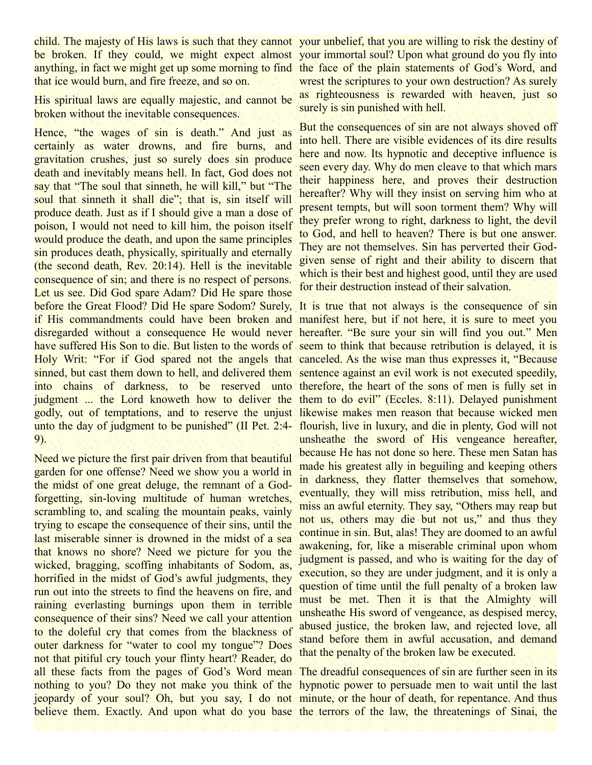child. The majesty of His laws is such that they cannot be broken. If they could, we might expect almost anything, in fact we might get up some morning to find that ice would burn, and fire freeze, and so on.

His spiritual laws are equally majestic, and cannot be broken without the inevitable consequences.

Hence, "the wages of sin is death." And just as certainly as water drowns, and fire burns, and gravitation crushes, just so surely does sin produce death and inevitably means hell. In fact, God does not say that "The soul that sinneth, he will kill," but "The soul that sinneth it shall die"; that is, sin itself will produce death. Just as if I should give a man a dose of poison, I would not need to kill him, the poison itself would produce the death, and upon the same principles sin produces death, physically, spiritually and eternally (the second death, Rev. 20:14). Hell is the inevitable consequence of sin; and there is no respect of persons. Let us see. Did God spare Adam? Did He spare those before the Great Flood? Did He spare Sodom? Surely, if His commandments could have been broken and disregarded without a consequence He would never have suffered His Son to die. But listen to the words of Holy Writ: "For if God spared not the angels that sinned, but cast them down to hell, and delivered them into chains of darkness, to be reserved unto judgment ... the Lord knoweth how to deliver the godly, out of temptations, and to reserve the unjust unto the day of judgment to be punished" (II Pet. 2:4-9).

Need we picture the first pair driven from that beautiful garden for one offense? Need we show you a world in the midst of one great deluge, the remnant of a God-forgetting, sin-loving multitude of human wretches, scrambling to, and scaling the mountain peaks, vainly trying to escape the consequence of their sins, until the last miserable sinner is drowned in the midst of a sea that knows no shore? Need we picture for you the wicked, bragging, scoffing inhabitants of Sodom, as, horrified in the midst of God's awful judgments, they run out into the streets to find the heavens on fire, and raining everlasting burnings upon them in terrible consequence of their sins? Need we call your attention to the doleful cry that comes from the blackness of outer darkness for "water to cool my tongue"? Does not that pitiful cry touch your flinty heart? Reader, do all these facts from the pages of God's Word mean nothing to you? Do they not make you think of the jeopardy of your soul? Oh, but you say, I do not believe them. Exactly. And upon what do you base your unbelief, that you are willing to risk the destiny of your immortal soul? Upon what ground do you fly into the face of the plain statements of God's Word, and wrest the scriptures to your own destruction? As surely as righteousness is rewarded with heaven, just so surely is sin punished with hell.

But the consequences of sin are not always shoved off into hell. There are visible evidences of its dire results here and now. Its hypnotic and deceptive influence is seen every day. Why do men cleave to that which mars their happiness here, and proves their destruction hereafter? Why will they insist on serving him who at present tempts, but will soon torment them? Why will they prefer wrong to right, darkness to light, the devil to God, and hell to heaven? There is but one answer. They are not themselves. Sin has perverted their God-given sense of right and their ability to discern that which is their best and highest good, until they are used for their destruction instead of their salvation.

It is true that not always is the consequence of sin manifest here, but if not here, it is sure to meet you hereafter. "Be sure your sin will find you out." Men seem to think that because retribution is delayed, it is canceled. As the wise man thus expresses it, "Because sentence against an evil work is not executed speedily, therefore, the heart of the sons of men is fully set in them to do evil" (Eccles. 8:11). Delayed punishment likewise makes men reason that because wicked men flourish, live in luxury, and die in plenty, God will not unsheathe the sword of His vengeance hereafter, because He has not done so here. These men Satan has made his greatest ally in beguiling and keeping others in darkness, they flatter themselves that somehow, eventually, they will miss retribution, miss hell, and miss an awful eternity. They say, "Others may reap but not us, others may die but not us," and thus they continue in sin. But, alas! They are doomed to an awful awakening, for, like a miserable criminal upon whom judgment is passed, and who is waiting for the day of execution, so they are under judgment, and it is only a question of time until the full penalty of a broken law must be met. Then it is that the Almighty will unsheathe His sword of vengeance, as despised mercy, abused justice, the broken law, and rejected love, all stand before them in awful accusation, and demand that the penalty of the broken law be executed.

The dreadful consequences of sin are further seen in its hypnotic power to persuade men to wait until the last minute, or the hour of death, for repentance. And thus the terrors of the law, the threatenings of Sinai, the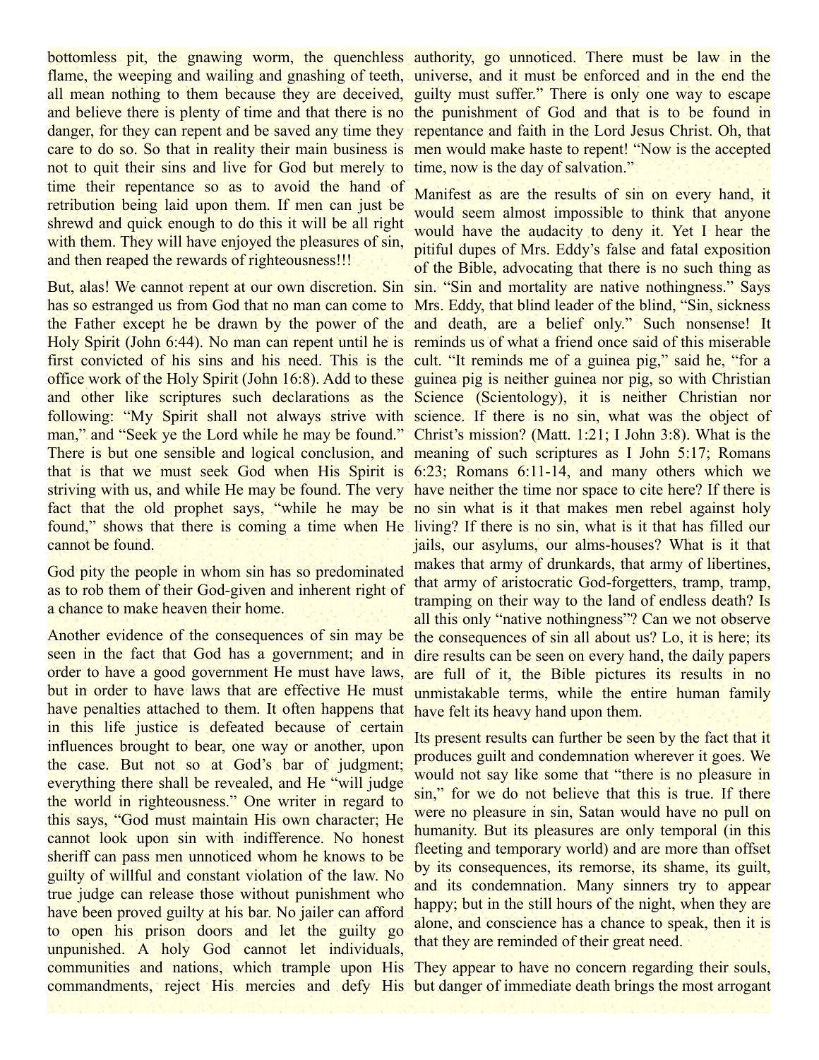bottomless pit, the gnawing worm, the quenchless flame, the weeping and wailing and gnashing of teeth, all mean nothing to them because they are deceived, and believe there is plenty of time and that there is no danger, for they can repent and be saved any time they care to do so. So that in reality their main business is not to quit their sins and live for God but merely to time their repentance so as to avoid the hand of retribution being laid upon them. If men can just be shrewd and quick enough to do this it will be all right with them. They will have enjoyed the pleasures of sin, and then reaped the rewards of righteousness!!!

But, alas! We cannot repent at our own discretion. Sin has so estranged us from God that no man can come to the Father except he be drawn by the power of the Holy Spirit (John 6:44). No man can repent until he is first convicted of his sins and his need. This is the office work of the Holy Spirit (John 16:8). Add to these and other like scriptures such declarations as the following: "My Spirit shall not always strive with man," and "Seek ye the Lord while he may be found." There is but one sensible and logical conclusion, and that is that we must seek God when His Spirit is striving with us, and while He may be found. The very fact that the old prophet says, "while he may be found," shows that there is coming a time when He cannot be found.

God pity the people in whom sin has so predominated as to rob them of their God-given and inherent right of a chance to make heaven their home.

Another evidence of the consequences of sin may be seen in the fact that God has a government; and in order to have a good government He must have laws, but in order to have laws that are effective He must have penalties attached to them. It often happens that in this life justice is defeated because of certain influences brought to bear, one way or another, upon the case. But not so at God's bar of judgment; everything there shall be revealed, and He "will judge the world in righteousness." One writer in regard to this says, "God must maintain His own character; He cannot look upon sin with indifference. No honest sheriff can pass men unnoticed whom he knows to be guilty of willful and constant violation of the law. No true judge can release those without punishment who have been proved guilty at his bar. No jailer can afford to open his prison doors and let the guilty go unpunished. A holy God cannot let individuals, communities and nations, which trample upon His commandments, reject His mercies and defy His authority, go unnoticed. There must be law in the universe, and it must be enforced and in the end the guilty must suffer." There is only one way to escape the punishment of God and that is to be found in repentance and faith in the Lord Jesus Christ. Oh, that men would make haste to repent! "Now is the accepted time, now is the day of salvation."

Manifest as are the results of sin on every hand, it would seem almost impossible to think that anyone would have the audacity to deny it. Yet I hear the pitiful dupes of Mrs. Eddy's false and fatal exposition of the Bible, advocating that there is no such thing as sin. "Sin and mortality are native nothingness." Says Mrs. Eddy, that blind leader of the blind, "Sin, sickness and death, are a belief only." Such nonsense! It reminds us of what a friend once said of this miserable cult. "It reminds me of a guinea pig," said he, "for a guinea pig is neither guinea nor pig, so with Christian Science (Scientology), it is neither Christian nor science. If there is no sin, what was the object of Christ's mission? (Matt. 1:21; I John 3:8). What is the meaning of such scriptures as I John 5:17; Romans 6:23; Romans 6:11-14, and many others which we have neither the time nor space to cite here? If there is no sin what is it that makes men rebel against holy living? If there is no sin, what is it that has filled our jails, our asylums, our alms-houses? What is it that makes that army of drunkards, that army of libertines, that army of aristocratic God-forgetters, tramp, tramp, tramping on their way to the land of endless death? Is all this only "native nothingness"? Can we not observe the consequences of sin all about us? Lo, it is here; its dire results can be seen on every hand, the daily papers are full of it, the Bible pictures its results in no unmistakable terms, while the entire human family have felt its heavy hand upon them.

Its present results can further be seen by the fact that it produces guilt and condemnation wherever it goes. We would not say like some that "there is no pleasure in sin," for we do not believe that this is true. If there were no pleasure in sin, Satan would have no pull on humanity. But its pleasures are only temporal (in this fleeting and temporary world) and are more than offset by its consequences, its remorse, its shame, its guilt, and its condemnation. Many sinners try to appear happy; but in the still hours of the night, when they are alone, and conscience has a chance to speak, then it is that they are reminded of their great need.

They appear to have no concern regarding their souls, but danger of immediate death brings the most arrogant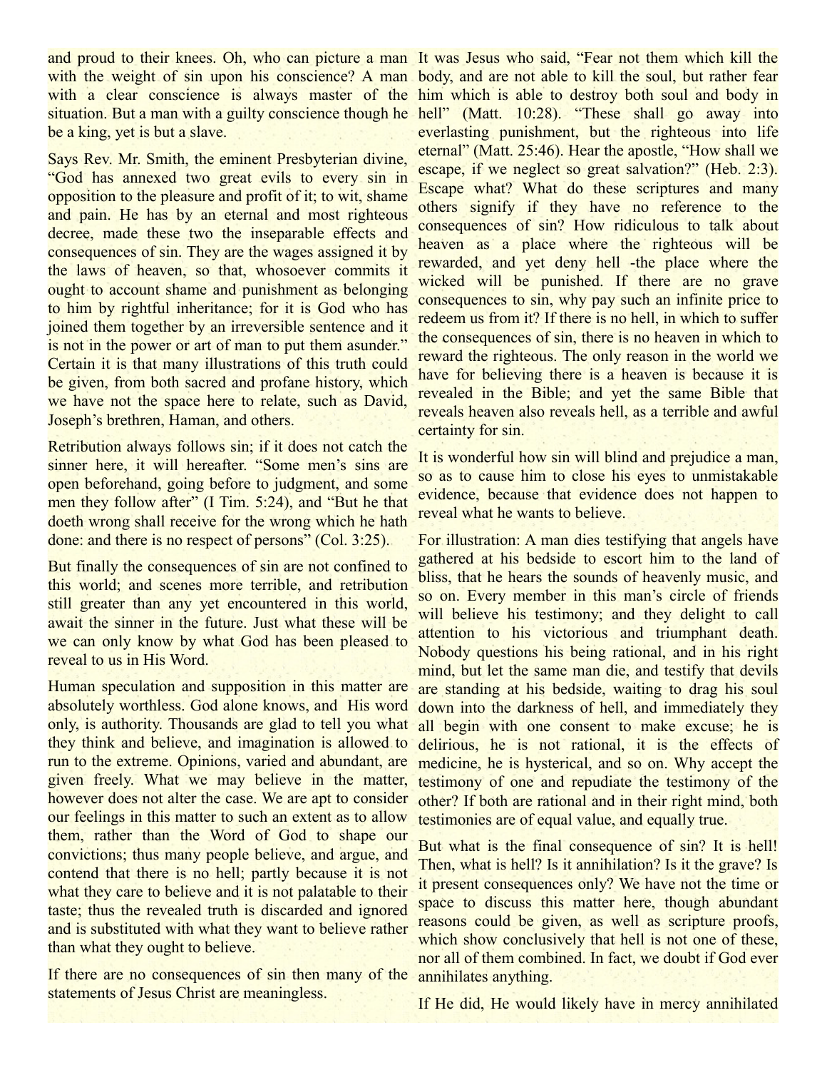and proud to their knees. Oh, who can picture a man with the weight of sin upon his conscience? A man with a clear conscience is always master of the situation. But a man with a guilty conscience though he be a king, yet is but a slave.

Says Rev. Mr. Smith, the eminent Presbyterian divine, "God has annexed two great evils to every sin in opposition to the pleasure and profit of it; to wit, shame and pain. He has by an eternal and most righteous decree, made these two the inseparable effects and consequences of sin. They are the wages assigned it by the laws of heaven, so that, whosoever commits it ought to account shame and punishment as belonging to him by rightful inheritance; for it is God who has joined them together by an irreversible sentence and it is not in the power or art of man to put them asunder." Certain it is that many illustrations of this truth could be given, from both sacred and profane history, which we have not the space here to relate, such as David, Joseph's brethren, Haman, and others.

Retribution always follows sin; if it does not catch the sinner here, it will hereafter. "Some men's sins are open beforehand, going before to judgment, and some men they follow after" (I Tim. 5:24), and "But he that doeth wrong shall receive for the wrong which he hath done: and there is no respect of persons" (Col. 3:25).

But finally the consequences of sin are not confined to this world; and scenes more terrible, and retribution still greater than any yet encountered in this world, await the sinner in the future. Just what these will be we can only know by what God has been pleased to reveal to us in His Word.

Human speculation and supposition in this matter are absolutely worthless. God alone knows, and His word only, is authority. Thousands are glad to tell you what they think and believe, and imagination is allowed to run to the extreme. Opinions, varied and abundant, are given freely. What we may believe in the matter, however does not alter the case. We are apt to consider our feelings in this matter to such an extent as to allow them, rather than the Word of God to shape our convictions; thus many people believe, and argue, and contend that there is no hell; partly because it is not what they care to believe and it is not palatable to their taste; thus the revealed truth is discarded and ignored and is substituted with what they want to believe rather than what they ought to believe.

If there are no consequences of sin then many of the statements of Jesus Christ are meaningless.

It was Jesus who said, "Fear not them which kill the body, and are not able to kill the soul, but rather fear him which is able to destroy both soul and body in hell" (Matt. 10:28). "These shall go away into everlasting punishment, but the righteous into life eternal" (Matt. 25:46). Hear the apostle, "How shall we escape, if we neglect so great salvation?" (Heb. 2:3). Escape what? What do these scriptures and many others signify if they have no reference to the consequences of sin? How ridiculous to talk about heaven as a place where the righteous will be rewarded, and yet deny hell -the place where the wicked will be punished. If there are no grave consequences to sin, why pay such an infinite price to redeem us from it? If there is no hell, in which to suffer the consequences of sin, there is no heaven in which to reward the righteous. The only reason in the world we have for believing there is a heaven is because it is revealed in the Bible; and yet the same Bible that reveals heaven also reveals hell, as a terrible and awful certainty for sin.

It is wonderful how sin will blind and prejudice a man, so as to cause him to close his eyes to unmistakable evidence, because that evidence does not happen to reveal what he wants to believe.

For illustration: A man dies testifying that angels have gathered at his bedside to escort him to the land of bliss, that he hears the sounds of heavenly music, and so on. Every member in this man's circle of friends will believe his testimony; and they delight to call attention to his victorious and triumphant death. Nobody questions his being rational, and in his right mind, but let the same man die, and testify that devils are standing at his bedside, waiting to drag his soul down into the darkness of hell, and immediately they all begin with one consent to make excuse; he is delirious, he is not rational, it is the effects of medicine, he is hysterical, and so on. Why accept the testimony of one and repudiate the testimony of the other? If both are rational and in their right mind, both testimonies are of equal value, and equally true.

But what is the final consequence of sin? It is hell! Then, what is hell? Is it annihilation? Is it the grave? Is it present consequences only? We have not the time or space to discuss this matter here, though abundant reasons could be given, as well as scripture proofs, which show conclusively that hell is not one of these, nor all of them combined. In fact, we doubt if God ever annihilates anything.

If He did, He would likely have in mercy annihilated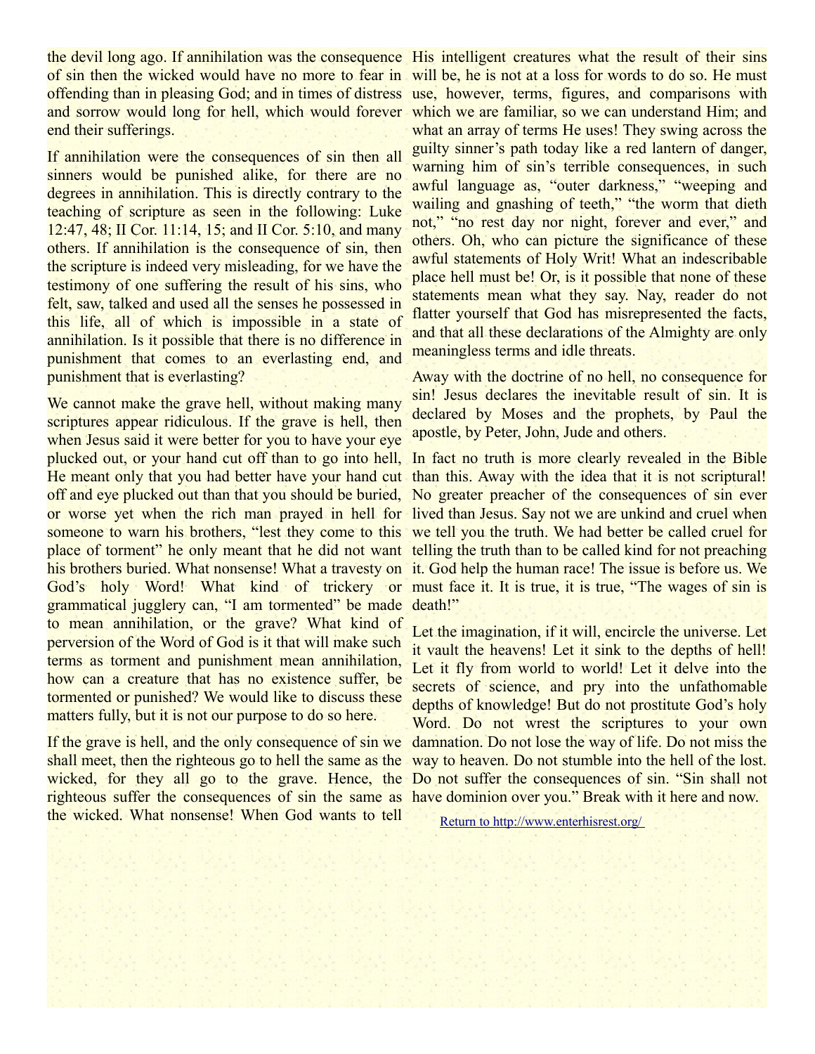the devil long ago. If annihilation was the consequence of sin then the wicked would have no more to fear in offending than in pleasing God; and in times of distress and sorrow would long for hell, which would forever end their sufferings.

If annihilation were the consequences of sin then all sinners would be punished alike, for there are no degrees in annihilation. This is directly contrary to the teaching of scripture as seen in the following: Luke 12:47, 48; II Cor. 11:14, 15; and II Cor. 5:10, and many others. If annihilation is the consequence of sin, then the scripture is indeed very misleading, for we have the testimony of one suffering the result of his sins, who felt, saw, talked and used all the senses he possessed in this life, all of which is impossible in a state of annihilation. Is it possible that there is no difference in punishment that comes to an everlasting end, and punishment that is everlasting?

We cannot make the grave hell, without making many scriptures appear ridiculous. If the grave is hell, then when Jesus said it were better for you to have your eye plucked out, or your hand cut off than to go into hell, He meant only that you had better have your hand cut off and eye plucked out than that you should be buried, or worse yet when the rich man prayed in hell for someone to warn his brothers, "lest they come to this place of torment" he only meant that he did not want his brothers buried. What nonsense! What a travesty on God's holy Word! What kind of trickery or grammatical jugglery can, "I am tormented" be made to mean annihilation, or the grave? What kind of perversion of the Word of God is it that will make such terms as torment and punishment mean annihilation, how can a creature that has no existence suffer, be tormented or punished? We would like to discuss these matters fully, but it is not our purpose to do so here.

If the grave is hell, and the only consequence of sin we shall meet, then the righteous go to hell the same as the wicked, for they all go to the grave. Hence, the righteous suffer the consequences of sin the same as the wicked. What nonsense! When God wants to tell His intelligent creatures what the result of their sins will be, he is not at a loss for words to do so. He must use, however, terms, figures, and comparisons with which we are familiar, so we can understand Him; and what an array of terms He uses! They swing across the guilty sinner's path today like a red lantern of danger, warning him of sin's terrible consequences, in such awful language as, "outer darkness," "weeping and wailing and gnashing of teeth," "the worm that dieth not," "no rest day nor night, forever and ever," and others. Oh, who can picture the significance of these awful statements of Holy Writ! What an indescribable place hell must be! Or, is it possible that none of these statements mean what they say. Nay, reader do not flatter yourself that God has misrepresented the facts, and that all these declarations of the Almighty are only meaningless terms and idle threats.

Away with the doctrine of no hell, no consequence for sin! Jesus declares the inevitable result of sin. It is declared by Moses and the prophets, by Paul the apostle, by Peter, John, Jude and others.

In fact no truth is more clearly revealed in the Bible than this. Away with the idea that it is not scriptural! No greater preacher of the consequences of sin ever lived than Jesus. Say not we are unkind and cruel when we tell you the truth. We had better be called cruel for telling the truth than to be called kind for not preaching it. God help the human race! The issue is before us. We must face it. It is true, it is true, "The wages of sin is death!"

Let the imagination, if it will, encircle the universe. Let it vault the heavens! Let it sink to the depths of hell! Let it fly from world to world! Let it delve into the secrets of science, and pry into the unfathomable depths of knowledge! But do not prostitute God's holy Word. Do not wrest the scriptures to your own damnation. Do not lose the way of life. Do not miss the way to heaven. Do not stumble into the hell of the lost. Do not suffer the consequences of sin. "Sin shall not have dominion over you." Break with it here and now.

[Return to http://www.enterhisrest.org/](http://www.enterhisrest.org/)